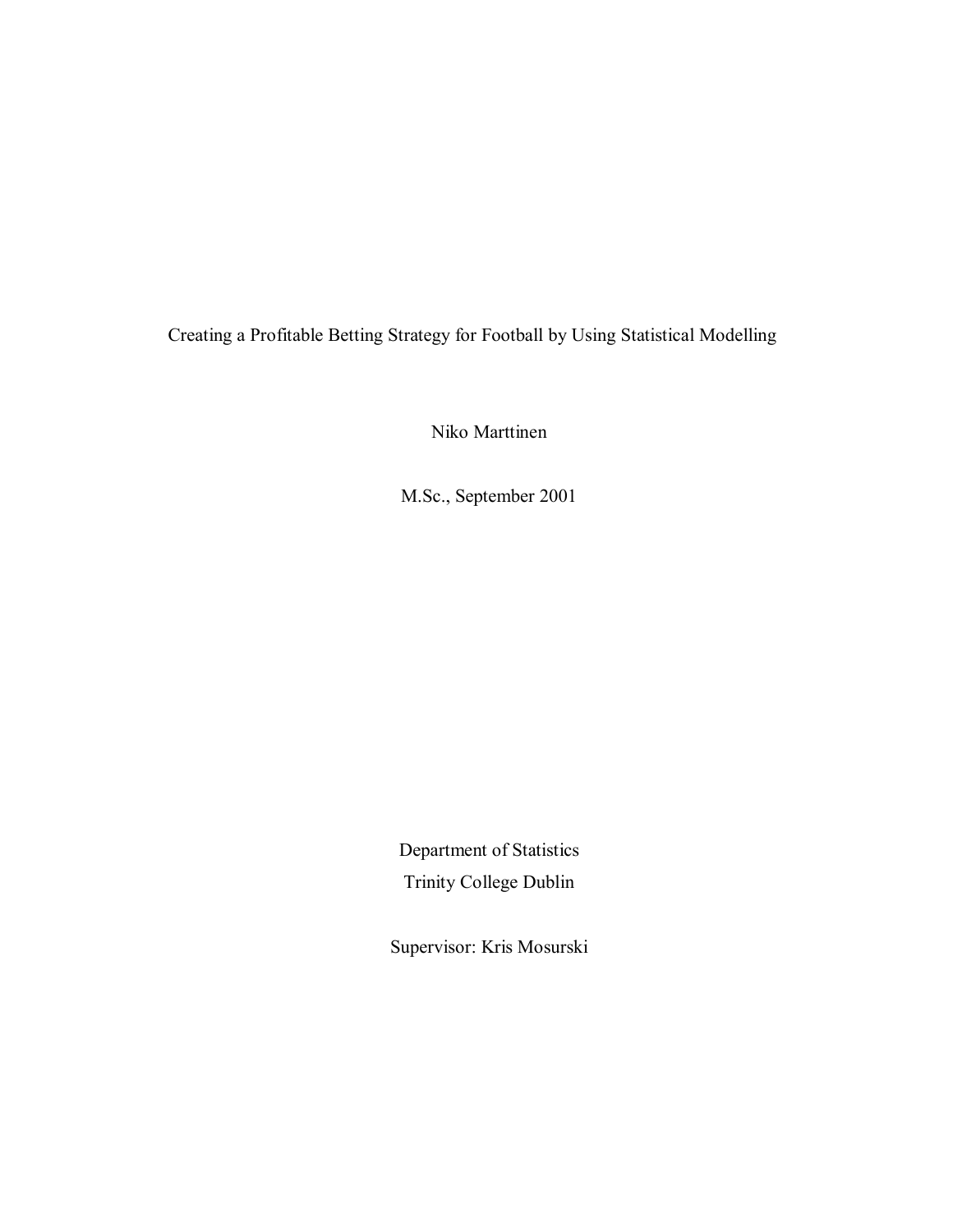# Creating a Profitable Betting Strategy for Football by Using Statistical Modelling

Niko Marttinen

M.Sc., September 2001

Department of Statistics

Trinity College Dublin

Supervisor: Kris Mosurski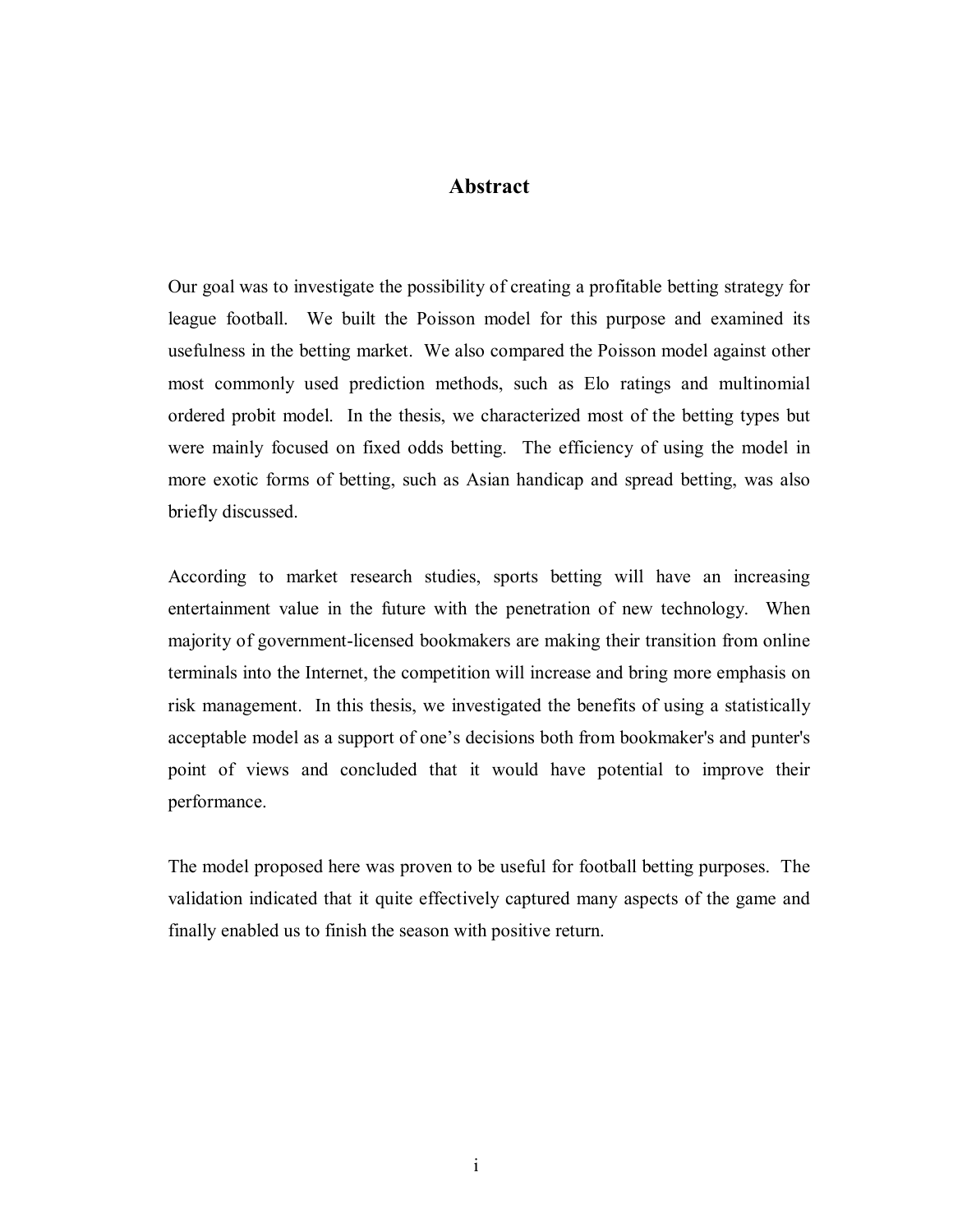# Abstract

Our goal was to investigate the possibility of creating a profitable betting strategy for league football. We built the Poisson model for this purpose and examined its usefulness in the betting market. We also compared the Poisson model against other most commonly used prediction methods, such as Elo ratings and multinomial ordered probit model. In the thesis, we characterized most of the betting types but were mainly focused on fixed odds betting. The efficiency of using the model in more exotic forms of betting, such as Asian handicap and spread betting, was also briefly discussed.

According to market research studies, sports betting will have an increasing entertainment value in the future with the penetration of new technology. When majority of government-licensed bookmakers are making their transition from online terminals into the Internet, the competition will increase and bring more emphasis on risk management. In this thesis, we investigated the benefits of using a statistically acceptable model as a support of one's decisions both from bookmaker's and punter's point of views and concluded that it would have potential to improve their performance.

The model proposed here was proven to be useful for football betting purposes. The validation indicated that it quite effectively captured many aspects of the game and finally enabled us to finish the season with positive return.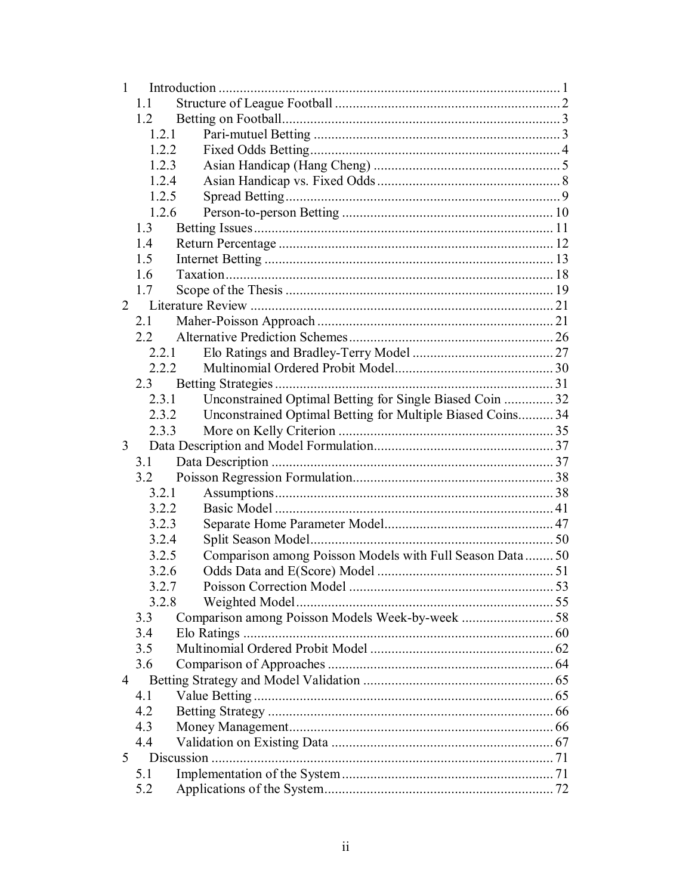1 Introduction ..... 1
  1.1 Structure of League Football ..... 2
  1.2 Betting on Football ..... 3
    1.2.1 Pari-mutuel Betting ..... 3
    1.2.2 Fixed Odds Betting ..... 4
    1.2.3 Asian Handicap (Hang Cheng) ..... 5
    1.2.4 Asian Handicap vs. Fixed Odds ..... 8
    1.2.5 Spread Betting ..... 9
    1.2.6 Person-to-person Betting ..... 10
  1.3 Betting Issues ..... 11
  1.4 Return Percentage ..... 12
  1.5 Internet Betting ..... 13
  1.6 Taxation ..... 18
  1.7 Scope of the Thesis ..... 19
2 Literature Review ..... 21
  2.1 Maher-Poisson Approach ..... 21
  2.2 Alternative Prediction Schemes ..... 26
    2.2.1 Elo Ratings and Bradley-Terry Model ..... 27
    2.2.2 Multinomial Ordered Probit Model ..... 30
  2.3 Betting Strategies ..... 31
    2.3.1 Unconstrained Optimal Betting for Single Biased Coin ..... 32
    2.3.2 Unconstrained Optimal Betting for Multiple Biased Coins ..... 34
    2.3.3 More on Kelly Criterion ..... 35
3 Data Description and Model Formulation ..... 37
  3.1 Data Description ..... 37
  3.2 Poisson Regression Formulation ..... 38
    3.2.1 Assumptions ..... 38
    3.2.2 Basic Model ..... 41
    3.2.3 Separate Home Parameter Model ..... 47
    3.2.4 Split Season Model ..... 50
    3.2.5 Comparison among Poisson Models with Full Season Data ..... 50
    3.2.6 Odds Data and E(Score) Model ..... 51
    3.2.7 Poisson Correction Model ..... 53
    3.2.8 Weighted Model ..... 55
  3.3 Comparison among Poisson Models Week-by-week ..... 58
  3.4 Elo Ratings ..... 60
  3.5 Multinomial Ordered Probit Model ..... 62
  3.6 Comparison of Approaches ..... 64
4 Betting Strategy and Model Validation ..... 65
  4.1 Value Betting ..... 65
  4.2 Betting Strategy ..... 66
  4.3 Money Management ..... 66
  4.4 Validation on Existing Data ..... 67
5 Discussion ..... 71
  5.1 Implementation of the System ..... 71
  5.2 Applications of the System ..... 72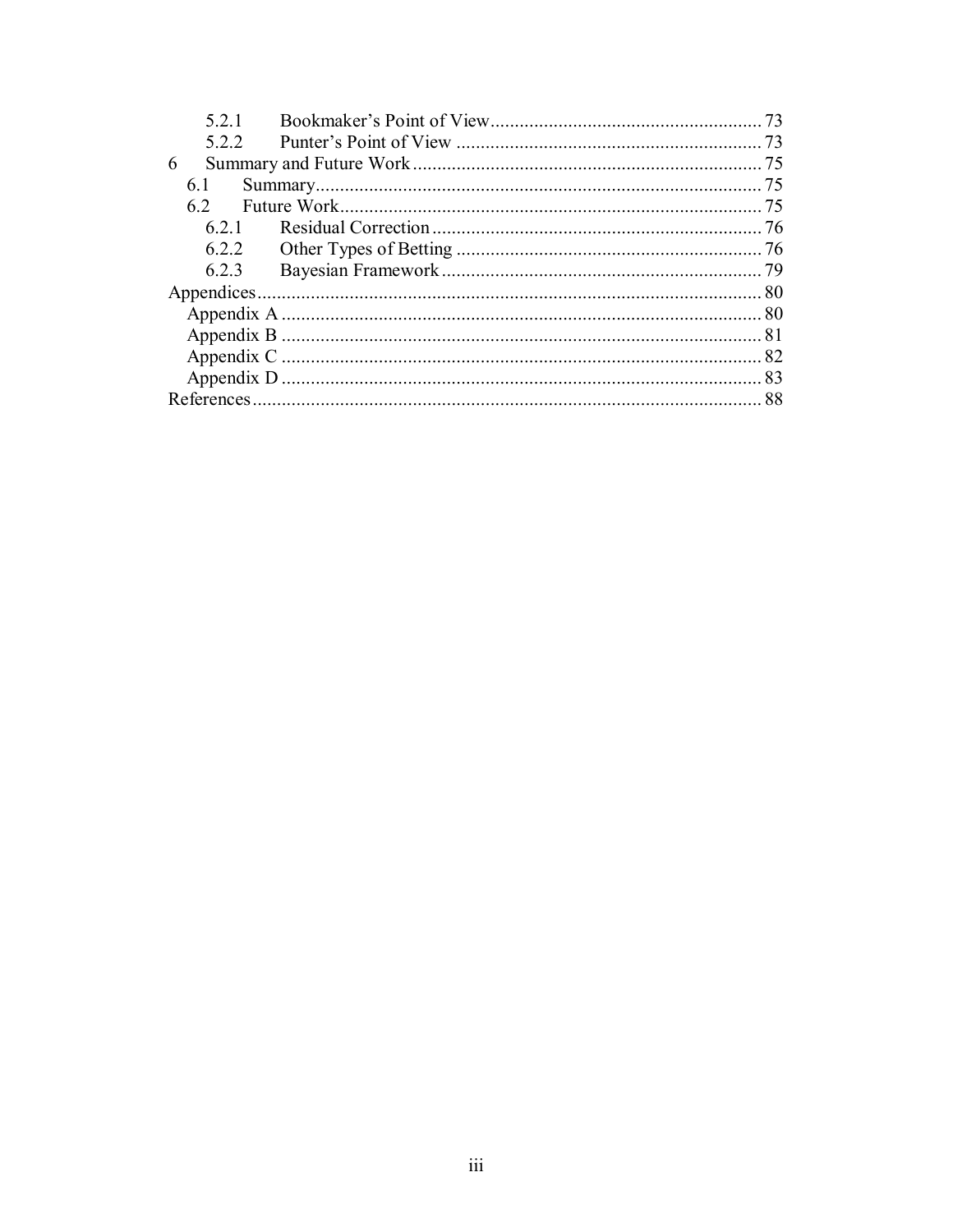5.2.1 Bookmaker's Point of View ........ 73
5.2.2 Punter's Point of View ........ 73
6 Summary and Future Work ........ 75
6.1 Summary ........ 75
6.2 Future Work ........ 75
6.2.1 Residual Correction ........ 76
6.2.2 Other Types of Betting ........ 76
6.2.3 Bayesian Framework ........ 79
Appendices ........ 80
Appendix A ........ 80
Appendix B ........ 81
Appendix C ........ 82
Appendix D ........ 83
References ........ 88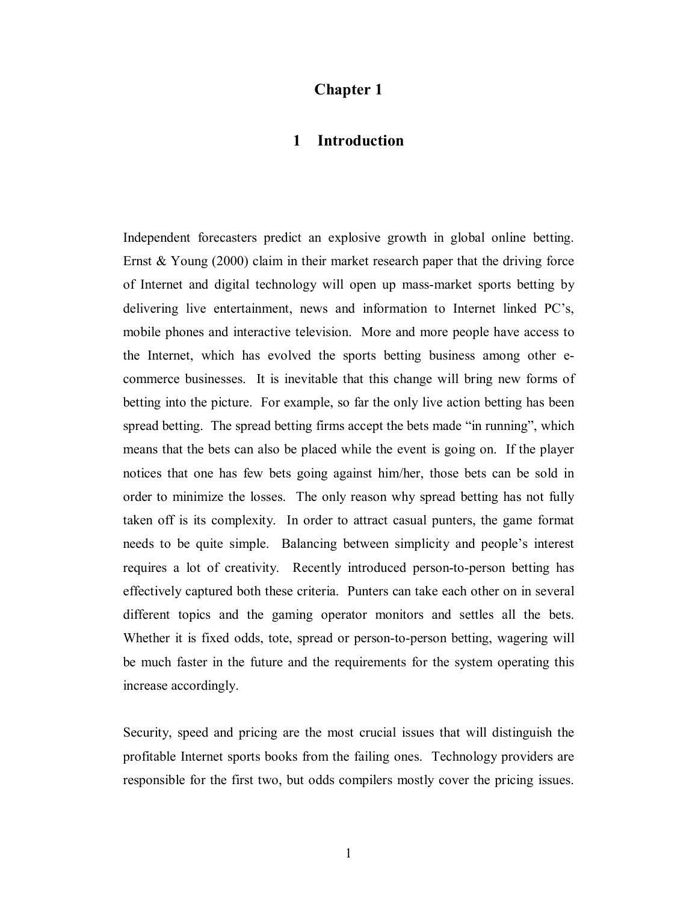# Chapter 1

# 1 Introduction

Independent forecasters predict an explosive growth in global online betting. Ernst & Young (2000) claim in their market research paper that the driving force of Internet and digital technology will open up mass-market sports betting by delivering live entertainment, news and information to Internet linked PC's, mobile phones and interactive television. More and more people have access to the Internet, which has evolved the sports betting business among other e-commerce businesses. It is inevitable that this change will bring new forms of betting into the picture. For example, so far the only live action betting has been spread betting. The spread betting firms accept the bets made "in running", which means that the bets can also be placed while the event is going on. If the player notices that one has few bets going against him/her, those bets can be sold in order to minimize the losses. The only reason why spread betting has not fully taken off is its complexity. In order to attract casual punters, the game format needs to be quite simple. Balancing between simplicity and people's interest requires a lot of creativity. Recently introduced person-to-person betting has effectively captured both these criteria. Punters can take each other on in several different topics and the gaming operator monitors and settles all the bets. Whether it is fixed odds, tote, spread or person-to-person betting, wagering will be much faster in the future and the requirements for the system operating this increase accordingly.

Security, speed and pricing are the most crucial issues that will distinguish the profitable Internet sports books from the failing ones. Technology providers are responsible for the first two, but odds compilers mostly cover the pricing issues.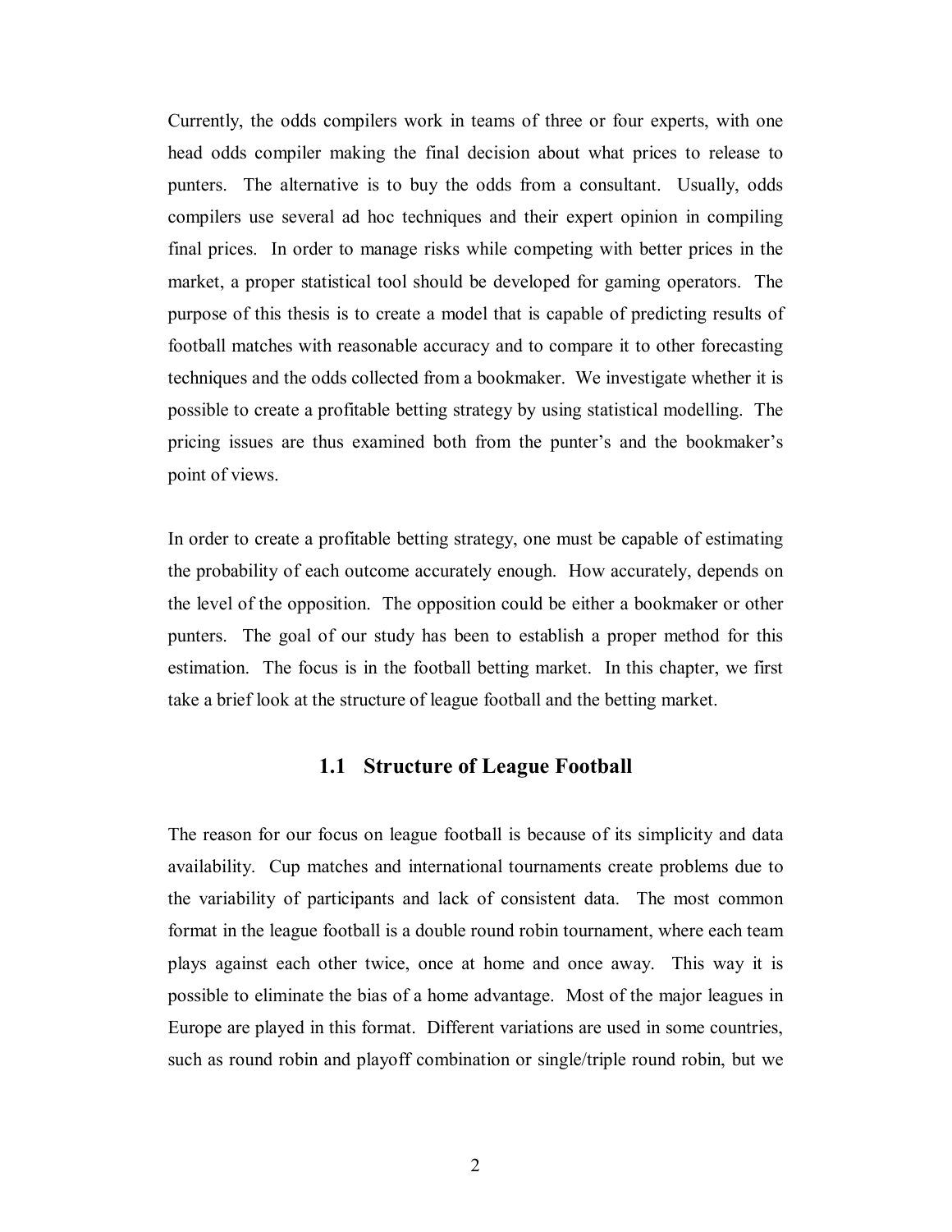Currently, the odds compilers work in teams of three or four experts, with one head odds compiler making the final decision about what prices to release to punters. The alternative is to buy the odds from a consultant. Usually, odds compilers use several ad hoc techniques and their expert opinion in compiling final prices. In order to manage risks while competing with better prices in the market, a proper statistical tool should be developed for gaming operators. The purpose of this thesis is to create a model that is capable of predicting results of football matches with reasonable accuracy and to compare it to other forecasting techniques and the odds collected from a bookmaker. We investigate whether it is possible to create a profitable betting strategy by using statistical modelling. The pricing issues are thus examined both from the punter's and the bookmaker's point of views.

In order to create a profitable betting strategy, one must be capable of estimating the probability of each outcome accurately enough. How accurately, depends on the level of the opposition. The opposition could be either a bookmaker or other punters. The goal of our study has been to establish a proper method for this estimation. The focus is in the football betting market. In this chapter, we first take a brief look at the structure of league football and the betting market.

## 1.1 Structure of League Football

The reason for our focus on league football is because of its simplicity and data availability. Cup matches and international tournaments create problems due to the variability of participants and lack of consistent data. The most common format in the league football is a double round robin tournament, where each team plays against each other twice, once at home and once away. This way it is possible to eliminate the bias of a home advantage. Most of the major leagues in Europe are played in this format. Different variations are used in some countries, such as round robin and playoff combination or single/triple round robin, but we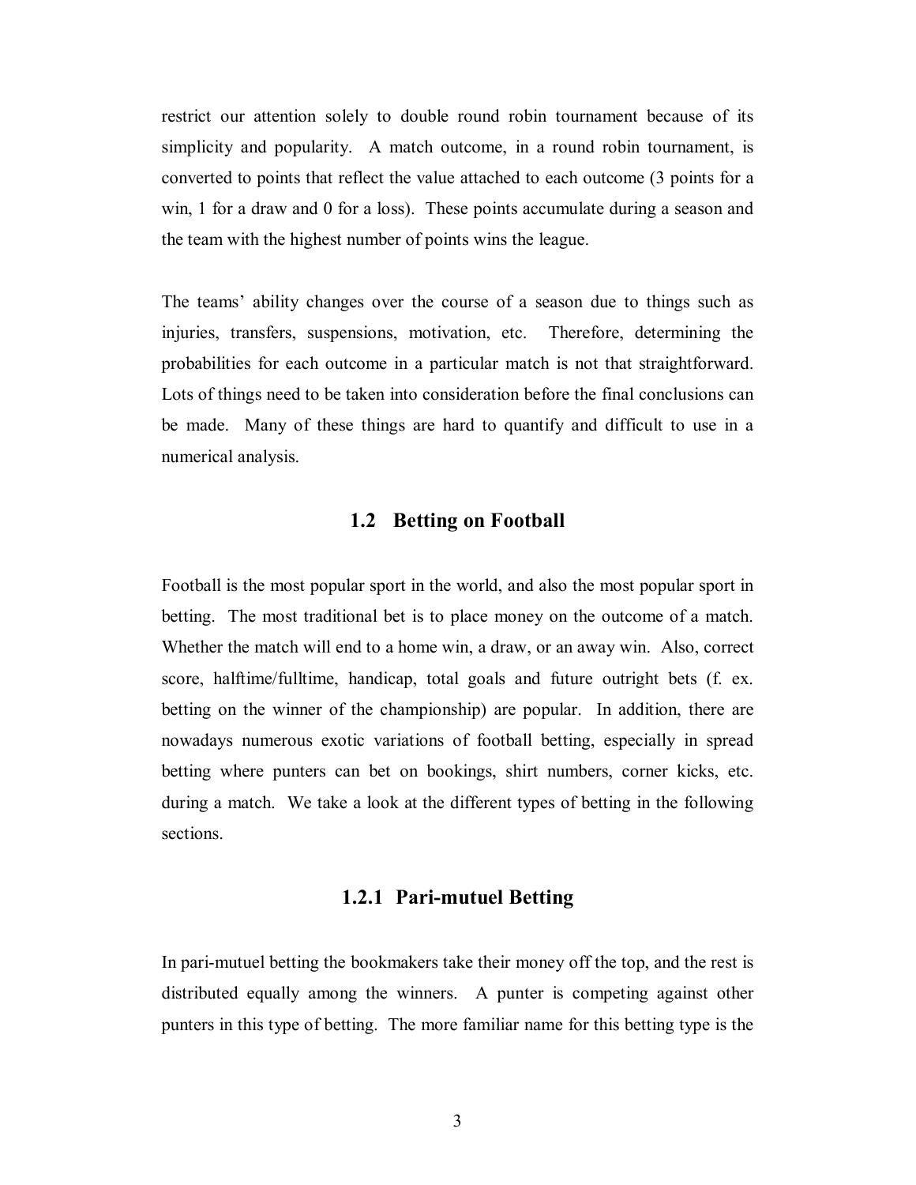restrict our attention solely to double round robin tournament because of its simplicity and popularity. A match outcome, in a round robin tournament, is converted to points that reflect the value attached to each outcome (3 points for a win, 1 for a draw and 0 for a loss). These points accumulate during a season and the team with the highest number of points wins the league.

The teams' ability changes over the course of a season due to things such as injuries, transfers, suspensions, motivation, etc. Therefore, determining the probabilities for each outcome in a particular match is not that straightforward. Lots of things need to be taken into consideration before the final conclusions can be made. Many of these things are hard to quantify and difficult to use in a numerical analysis.

## 1.2 Betting on Football

Football is the most popular sport in the world, and also the most popular sport in betting. The most traditional bet is to place money on the outcome of a match. Whether the match will end to a home win, a draw, or an away win. Also, correct score, halftime/fulltime, handicap, total goals and future outright bets (f. ex. betting on the winner of the championship) are popular. In addition, there are nowadays numerous exotic variations of football betting, especially in spread betting where punters can bet on bookings, shirt numbers, corner kicks, etc. during a match. We take a look at the different types of betting in the following sections.

### 1.2.1 Pari-mutuel Betting

In pari-mutuel betting the bookmakers take their money off the top, and the rest is distributed equally among the winners. A punter is competing against other punters in this type of betting. The more familiar name for this betting type is the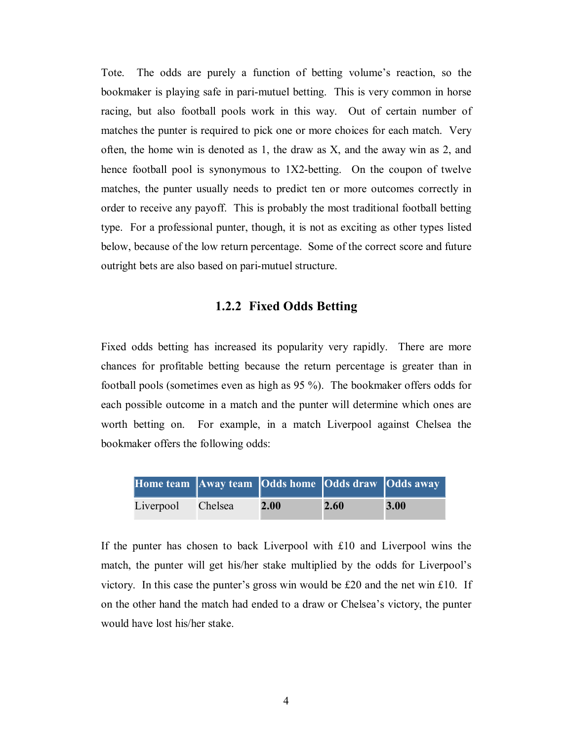Tote. The odds are purely a function of betting volume's reaction, so the bookmaker is playing safe in pari-mutuel betting. This is very common in horse racing, but also football pools work in this way. Out of certain number of matches the punter is required to pick one or more choices for each match. Very often, the home win is denoted as 1, the draw as X, and the away win as 2, and hence football pool is synonymous to 1X2-betting. On the coupon of twelve matches, the punter usually needs to predict ten or more outcomes correctly in order to receive any payoff. This is probably the most traditional football betting type. For a professional punter, though, it is not as exciting as other types listed below, because of the low return percentage. Some of the correct score and future outright bets are also based on pari-mutuel structure.

### 1.2.2 Fixed Odds Betting

Fixed odds betting has increased its popularity very rapidly. There are more chances for profitable betting because the return percentage is greater than in football pools (sometimes even as high as 95 %). The bookmaker offers odds for each possible outcome in a match and the punter will determine which ones are worth betting on. For example, in a match Liverpool against Chelsea the bookmaker offers the following odds:

| Home team | Away team | Odds home | Odds draw | Odds away |
|---|---|---|---|---|
| Liverpool | Chelsea | **2.00** | **2.60** | **3.00** |

If the punter has chosen to back Liverpool with £10 and Liverpool wins the match, the punter will get his/her stake multiplied by the odds for Liverpool's victory. In this case the punter's gross win would be £20 and the net win £10. If on the other hand the match had ended to a draw or Chelsea's victory, the punter would have lost his/her stake.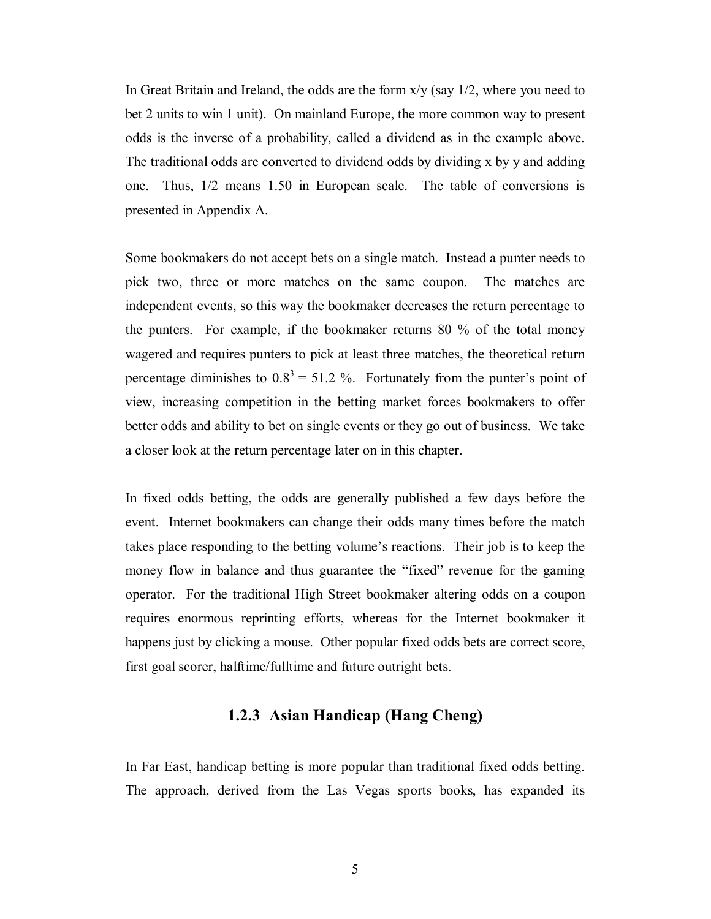In Great Britain and Ireland, the odds are the form x/y (say 1/2, where you need to bet 2 units to win 1 unit). On mainland Europe, the more common way to present odds is the inverse of a probability, called a dividend as in the example above. The traditional odds are converted to dividend odds by dividing x by y and adding one. Thus, 1/2 means 1.50 in European scale. The table of conversions is presented in Appendix A.

Some bookmakers do not accept bets on a single match. Instead a punter needs to pick two, three or more matches on the same coupon. The matches are independent events, so this way the bookmaker decreases the return percentage to the punters. For example, if the bookmaker returns 80 % of the total money wagered and requires punters to pick at least three matches, the theoretical return percentage diminishes to $0.8^3 = 51.2$ %. Fortunately from the punter's point of view, increasing competition in the betting market forces bookmakers to offer better odds and ability to bet on single events or they go out of business. We take a closer look at the return percentage later on in this chapter.

In fixed odds betting, the odds are generally published a few days before the event. Internet bookmakers can change their odds many times before the match takes place responding to the betting volume's reactions. Their job is to keep the money flow in balance and thus guarantee the "fixed" revenue for the gaming operator. For the traditional High Street bookmaker altering odds on a coupon requires enormous reprinting efforts, whereas for the Internet bookmaker it happens just by clicking a mouse. Other popular fixed odds bets are correct score, first goal scorer, halftime/fulltime and future outright bets.

### 1.2.3 Asian Handicap (Hang Cheng)

In Far East, handicap betting is more popular than traditional fixed odds betting. The approach, derived from the Las Vegas sports books, has expanded its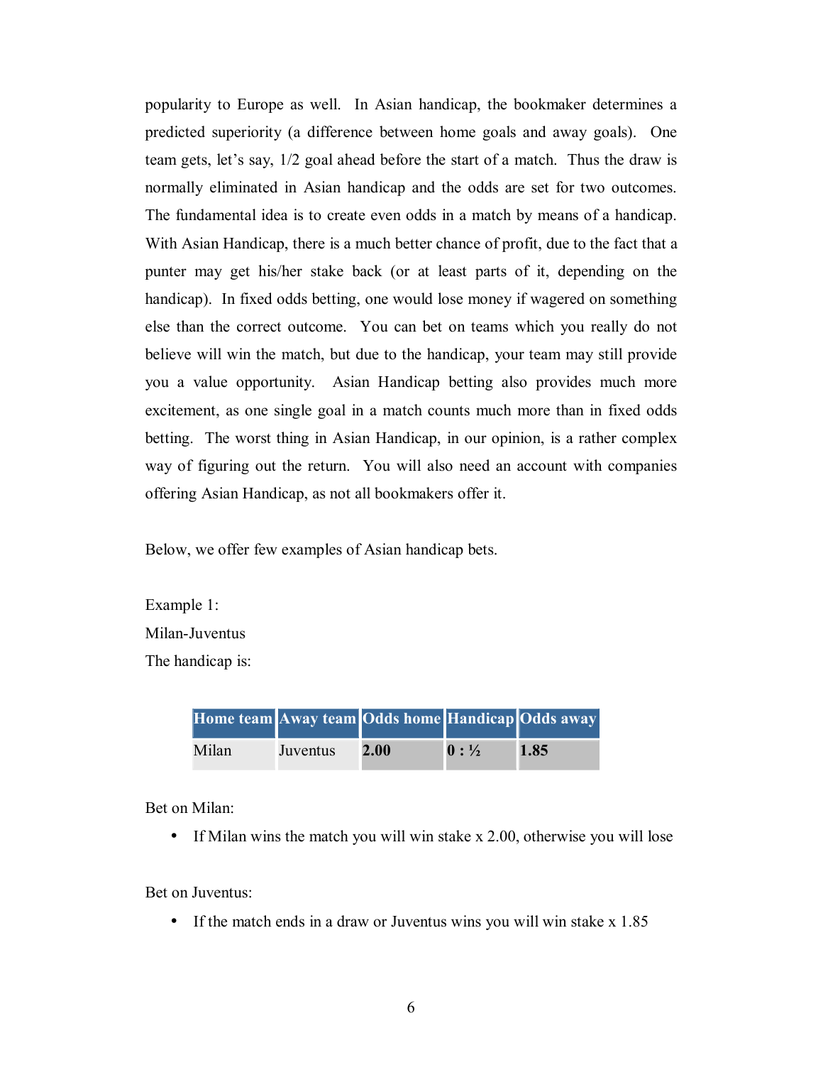popularity to Europe as well. In Asian handicap, the bookmaker determines a predicted superiority (a difference between home goals and away goals). One team gets, let's say, 1/2 goal ahead before the start of a match. Thus the draw is normally eliminated in Asian handicap and the odds are set for two outcomes. The fundamental idea is to create even odds in a match by means of a handicap. With Asian Handicap, there is a much better chance of profit, due to the fact that a punter may get his/her stake back (or at least parts of it, depending on the handicap). In fixed odds betting, one would lose money if wagered on something else than the correct outcome. You can bet on teams which you really do not believe will win the match, but due to the handicap, your team may still provide you a value opportunity. Asian Handicap betting also provides much more excitement, as one single goal in a match counts much more than in fixed odds betting. The worst thing in Asian Handicap, in our opinion, is a rather complex way of figuring out the return. You will also need an account with companies offering Asian Handicap, as not all bookmakers offer it.

Below, we offer few examples of Asian handicap bets.

Example 1:

Milan-Juventus

The handicap is:

| Home team | Away team | Odds home | Handicap | Odds away |
|---|---|---|---|---|
| Milan | Juventus | **2.00** | **0 : ½** | **1.85** |

Bet on Milan:

- If Milan wins the match you will win stake x 2.00, otherwise you will lose

Bet on Juventus:

- If the match ends in a draw or Juventus wins you will win stake x 1.85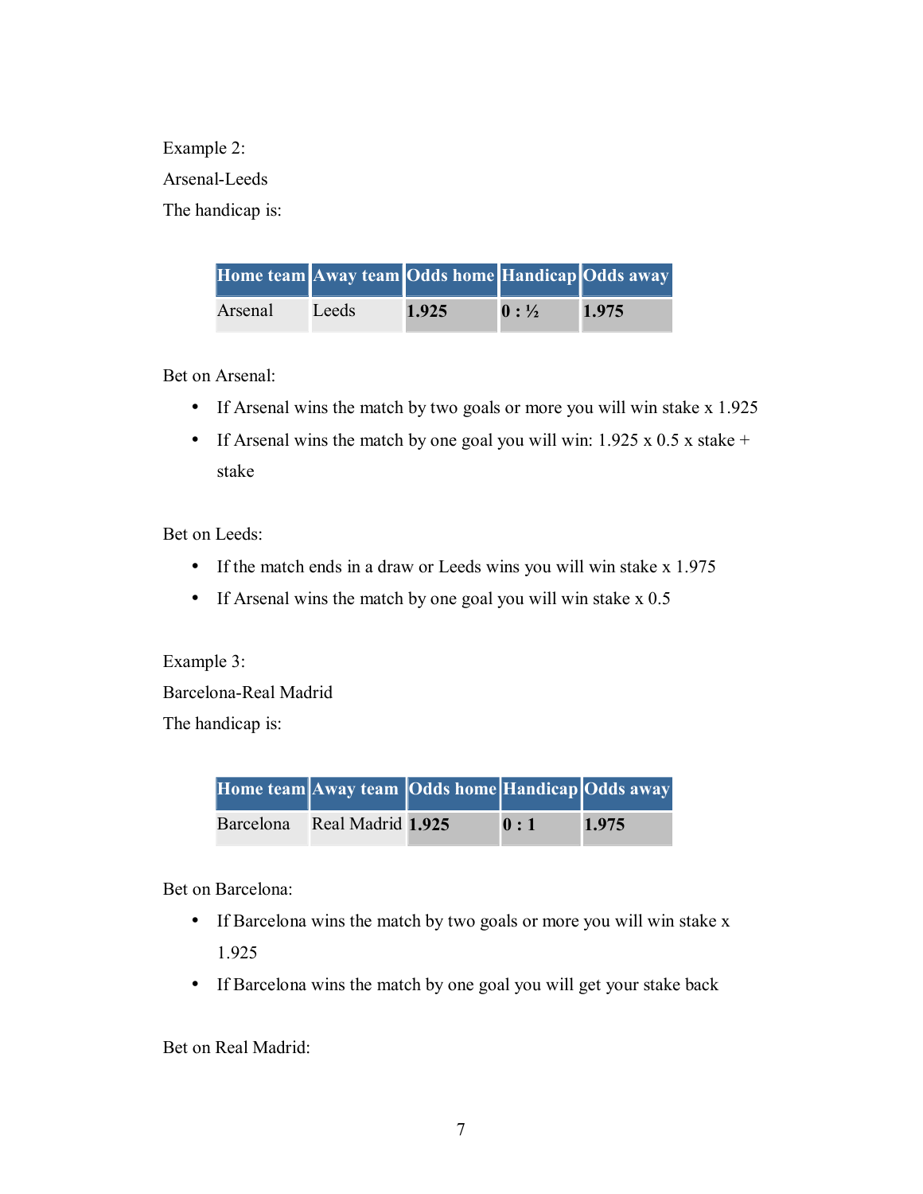Example 2:

Arsenal-Leeds

The handicap is:

| Home team | Away team | Odds home | Handicap | Odds away |
|---|---|---|---|---|
| Arsenal | Leeds | **1.925** | **0 : ½** | **1.975** |

Bet on Arsenal:

- If Arsenal wins the match by two goals or more you will win stake x 1.925
- If Arsenal wins the match by one goal you will win: 1.925 x 0.5 x stake + stake

Bet on Leeds:

- If the match ends in a draw or Leeds wins you will win stake x 1.975
- If Arsenal wins the match by one goal you will win stake x 0.5

Example 3:

Barcelona-Real Madrid

The handicap is:

| Home team | Away team | Odds home | Handicap | Odds away |
|---|---|---|---|---|
| Barcelona | Real Madrid | **1.925** | **0 : 1** | **1.975** |

Bet on Barcelona:

- If Barcelona wins the match by two goals or more you will win stake x 1.925
- If Barcelona wins the match by one goal you will get your stake back

Bet on Real Madrid: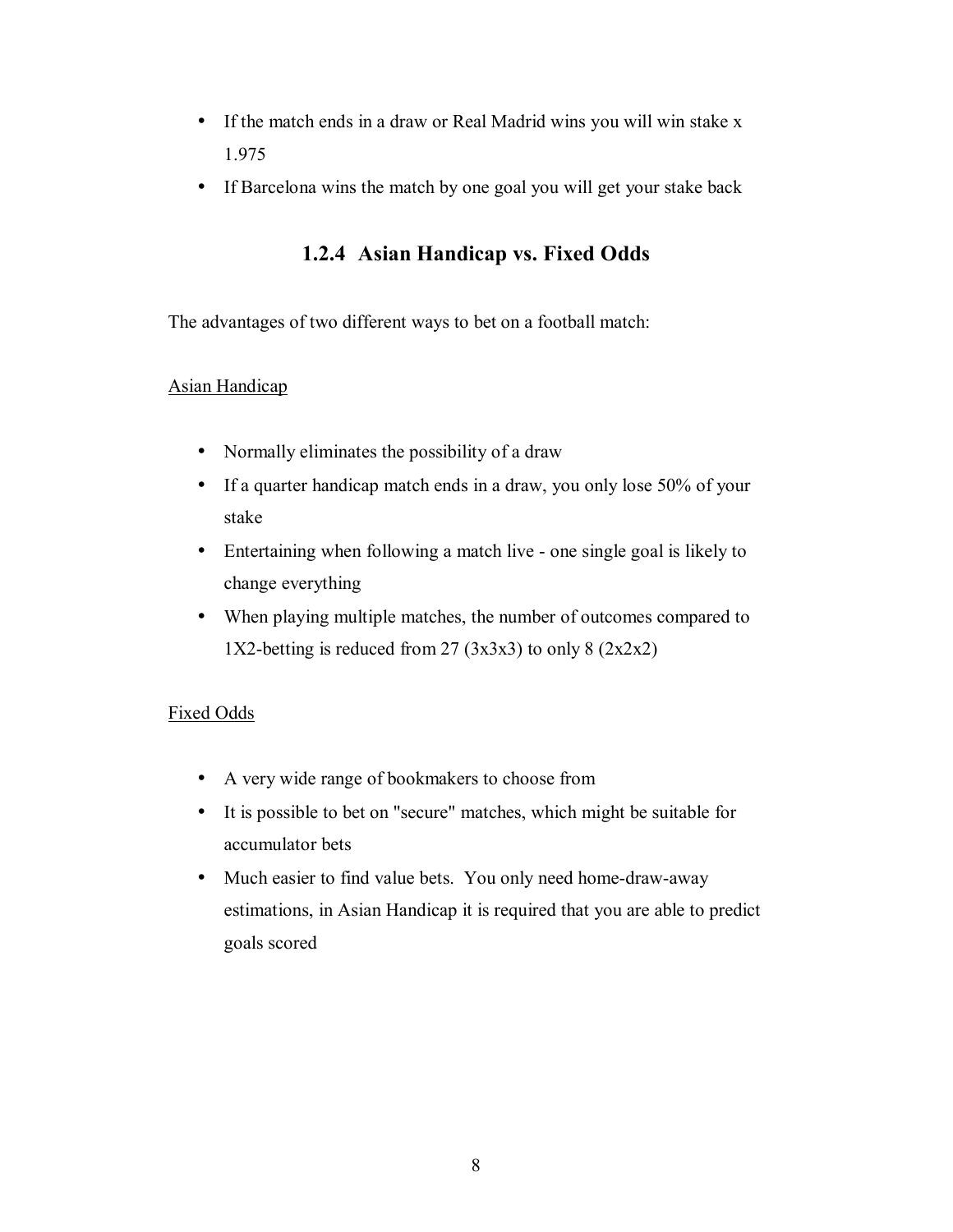- If the match ends in a draw or Real Madrid wins you will win stake x 1.975
- If Barcelona wins the match by one goal you will get your stake back

### 1.2.4 Asian Handicap vs. Fixed Odds

The advantages of two different ways to bet on a football match:

Asian Handicap

- Normally eliminates the possibility of a draw
- If a quarter handicap match ends in a draw, you only lose 50% of your stake
- Entertaining when following a match live - one single goal is likely to change everything
- When playing multiple matches, the number of outcomes compared to 1X2-betting is reduced from 27 (3x3x3) to only 8 (2x2x2)

Fixed Odds

- A very wide range of bookmakers to choose from
- It is possible to bet on "secure" matches, which might be suitable for accumulator bets
- Much easier to find value bets. You only need home-draw-away estimations, in Asian Handicap it is required that you are able to predict goals scored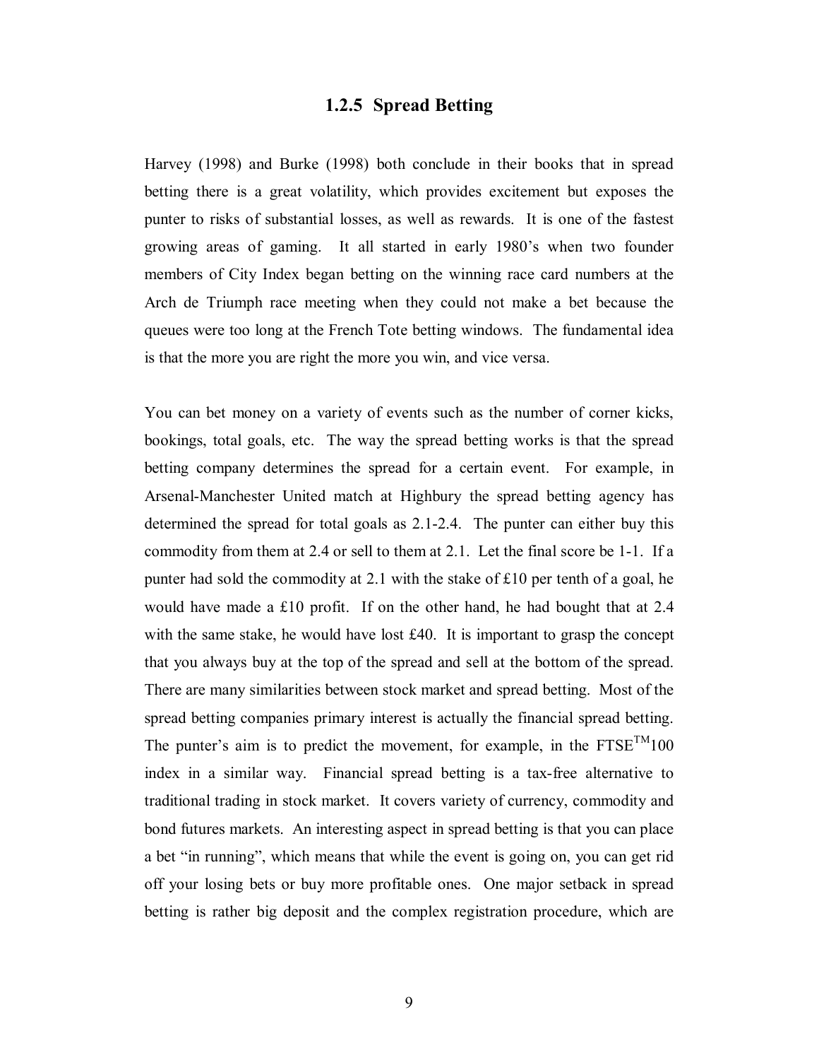### 1.2.5 Spread Betting

Harvey (1998) and Burke (1998) both conclude in their books that in spread betting there is a great volatility, which provides excitement but exposes the punter to risks of substantial losses, as well as rewards. It is one of the fastest growing areas of gaming. It all started in early 1980's when two founder members of City Index began betting on the winning race card numbers at the Arch de Triumph race meeting when they could not make a bet because the queues were too long at the French Tote betting windows. The fundamental idea is that the more you are right the more you win, and vice versa.

You can bet money on a variety of events such as the number of corner kicks, bookings, total goals, etc. The way the spread betting works is that the spread betting company determines the spread for a certain event. For example, in Arsenal-Manchester United match at Highbury the spread betting agency has determined the spread for total goals as 2.1-2.4. The punter can either buy this commodity from them at 2.4 or sell to them at 2.1. Let the final score be 1-1. If a punter had sold the commodity at 2.1 with the stake of £10 per tenth of a goal, he would have made a £10 profit. If on the other hand, he had bought that at 2.4 with the same stake, he would have lost £40. It is important to grasp the concept that you always buy at the top of the spread and sell at the bottom of the spread. There are many similarities between stock market and spread betting. Most of the spread betting companies primary interest is actually the financial spread betting. The punter's aim is to predict the movement, for example, in the FTSE™100 index in a similar way. Financial spread betting is a tax-free alternative to traditional trading in stock market. It covers variety of currency, commodity and bond futures markets. An interesting aspect in spread betting is that you can place a bet "in running", which means that while the event is going on, you can get rid off your losing bets or buy more profitable ones. One major setback in spread betting is rather big deposit and the complex registration procedure, which are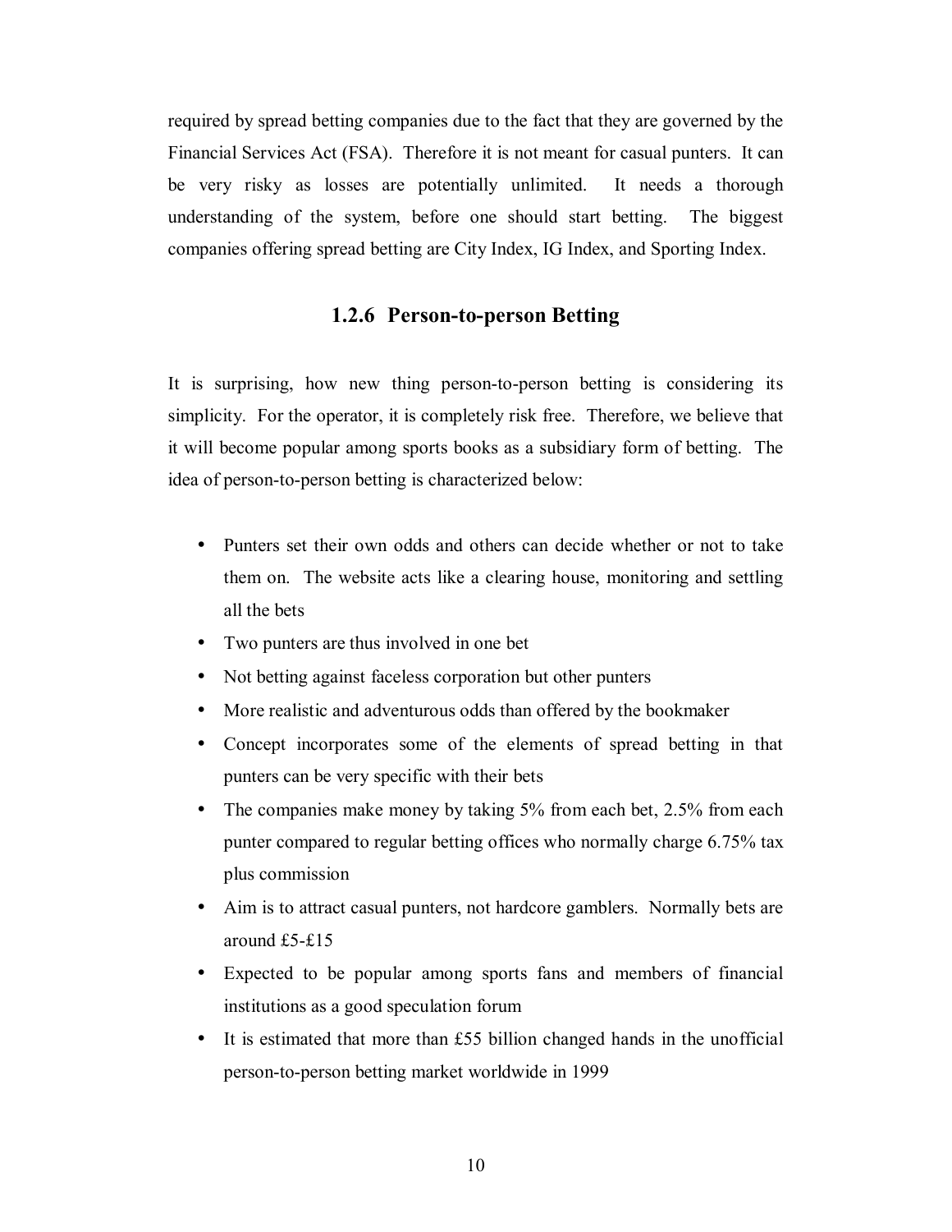required by spread betting companies due to the fact that they are governed by the Financial Services Act (FSA). Therefore it is not meant for casual punters. It can be very risky as losses are potentially unlimited. It needs a thorough understanding of the system, before one should start betting. The biggest companies offering spread betting are City Index, IG Index, and Sporting Index.

### 1.2.6 Person-to-person Betting

It is surprising, how new thing person-to-person betting is considering its simplicity. For the operator, it is completely risk free. Therefore, we believe that it will become popular among sports books as a subsidiary form of betting. The idea of person-to-person betting is characterized below:

- Punters set their own odds and others can decide whether or not to take them on. The website acts like a clearing house, monitoring and settling all the bets
- Two punters are thus involved in one bet
- Not betting against faceless corporation but other punters
- More realistic and adventurous odds than offered by the bookmaker
- Concept incorporates some of the elements of spread betting in that punters can be very specific with their bets
- The companies make money by taking 5% from each bet, 2.5% from each punter compared to regular betting offices who normally charge 6.75% tax plus commission
- Aim is to attract casual punters, not hardcore gamblers. Normally bets are around £5-£15
- Expected to be popular among sports fans and members of financial institutions as a good speculation forum
- It is estimated that more than £55 billion changed hands in the unofficial person-to-person betting market worldwide in 1999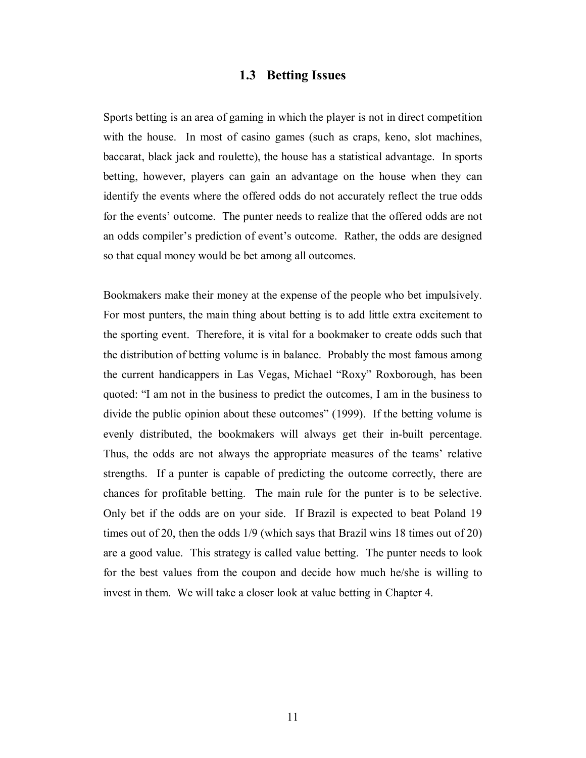## 1.3 Betting Issues

Sports betting is an area of gaming in which the player is not in direct competition with the house. In most of casino games (such as craps, keno, slot machines, baccarat, black jack and roulette), the house has a statistical advantage. In sports betting, however, players can gain an advantage on the house when they can identify the events where the offered odds do not accurately reflect the true odds for the events' outcome. The punter needs to realize that the offered odds are not an odds compiler's prediction of event's outcome. Rather, the odds are designed so that equal money would be bet among all outcomes.

Bookmakers make their money at the expense of the people who bet impulsively. For most punters, the main thing about betting is to add little extra excitement to the sporting event. Therefore, it is vital for a bookmaker to create odds such that the distribution of betting volume is in balance. Probably the most famous among the current handicappers in Las Vegas, Michael "Roxy" Roxborough, has been quoted: "I am not in the business to predict the outcomes, I am in the business to divide the public opinion about these outcomes" (1999). If the betting volume is evenly distributed, the bookmakers will always get their in-built percentage. Thus, the odds are not always the appropriate measures of the teams' relative strengths. If a punter is capable of predicting the outcome correctly, there are chances for profitable betting. The main rule for the punter is to be selective. Only bet if the odds are on your side. If Brazil is expected to beat Poland 19 times out of 20, then the odds 1/9 (which says that Brazil wins 18 times out of 20) are a good value. This strategy is called value betting. The punter needs to look for the best values from the coupon and decide how much he/she is willing to invest in them. We will take a closer look at value betting in Chapter 4.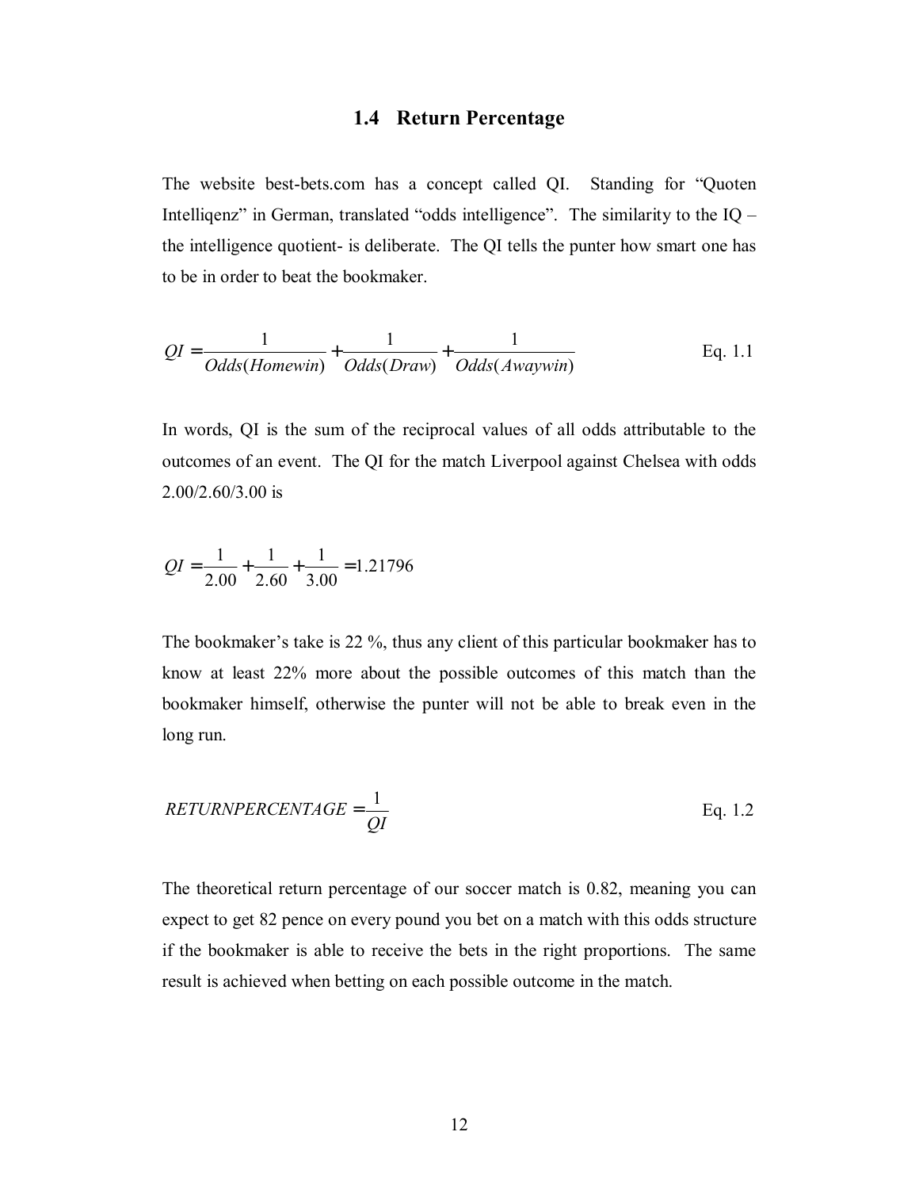## 1.4 Return Percentage

The website best-bets.com has a concept called QI. Standing for "Quoten Intelliqenz" in German, translated "odds intelligence". The similarity to the IQ – the intelligence quotient- is deliberate. The QI tells the punter how smart one has to be in order to beat the bookmaker.

$$QI = \frac{1}{Odds(Homewin)} + \frac{1}{Odds(Draw)} + \frac{1}{Odds(Awaywin)} \qquad \text{Eq. 1.1}$$

In words, QI is the sum of the reciprocal values of all odds attributable to the outcomes of an event. The QI for the match Liverpool against Chelsea with odds 2.00/2.60/3.00 is

$$QI = \frac{1}{2.00} + \frac{1}{2.60} + \frac{1}{3.00} = 1.21796$$

The bookmaker's take is 22 %, thus any client of this particular bookmaker has to know at least 22% more about the possible outcomes of this match than the bookmaker himself, otherwise the punter will not be able to break even in the long run.

$$RETURNPERCENTAGE = \frac{1}{QI} \qquad \text{Eq. 1.2}$$

The theoretical return percentage of our soccer match is 0.82, meaning you can expect to get 82 pence on every pound you bet on a match with this odds structure if the bookmaker is able to receive the bets in the right proportions. The same result is achieved when betting on each possible outcome in the match.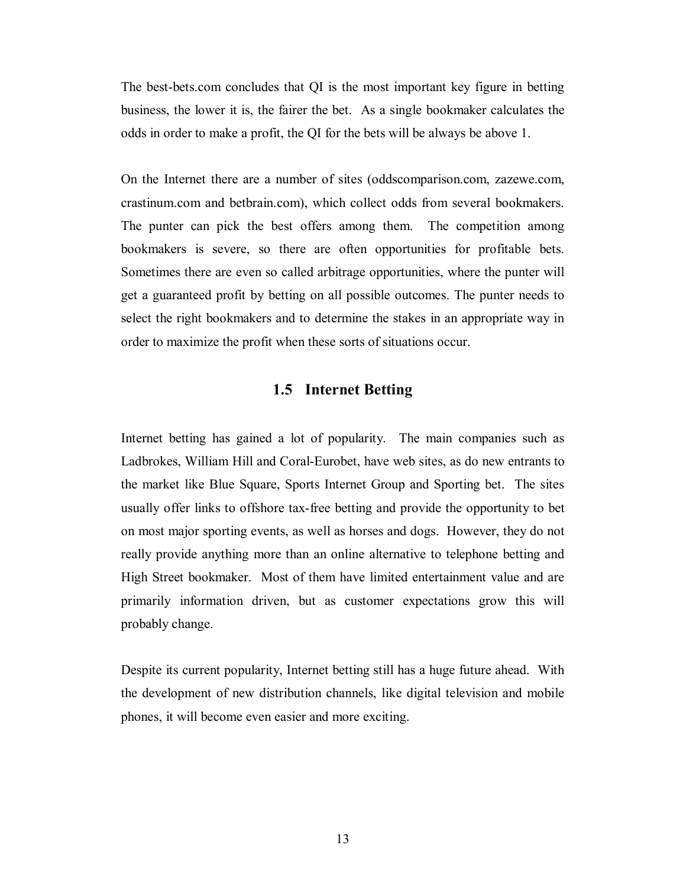The best-bets.com concludes that QI is the most important key figure in betting business, the lower it is, the fairer the bet. As a single bookmaker calculates the odds in order to make a profit, the QI for the bets will be always be above 1.

On the Internet there are a number of sites (oddscomparison.com, zazewe.com, crastinum.com and betbrain.com), which collect odds from several bookmakers. The punter can pick the best offers among them. The competition among bookmakers is severe, so there are often opportunities for profitable bets. Sometimes there are even so called arbitrage opportunities, where the punter will get a guaranteed profit by betting on all possible outcomes. The punter needs to select the right bookmakers and to determine the stakes in an appropriate way in order to maximize the profit when these sorts of situations occur.

## 1.5 Internet Betting

Internet betting has gained a lot of popularity. The main companies such as Ladbrokes, William Hill and Coral-Eurobet, have web sites, as do new entrants to the market like Blue Square, Sports Internet Group and Sporting bet. The sites usually offer links to offshore tax-free betting and provide the opportunity to bet on most major sporting events, as well as horses and dogs. However, they do not really provide anything more than an online alternative to telephone betting and High Street bookmaker. Most of them have limited entertainment value and are primarily information driven, but as customer expectations grow this will probably change.

Despite its current popularity, Internet betting still has a huge future ahead. With the development of new distribution channels, like digital television and mobile phones, it will become even easier and more exciting.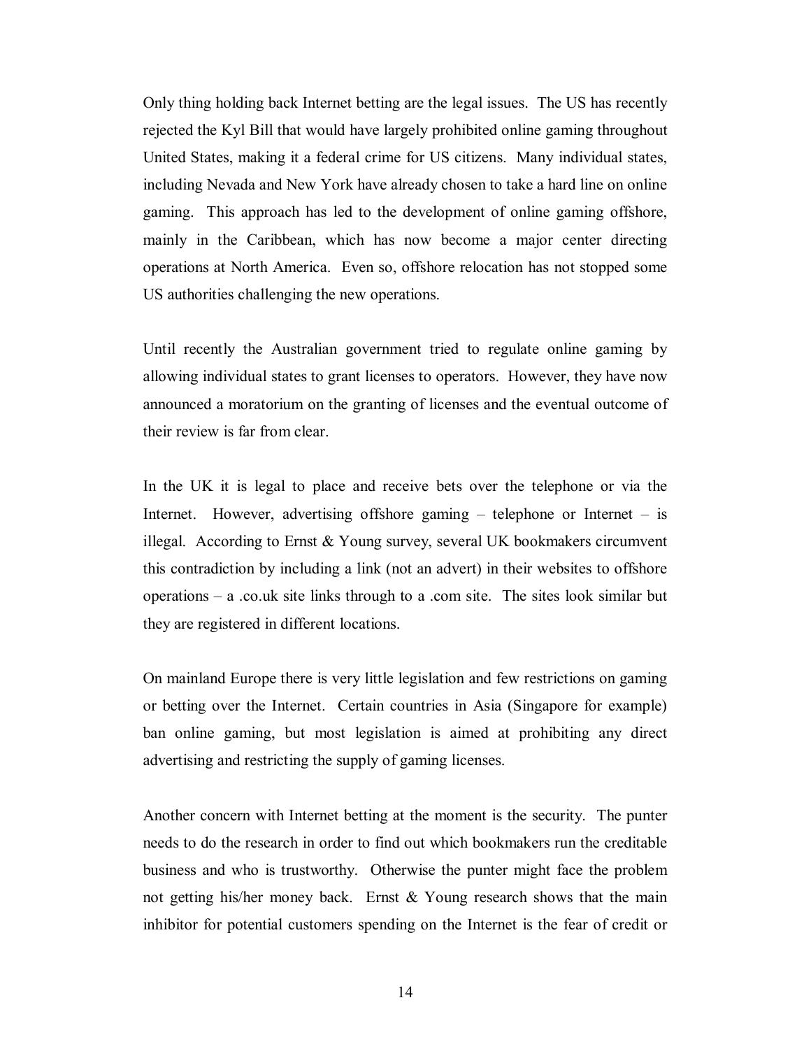Only thing holding back Internet betting are the legal issues. The US has recently rejected the Kyl Bill that would have largely prohibited online gaming throughout United States, making it a federal crime for US citizens. Many individual states, including Nevada and New York have already chosen to take a hard line on online gaming. This approach has led to the development of online gaming offshore, mainly in the Caribbean, which has now become a major center directing operations at North America. Even so, offshore relocation has not stopped some US authorities challenging the new operations.

Until recently the Australian government tried to regulate online gaming by allowing individual states to grant licenses to operators. However, they have now announced a moratorium on the granting of licenses and the eventual outcome of their review is far from clear.

In the UK it is legal to place and receive bets over the telephone or via the Internet. However, advertising offshore gaming – telephone or Internet – is illegal. According to Ernst & Young survey, several UK bookmakers circumvent this contradiction by including a link (not an advert) in their websites to offshore operations – a .co.uk site links through to a .com site. The sites look similar but they are registered in different locations.

On mainland Europe there is very little legislation and few restrictions on gaming or betting over the Internet. Certain countries in Asia (Singapore for example) ban online gaming, but most legislation is aimed at prohibiting any direct advertising and restricting the supply of gaming licenses.

Another concern with Internet betting at the moment is the security. The punter needs to do the research in order to find out which bookmakers run the creditable business and who is trustworthy. Otherwise the punter might face the problem not getting his/her money back. Ernst & Young research shows that the main inhibitor for potential customers spending on the Internet is the fear of credit or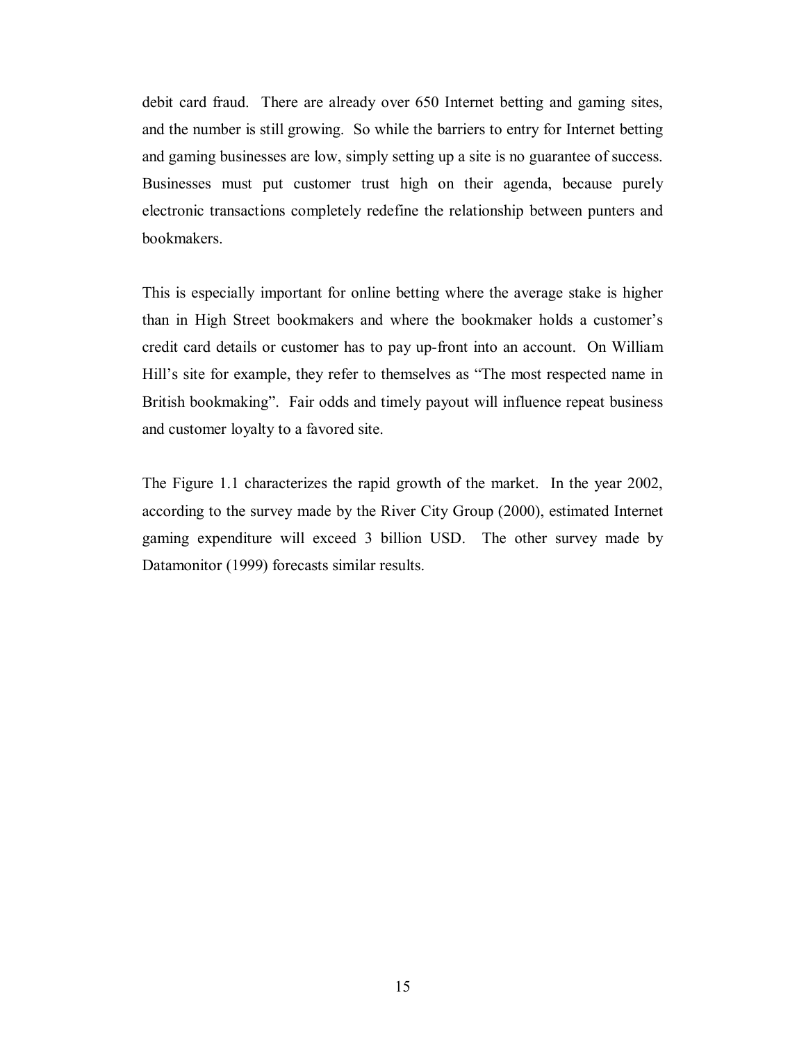debit card fraud. There are already over 650 Internet betting and gaming sites, and the number is still growing. So while the barriers to entry for Internet betting and gaming businesses are low, simply setting up a site is no guarantee of success. Businesses must put customer trust high on their agenda, because purely electronic transactions completely redefine the relationship between punters and bookmakers.

This is especially important for online betting where the average stake is higher than in High Street bookmakers and where the bookmaker holds a customer's credit card details or customer has to pay up-front into an account. On William Hill's site for example, they refer to themselves as "The most respected name in British bookmaking". Fair odds and timely payout will influence repeat business and customer loyalty to a favored site.

The Figure 1.1 characterizes the rapid growth of the market. In the year 2002, according to the survey made by the River City Group (2000), estimated Internet gaming expenditure will exceed 3 billion USD. The other survey made by Datamonitor (1999) forecasts similar results.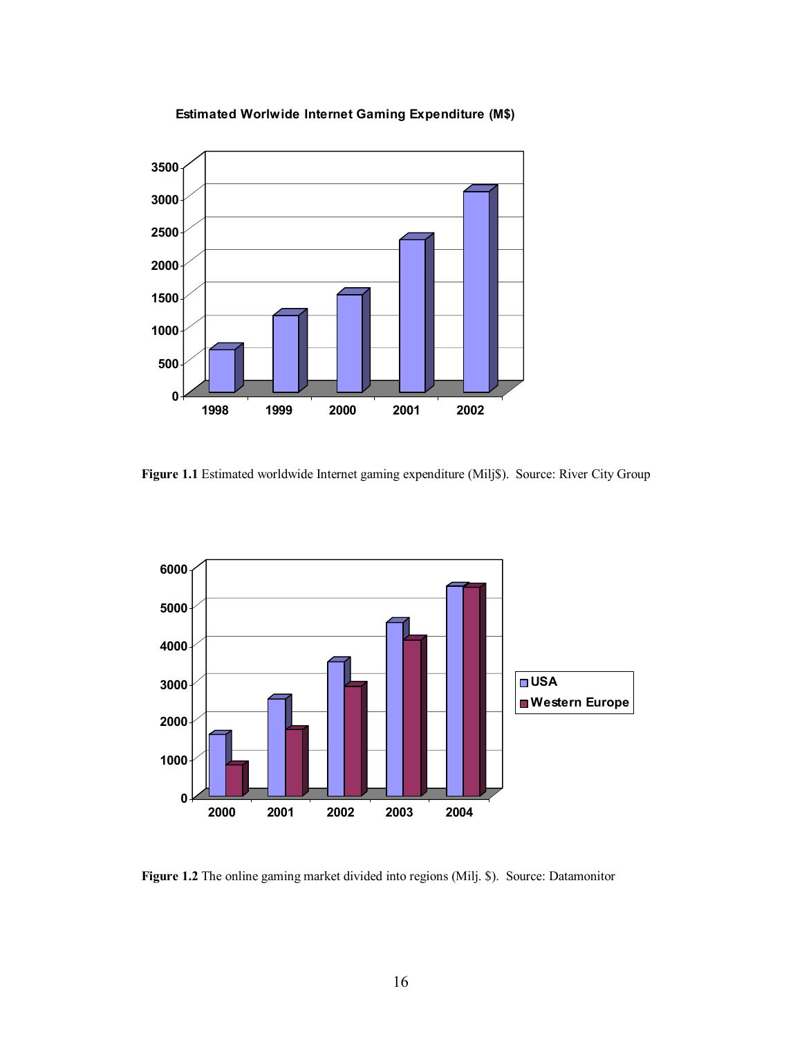**Estimated Worlwide Internet Gaming Expenditure (M$)**

**Figure 1.1** Estimated worldwide Internet gaming expenditure (Milj$). Source: River City Group

**Figure 1.2** The online gaming market divided into regions (Milj. $). Source: Datamonitor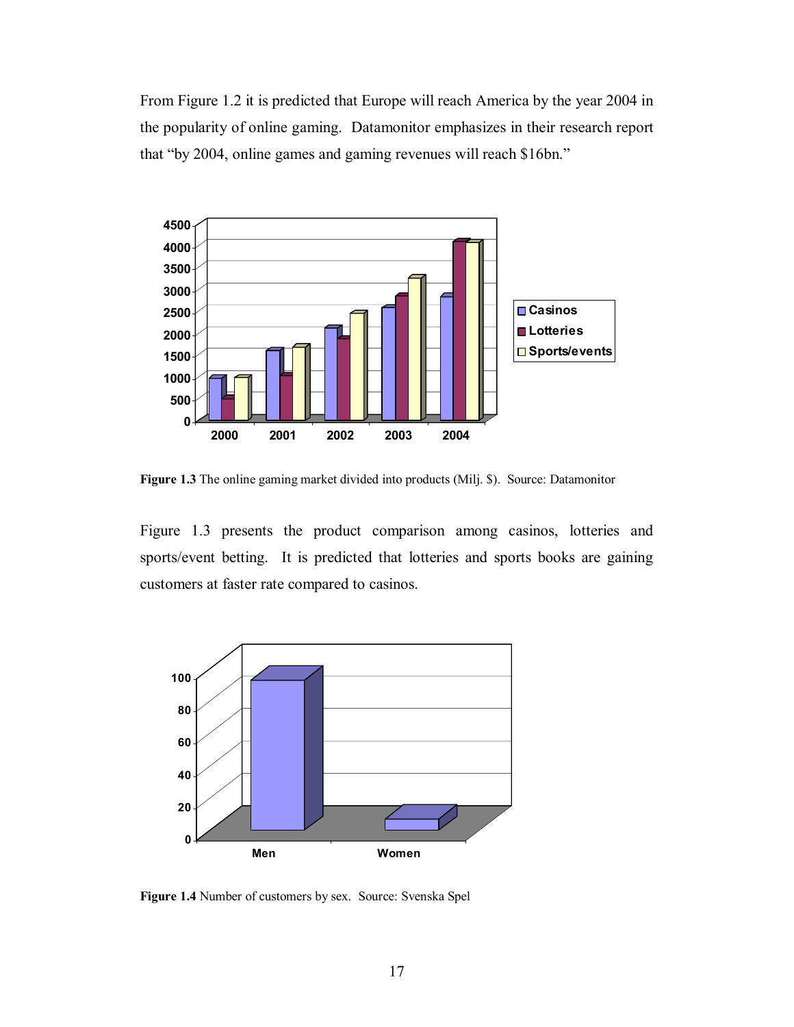From Figure 1.2 it is predicted that Europe will reach America by the year 2004 in the popularity of online gaming. Datamonitor emphasizes in their research report that "by 2004, online games and gaming revenues will reach $16bn."

**Figure 1.3** The online gaming market divided into products (Milj. $). Source: Datamonitor

Figure 1.3 presents the product comparison among casinos, lotteries and sports/event betting. It is predicted that lotteries and sports books are gaining customers at faster rate compared to casinos.

**Figure 1.4** Number of customers by sex. Source: Svenska Spel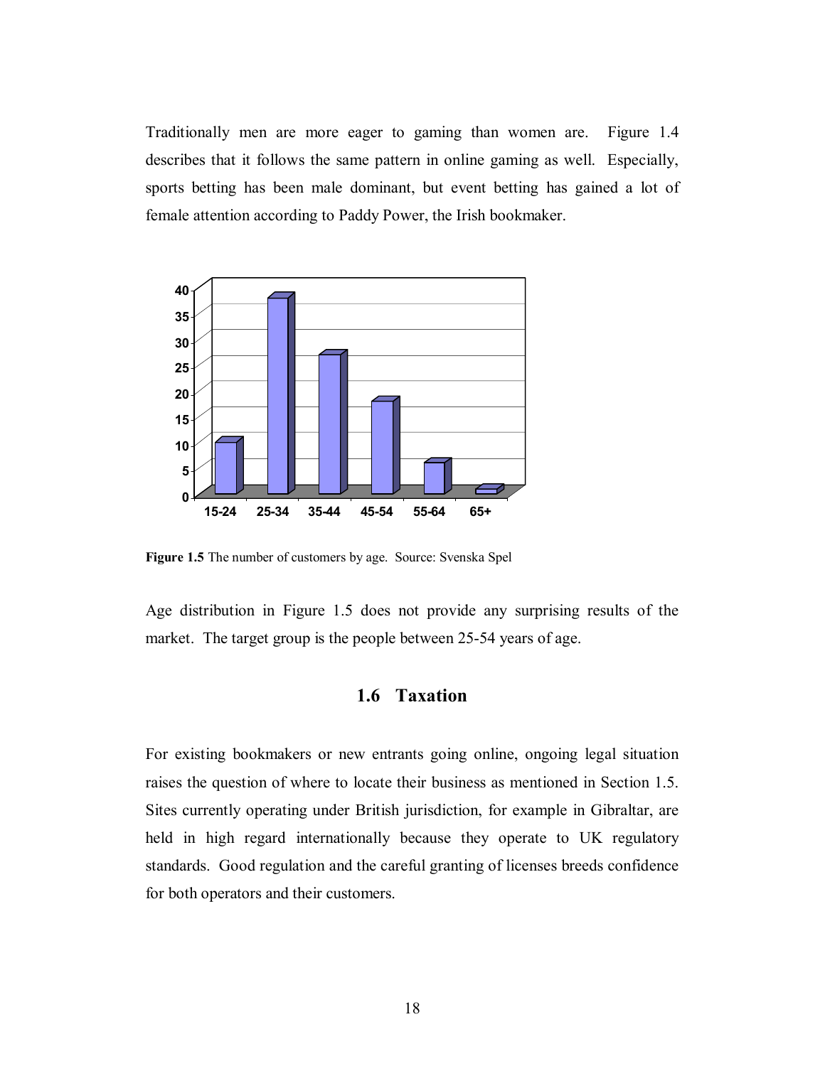Traditionally men are more eager to gaming than women are. Figure 1.4 describes that it follows the same pattern in online gaming as well. Especially, sports betting has been male dominant, but event betting has gained a lot of female attention according to Paddy Power, the Irish bookmaker.

**Figure 1.5** The number of customers by age. Source: Svenska Spel

Age distribution in Figure 1.5 does not provide any surprising results of the market. The target group is the people between 25-54 years of age.

## 1.6 Taxation

For existing bookmakers or new entrants going online, ongoing legal situation raises the question of where to locate their business as mentioned in Section 1.5. Sites currently operating under British jurisdiction, for example in Gibraltar, are held in high regard internationally because they operate to UK regulatory standards. Good regulation and the careful granting of licenses breeds confidence for both operators and their customers.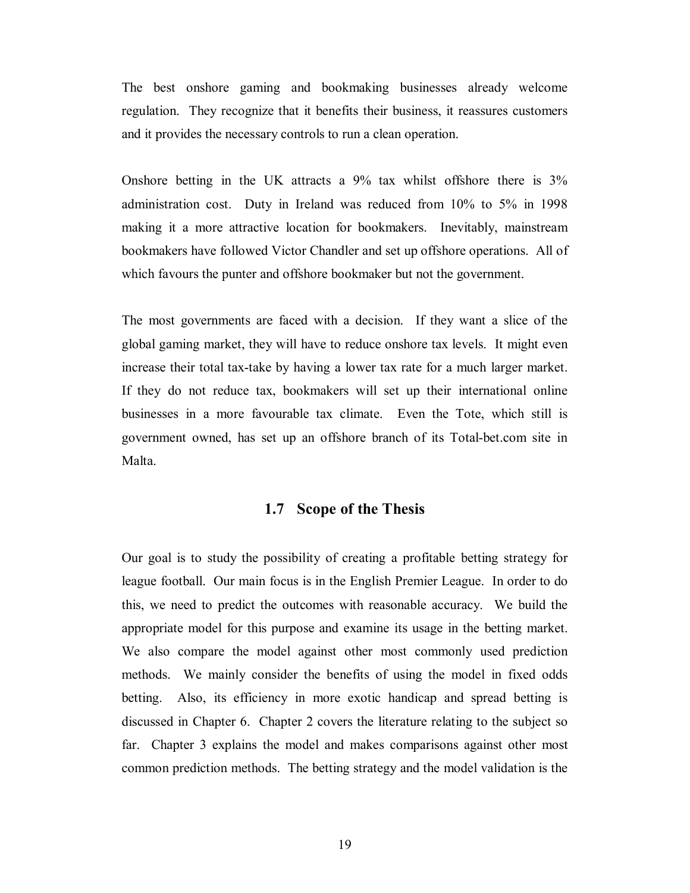The best onshore gaming and bookmaking businesses already welcome regulation. They recognize that it benefits their business, it reassures customers and it provides the necessary controls to run a clean operation.

Onshore betting in the UK attracts a 9% tax whilst offshore there is 3% administration cost. Duty in Ireland was reduced from 10% to 5% in 1998 making it a more attractive location for bookmakers. Inevitably, mainstream bookmakers have followed Victor Chandler and set up offshore operations. All of which favours the punter and offshore bookmaker but not the government.

The most governments are faced with a decision. If they want a slice of the global gaming market, they will have to reduce onshore tax levels. It might even increase their total tax-take by having a lower tax rate for a much larger market. If they do not reduce tax, bookmakers will set up their international online businesses in a more favourable tax climate. Even the Tote, which still is government owned, has set up an offshore branch of its Total-bet.com site in Malta.

## 1.7 Scope of the Thesis

Our goal is to study the possibility of creating a profitable betting strategy for league football. Our main focus is in the English Premier League. In order to do this, we need to predict the outcomes with reasonable accuracy. We build the appropriate model for this purpose and examine its usage in the betting market. We also compare the model against other most commonly used prediction methods. We mainly consider the benefits of using the model in fixed odds betting. Also, its efficiency in more exotic handicap and spread betting is discussed in Chapter 6. Chapter 2 covers the literature relating to the subject so far. Chapter 3 explains the model and makes comparisons against other most common prediction methods. The betting strategy and the model validation is the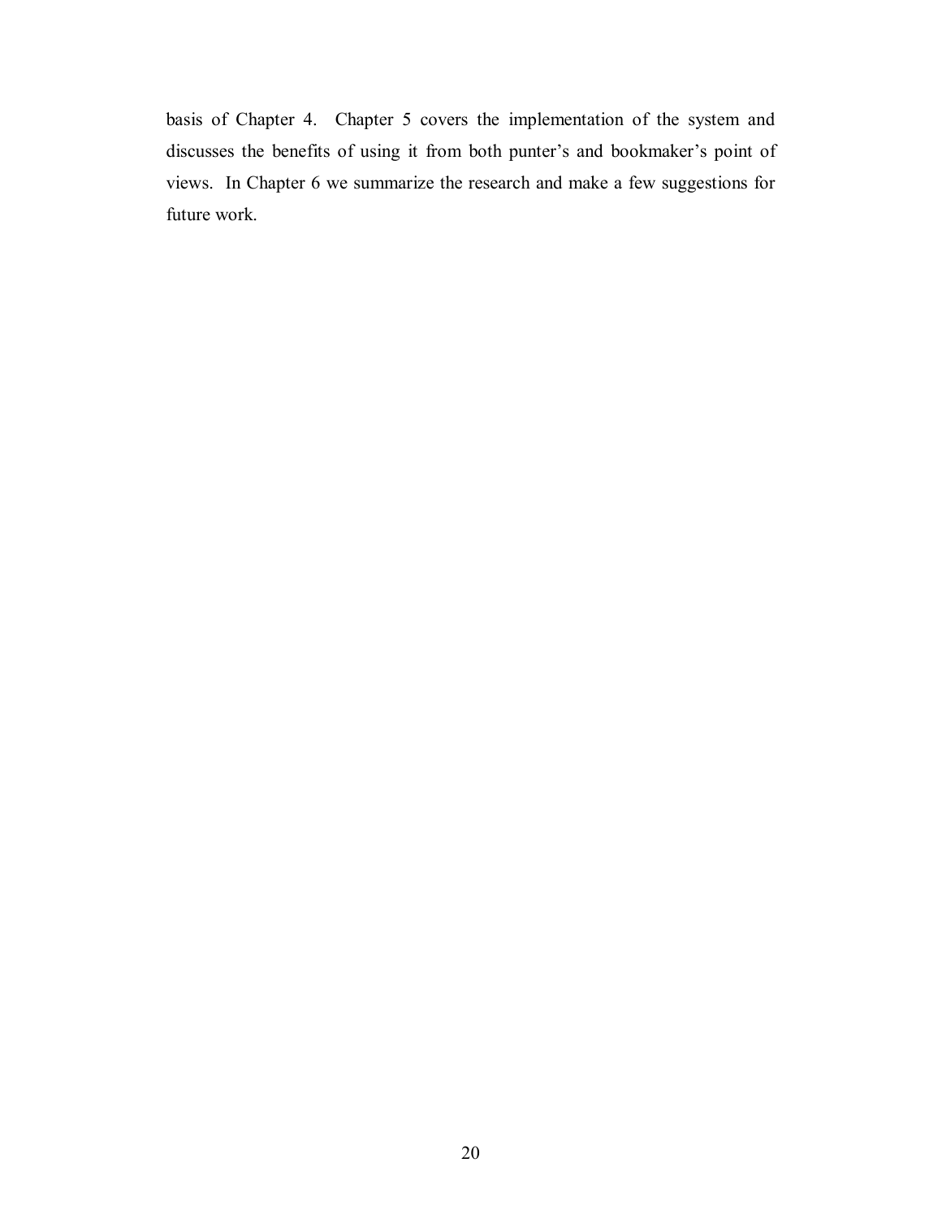basis of Chapter 4. Chapter 5 covers the implementation of the system and discusses the benefits of using it from both punter's and bookmaker's point of views. In Chapter 6 we summarize the research and make a few suggestions for future work.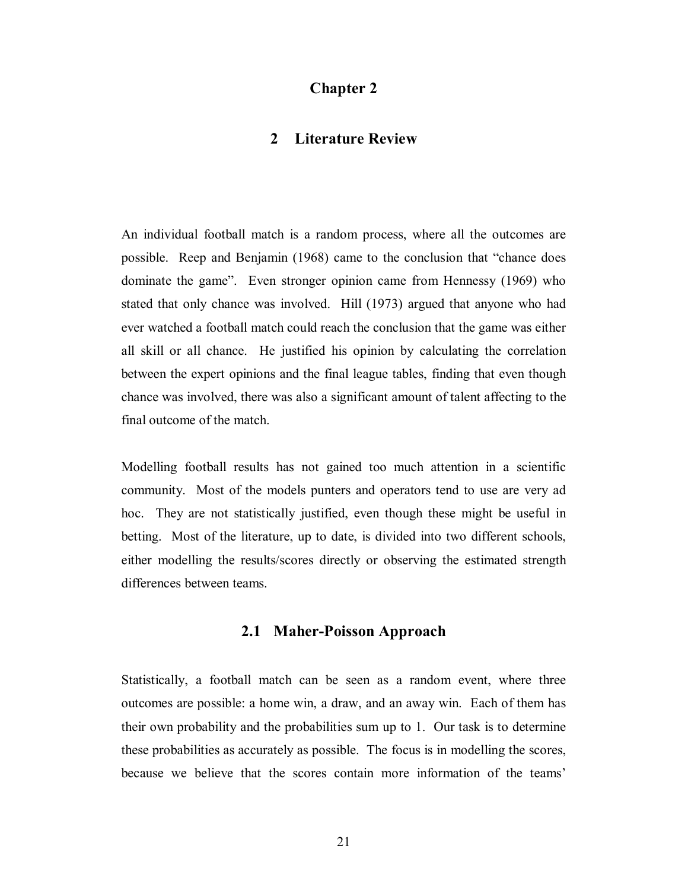# Chapter 2

# 2 Literature Review

An individual football match is a random process, where all the outcomes are possible. Reep and Benjamin (1968) came to the conclusion that "chance does dominate the game". Even stronger opinion came from Hennessy (1969) who stated that only chance was involved. Hill (1973) argued that anyone who had ever watched a football match could reach the conclusion that the game was either all skill or all chance. He justified his opinion by calculating the correlation between the expert opinions and the final league tables, finding that even though chance was involved, there was also a significant amount of talent affecting to the final outcome of the match.

Modelling football results has not gained too much attention in a scientific community. Most of the models punters and operators tend to use are very ad hoc. They are not statistically justified, even though these might be useful in betting. Most of the literature, up to date, is divided into two different schools, either modelling the results/scores directly or observing the estimated strength differences between teams.

## 2.1 Maher-Poisson Approach

Statistically, a football match can be seen as a random event, where three outcomes are possible: a home win, a draw, and an away win. Each of them has their own probability and the probabilities sum up to 1. Our task is to determine these probabilities as accurately as possible. The focus is in modelling the scores, because we believe that the scores contain more information of the teams'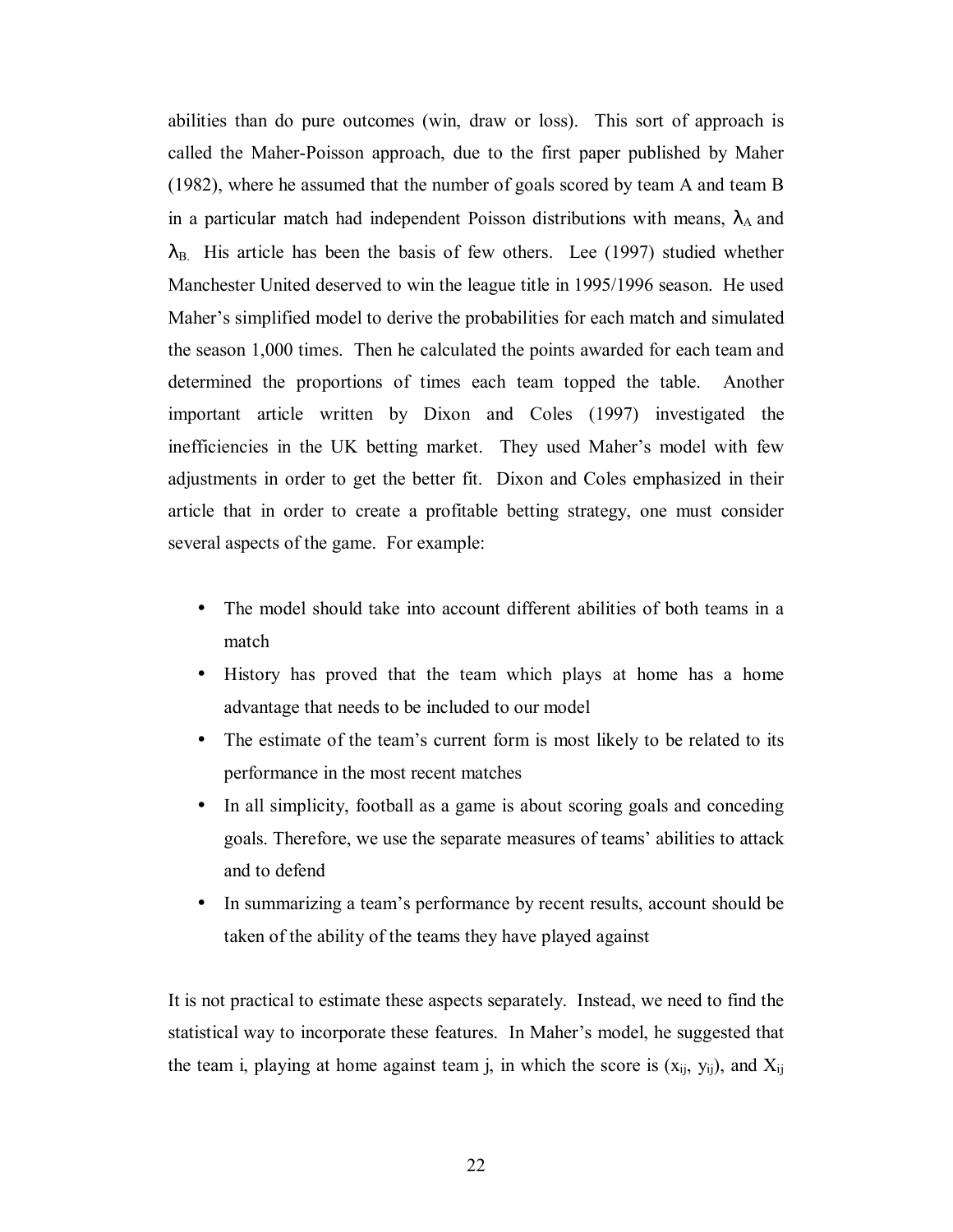abilities than do pure outcomes (win, draw or loss). This sort of approach is called the Maher-Poisson approach, due to the first paper published by Maher (1982), where he assumed that the number of goals scored by team A and team B in a particular match had independent Poisson distributions with means, $\lambda_A$ and $\lambda_B$. His article has been the basis of few others. Lee (1997) studied whether Manchester United deserved to win the league title in 1995/1996 season. He used Maher's simplified model to derive the probabilities for each match and simulated the season 1,000 times. Then he calculated the points awarded for each team and determined the proportions of times each team topped the table. Another important article written by Dixon and Coles (1997) investigated the inefficiencies in the UK betting market. They used Maher's model with few adjustments in order to get the better fit. Dixon and Coles emphasized in their article that in order to create a profitable betting strategy, one must consider several aspects of the game. For example:

- The model should take into account different abilities of both teams in a match
- History has proved that the team which plays at home has a home advantage that needs to be included to our model
- The estimate of the team's current form is most likely to be related to its performance in the most recent matches
- In all simplicity, football as a game is about scoring goals and conceding goals. Therefore, we use the separate measures of teams' abilities to attack and to defend
- In summarizing a team's performance by recent results, account should be taken of the ability of the teams they have played against

It is not practical to estimate these aspects separately. Instead, we need to find the statistical way to incorporate these features. In Maher's model, he suggested that the team i, playing at home against team j, in which the score is $(x_{ij}, y_{ij})$, and $X_{ij}$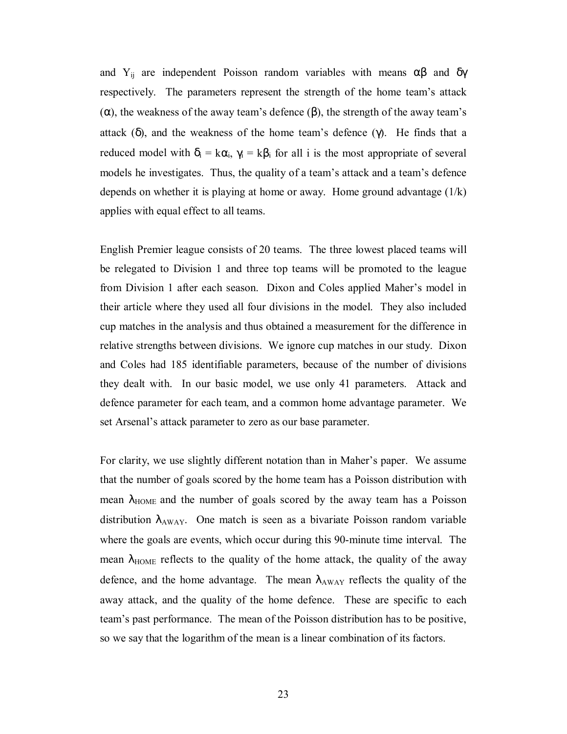and $Y_{ij}$ are independent Poisson random variables with means $\alpha\beta$ and $\delta\gamma$ respectively. The parameters represent the strength of the home team's attack ($\alpha$), the weakness of the away team's defence ($\beta$), the strength of the away team's attack ($\delta$), and the weakness of the home team's defence ($\gamma$). He finds that a reduced model with $\delta_i = k\alpha_i$, $\gamma_i = k\beta_i$ for all i is the most appropriate of several models he investigates. Thus, the quality of a team's attack and a team's defence depends on whether it is playing at home or away. Home ground advantage ($1/k$) applies with equal effect to all teams.

English Premier league consists of 20 teams. The three lowest placed teams will be relegated to Division 1 and three top teams will be promoted to the league from Division 1 after each season. Dixon and Coles applied Maher's model in their article where they used all four divisions in the model. They also included cup matches in the analysis and thus obtained a measurement for the difference in relative strengths between divisions. We ignore cup matches in our study. Dixon and Coles had 185 identifiable parameters, because of the number of divisions they dealt with. In our basic model, we use only 41 parameters. Attack and defence parameter for each team, and a common home advantage parameter. We set Arsenal's attack parameter to zero as our base parameter.

For clarity, we use slightly different notation than in Maher's paper. We assume that the number of goals scored by the home team has a Poisson distribution with mean $\lambda_{HOME}$ and the number of goals scored by the away team has a Poisson distribution $\lambda_{AWAY}$. One match is seen as a bivariate Poisson random variable where the goals are events, which occur during this 90-minute time interval. The mean $\lambda_{HOME}$ reflects to the quality of the home attack, the quality of the away defence, and the home advantage. The mean $\lambda_{AWAY}$ reflects the quality of the away attack, and the quality of the home defence. These are specific to each team's past performance. The mean of the Poisson distribution has to be positive, so we say that the logarithm of the mean is a linear combination of its factors.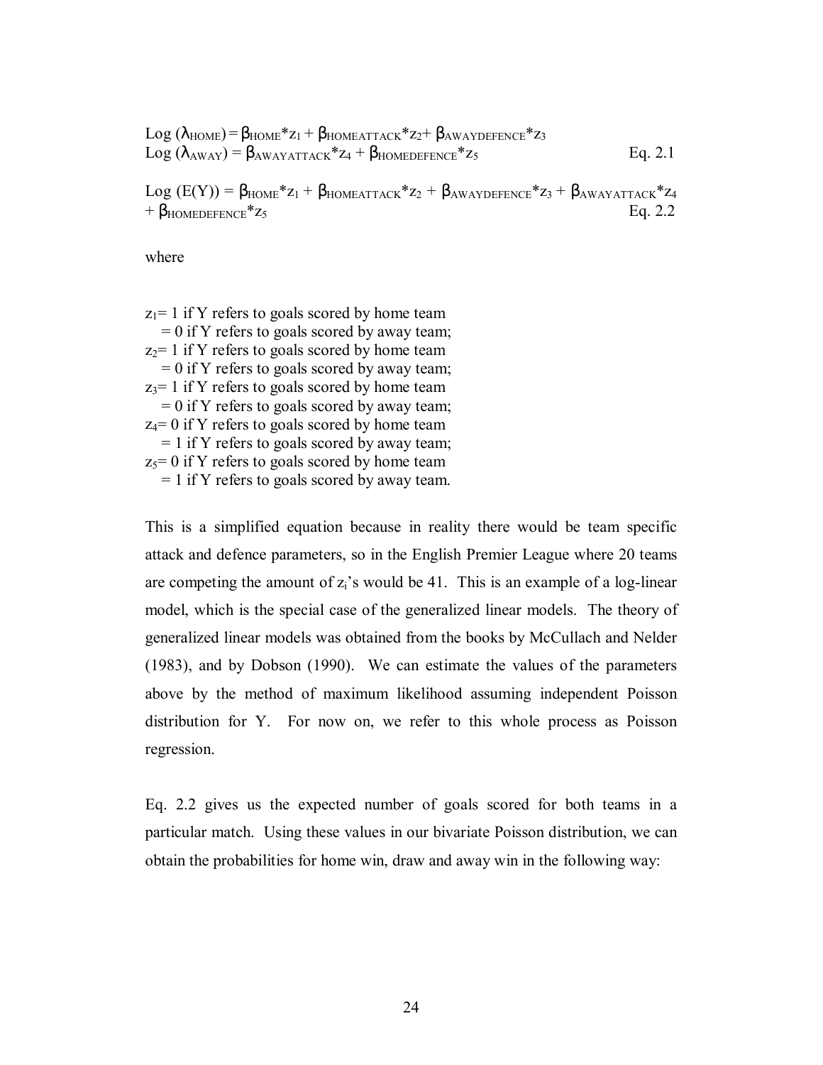$$\text{Log}(\lambda_{HOME}) = \beta_{HOME}*z_1 + \beta_{HOMEATTACK}*z_2 + \beta_{AWAYDEFENCE}*z_3$$
$$\text{Log}(\lambda_{AWAY}) = \beta_{AWAYATTACK}*z_4 + \beta_{HOMEDEFENCE}*z_5 \qquad \text{Eq. 2.1}$$

$$\text{Log}(E(Y)) = \beta_{HOME}*z_1 + \beta_{HOMEATTACK}*z_2 + \beta_{AWAYDEFENCE}*z_3 + \beta_{AWAYATTACK}*z_4 + \beta_{HOMEDEFENCE}*z_5 \qquad \text{Eq. 2.2}$$

where

$z_1$= 1 if Y refers to goals scored by home team
= 0 if Y refers to goals scored by away team;
$z_2$= 1 if Y refers to goals scored by home team
= 0 if Y refers to goals scored by away team;
$z_3$= 1 if Y refers to goals scored by home team
= 0 if Y refers to goals scored by away team;
$z_4$= 0 if Y refers to goals scored by home team
= 1 if Y refers to goals scored by away team;
$z_5$= 0 if Y refers to goals scored by home team
= 1 if Y refers to goals scored by away team.

This is a simplified equation because in reality there would be team specific attack and defence parameters, so in the English Premier League where 20 teams are competing the amount of $z_i$'s would be 41. This is an example of a log-linear model, which is the special case of the generalized linear models. The theory of generalized linear models was obtained from the books by McCullach and Nelder (1983), and by Dobson (1990). We can estimate the values of the parameters above by the method of maximum likelihood assuming independent Poisson distribution for Y. For now on, we refer to this whole process as Poisson regression.

Eq. 2.2 gives us the expected number of goals scored for both teams in a particular match. Using these values in our bivariate Poisson distribution, we can obtain the probabilities for home win, draw and away win in the following way: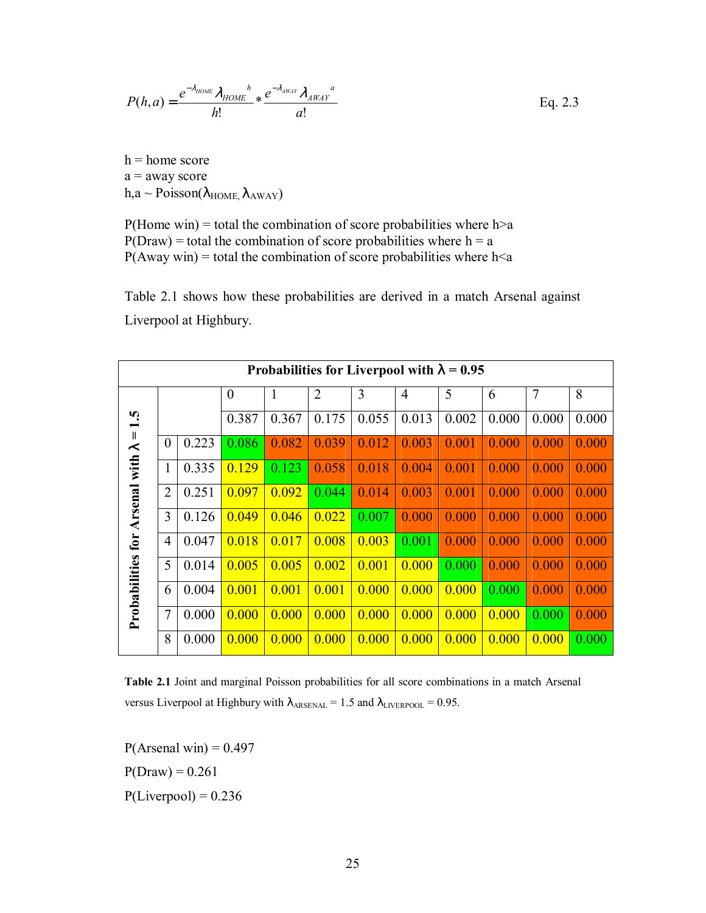$$P(h,a) = \frac{e^{-\lambda_{HOME}} \lambda_{HOME}{}^{h}}{h!} * \frac{e^{-\lambda_{AWAY}} \lambda_{AWAY}{}^{a}}{a!} \qquad \text{Eq. 2.3}$$

h = home score  
a = away score  
h,a ~ Poisson($\lambda_{HOME}, \lambda_{AWAY}$)

P(Home win) = total the combination of score probabilities where h>a  
P(Draw) = total the combination of score probabilities where h = a  
P(Away win) = total the combination of score probabilities where h<a

Table 2.1 shows how these probabilities are derived in a match Arsenal against Liverpool at Highbury.

| **Probabilities for Arsenal with λ = 1.5** | | **Probabilities for Liverpool with λ = 0.95** | | | | | | | | |
|---|---|---|---|---|---|---|---|---|---|---|
| | | 0 | 1 | 2 | 3 | 4 | 5 | 6 | 7 | 8 |
| | | 0.387 | 0.367 | 0.175 | 0.055 | 0.013 | 0.002 | 0.000 | 0.000 | 0.000 |
| 0 | 0.223 | 0.086 | 0.082 | 0.039 | 0.012 | 0.003 | 0.001 | 0.000 | 0.000 | 0.000 |
| 1 | 0.335 | 0.129 | 0.123 | 0.058 | 0.018 | 0.004 | 0.001 | 0.000 | 0.000 | 0.000 |
| 2 | 0.251 | 0.097 | 0.092 | 0.044 | 0.014 | 0.003 | 0.001 | 0.000 | 0.000 | 0.000 |
| 3 | 0.126 | 0.049 | 0.046 | 0.022 | 0.007 | 0.000 | 0.000 | 0.000 | 0.000 | 0.000 |
| 4 | 0.047 | 0.018 | 0.017 | 0.008 | 0.003 | 0.001 | 0.000 | 0.000 | 0.000 | 0.000 |
| 5 | 0.014 | 0.005 | 0.005 | 0.002 | 0.001 | 0.000 | 0.000 | 0.000 | 0.000 | 0.000 |
| 6 | 0.004 | 0.001 | 0.001 | 0.001 | 0.000 | 0.000 | 0.000 | 0.000 | 0.000 | 0.000 |
| 7 | 0.000 | 0.000 | 0.000 | 0.000 | 0.000 | 0.000 | 0.000 | 0.000 | 0.000 | 0.000 |
| 8 | 0.000 | 0.000 | 0.000 | 0.000 | 0.000 | 0.000 | 0.000 | 0.000 | 0.000 | 0.000 |

**Table 2.1** Joint and marginal Poisson probabilities for all score combinations in a match Arsenal versus Liverpool at Highbury with $\lambda_{ARSENAL}$ = 1.5 and $\lambda_{LIVERPOOL}$ = 0.95.

P(Arsenal win) = 0.497  
P(Draw) = 0.261  
P(Liverpool) = 0.236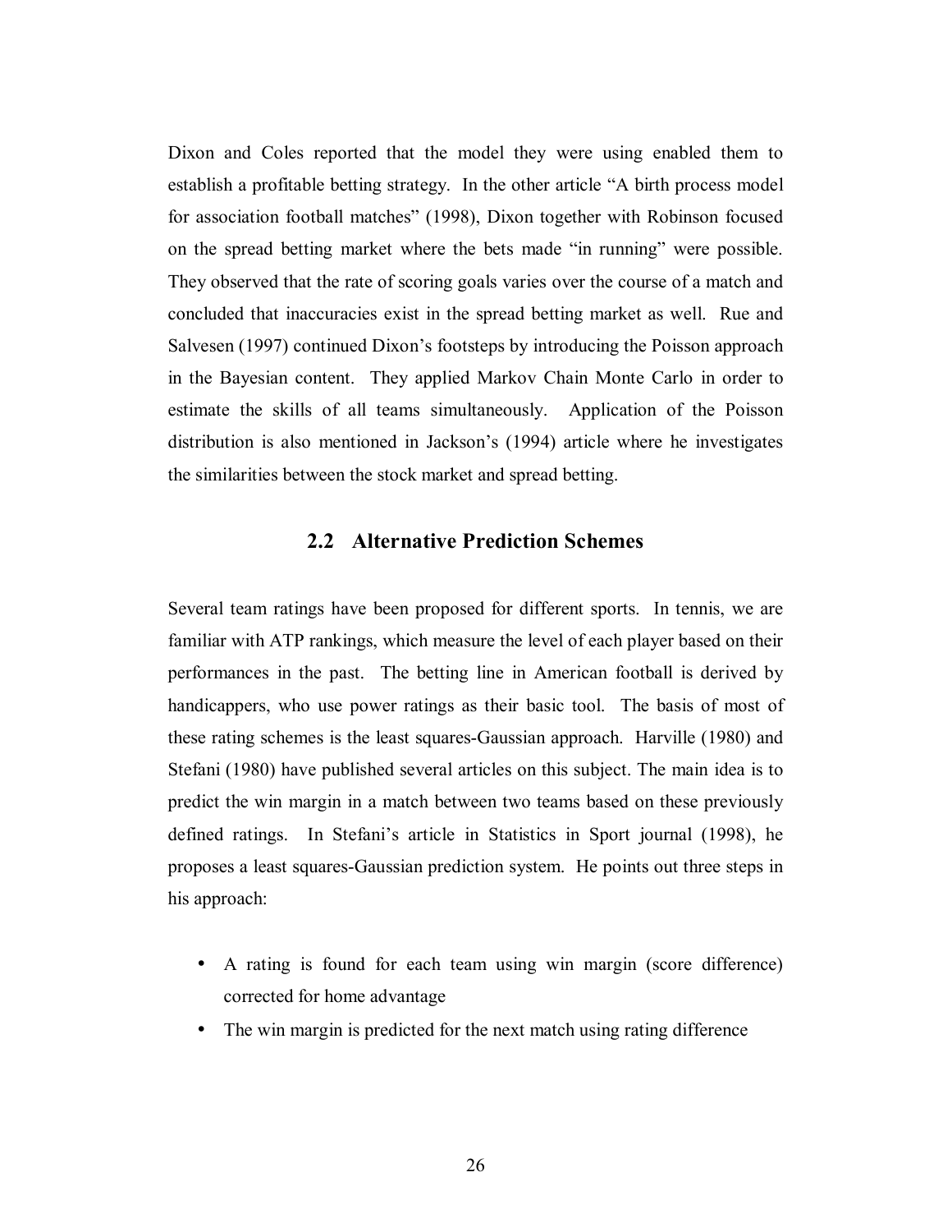Dixon and Coles reported that the model they were using enabled them to establish a profitable betting strategy. In the other article "A birth process model for association football matches" (1998), Dixon together with Robinson focused on the spread betting market where the bets made "in running" were possible. They observed that the rate of scoring goals varies over the course of a match and concluded that inaccuracies exist in the spread betting market as well. Rue and Salvesen (1997) continued Dixon's footsteps by introducing the Poisson approach in the Bayesian content. They applied Markov Chain Monte Carlo in order to estimate the skills of all teams simultaneously. Application of the Poisson distribution is also mentioned in Jackson's (1994) article where he investigates the similarities between the stock market and spread betting.

## 2.2 Alternative Prediction Schemes

Several team ratings have been proposed for different sports. In tennis, we are familiar with ATP rankings, which measure the level of each player based on their performances in the past. The betting line in American football is derived by handicappers, who use power ratings as their basic tool. The basis of most of these rating schemes is the least squares-Gaussian approach. Harville (1980) and Stefani (1980) have published several articles on this subject. The main idea is to predict the win margin in a match between two teams based on these previously defined ratings. In Stefani's article in Statistics in Sport journal (1998), he proposes a least squares-Gaussian prediction system. He points out three steps in his approach:

- A rating is found for each team using win margin (score difference) corrected for home advantage
- The win margin is predicted for the next match using rating difference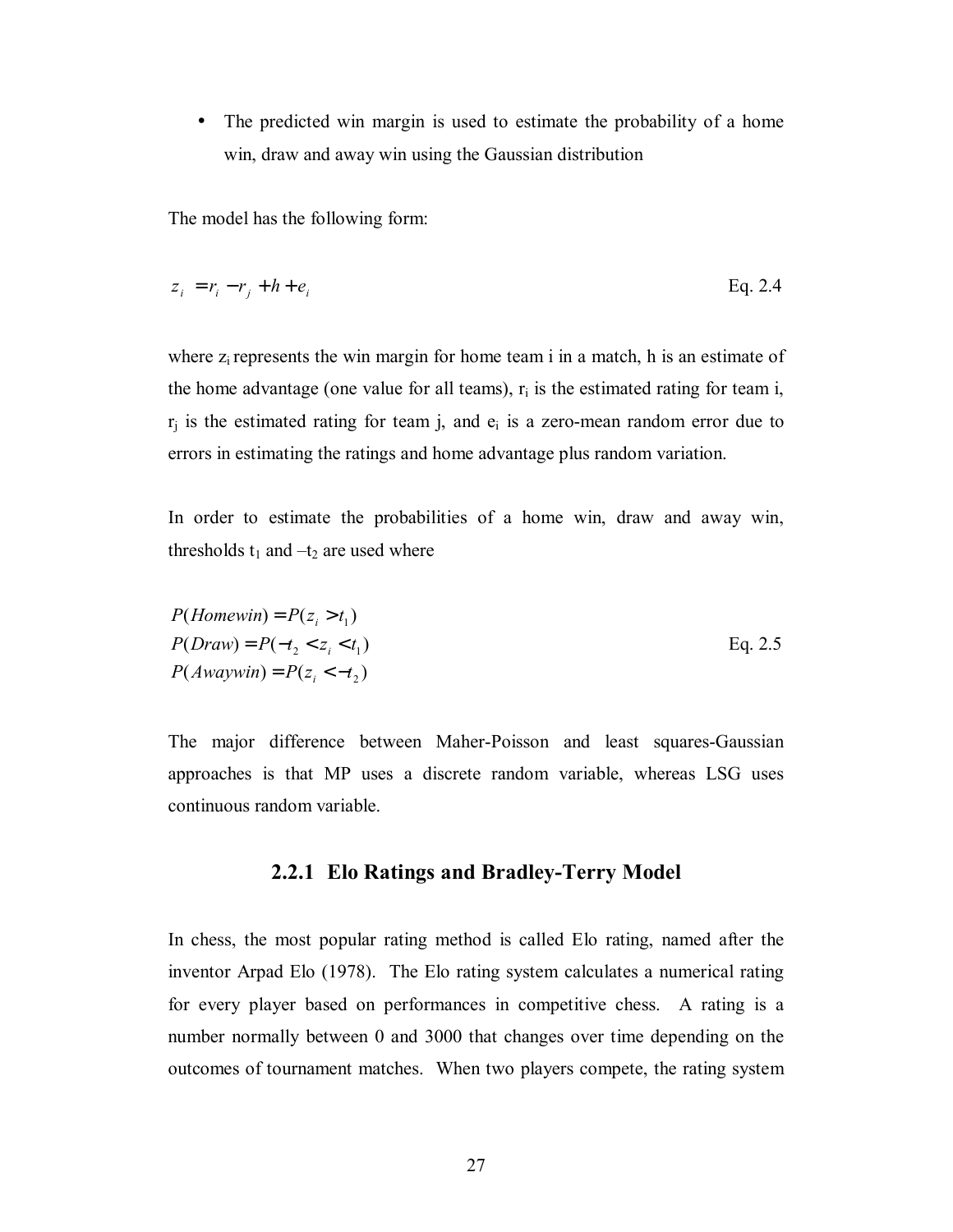- The predicted win margin is used to estimate the probability of a home win, draw and away win using the Gaussian distribution

The model has the following form:

$$z_i = r_i - r_j + h + e_i \qquad \text{Eq. 2.4}$$

where $z_i$ represents the win margin for home team i in a match, h is an estimate of the home advantage (one value for all teams), $r_i$ is the estimated rating for team i, $r_j$ is the estimated rating for team j, and $e_i$ is a zero-mean random error due to errors in estimating the ratings and home advantage plus random variation.

In order to estimate the probabilities of a home win, draw and away win, thresholds $t_1$ and $-t_2$ are used where

$$\begin{aligned} P(Homewin) &= P(z_i > t_1) \\ P(Draw) &= P(-t_2 < z_i < t_1) \\ P(Awaywin) &= P(z_i < -t_2) \end{aligned} \qquad \text{Eq. 2.5}$$

The major difference between Maher-Poisson and least squares-Gaussian approaches is that MP uses a discrete random variable, whereas LSG uses continuous random variable.

### 2.2.1 Elo Ratings and Bradley-Terry Model

In chess, the most popular rating method is called Elo rating, named after the inventor Arpad Elo (1978). The Elo rating system calculates a numerical rating for every player based on performances in competitive chess. A rating is a number normally between 0 and 3000 that changes over time depending on the outcomes of tournament matches. When two players compete, the rating system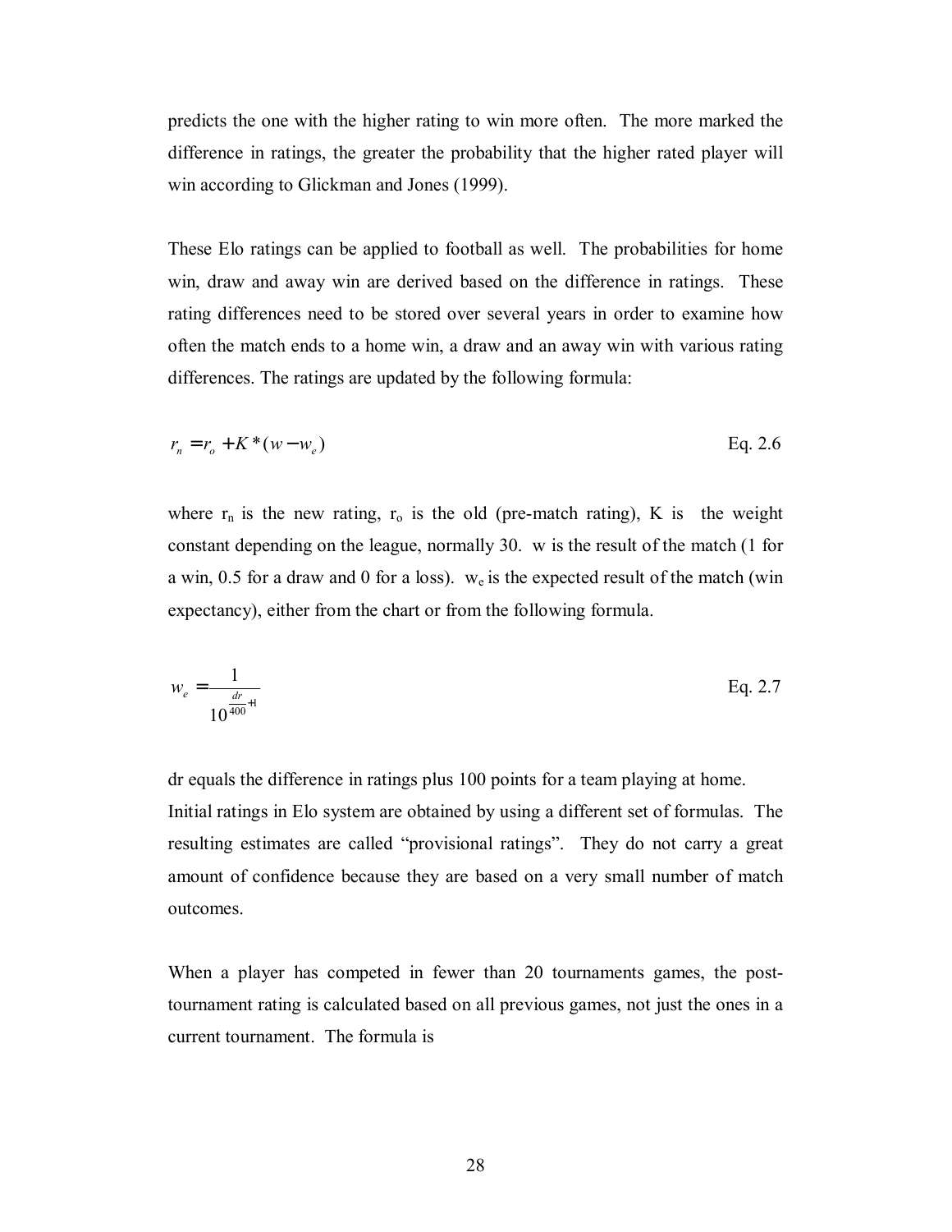predicts the one with the higher rating to win more often. The more marked the difference in ratings, the greater the probability that the higher rated player will win according to Glickman and Jones (1999).

These Elo ratings can be applied to football as well. The probabilities for home win, draw and away win are derived based on the difference in ratings. These rating differences need to be stored over several years in order to examine how often the match ends to a home win, a draw and an away win with various rating differences. The ratings are updated by the following formula:

$$r_n = r_o + K * (w - w_e) \qquad \text{Eq. 2.6}$$

where $r_n$ is the new rating, $r_o$ is the old (pre-match rating), K is the weight constant depending on the league, normally 30. w is the result of the match (1 for a win, 0.5 for a draw and 0 for a loss). $w_e$ is the expected result of the match (win expectancy), either from the chart or from the following formula.

$$w_e = \frac{1}{10^{\frac{dr}{400}} + 1} \qquad \text{Eq. 2.7}$$

dr equals the difference in ratings plus 100 points for a team playing at home.
Initial ratings in Elo system are obtained by using a different set of formulas. The resulting estimates are called "provisional ratings". They do not carry a great amount of confidence because they are based on a very small number of match outcomes.

When a player has competed in fewer than 20 tournaments games, the post-tournament rating is calculated based on all previous games, not just the ones in a current tournament. The formula is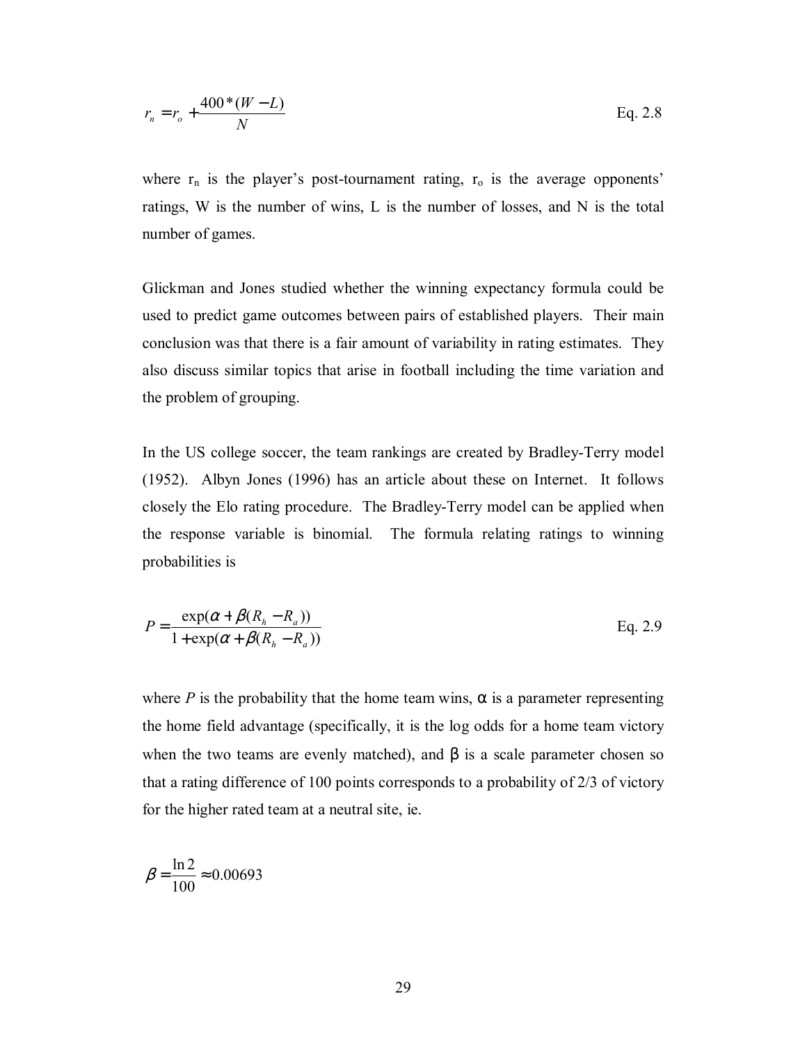$$r_n = r_o + \frac{400 * (W - L)}{N} \qquad \text{Eq. 2.8}$$

where $r_n$ is the player's post-tournament rating, $r_o$ is the average opponents' ratings, W is the number of wins, L is the number of losses, and N is the total number of games.

Glickman and Jones studied whether the winning expectancy formula could be used to predict game outcomes between pairs of established players. Their main conclusion was that there is a fair amount of variability in rating estimates. They also discuss similar topics that arise in football including the time variation and the problem of grouping.

In the US college soccer, the team rankings are created by Bradley-Terry model (1952). Albyn Jones (1996) has an article about these on Internet. It follows closely the Elo rating procedure. The Bradley-Terry model can be applied when the response variable is binomial. The formula relating ratings to winning probabilities is

$$P = \frac{\exp(\alpha + \beta(R_h - R_a))}{1 + \exp(\alpha + \beta(R_h - R_a))} \qquad \text{Eq. 2.9}$$

where *P* is the probability that the home team wins, $\alpha$ is a parameter representing the home field advantage (specifically, it is the log odds for a home team victory when the two teams are evenly matched), and $\beta$ is a scale parameter chosen so that a rating difference of 100 points corresponds to a probability of 2/3 of victory for the higher rated team at a neutral site, ie.

$$\beta = \frac{\ln 2}{100} \approx 0.00693$$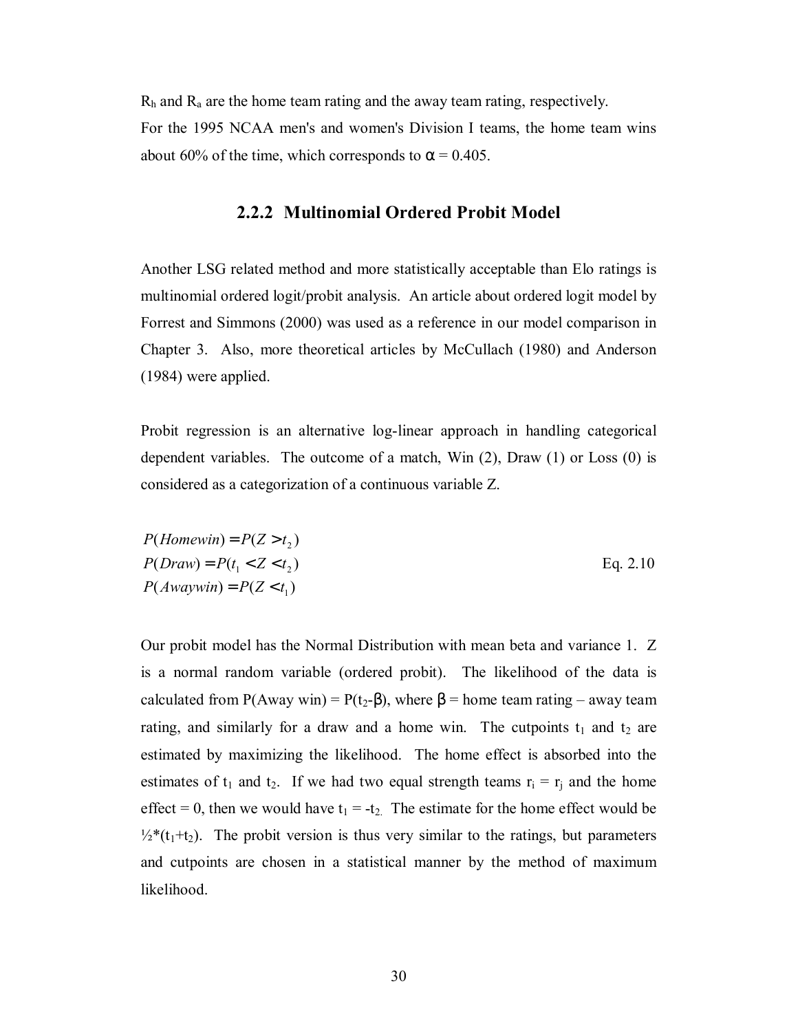$R_h$ and $R_a$ are the home team rating and the away team rating, respectively.

For the 1995 NCAA men's and women's Division I teams, the home team wins about 60% of the time, which corresponds to $\alpha = 0.405$.

### 2.2.2 Multinomial Ordered Probit Model

Another LSG related method and more statistically acceptable than Elo ratings is multinomial ordered logit/probit analysis. An article about ordered logit model by Forrest and Simmons (2000) was used as a reference in our model comparison in Chapter 3. Also, more theoretical articles by McCullach (1980) and Anderson (1984) were applied.

Probit regression is an alternative log-linear approach in handling categorical dependent variables. The outcome of a match, Win (2), Draw (1) or Loss (0) is considered as a categorization of a continuous variable Z.

$$
\begin{aligned}
P(Homewin) &= P(Z > t_2) \\
P(Draw) &= P(t_1 < Z < t_2) \\
P(Awaywin) &= P(Z < t_1)
\end{aligned}
\qquad \text{Eq. 2.10}
$$

Our probit model has the Normal Distribution with mean beta and variance 1. Z is a normal random variable (ordered probit). The likelihood of the data is calculated from P(Away win) = $P(t_2-\beta)$, where $\beta$ = home team rating – away team rating, and similarly for a draw and a home win. The cutpoints $t_1$ and $t_2$ are estimated by maximizing the likelihood. The home effect is absorbed into the estimates of $t_1$ and $t_2$. If we had two equal strength teams $r_i = r_j$ and the home effect = 0, then we would have $t_1 = -t_2$. The estimate for the home effect would be $\frac{1}{2}*(t_1+t_2)$. The probit version is thus very similar to the ratings, but parameters and cutpoints are chosen in a statistical manner by the method of maximum likelihood.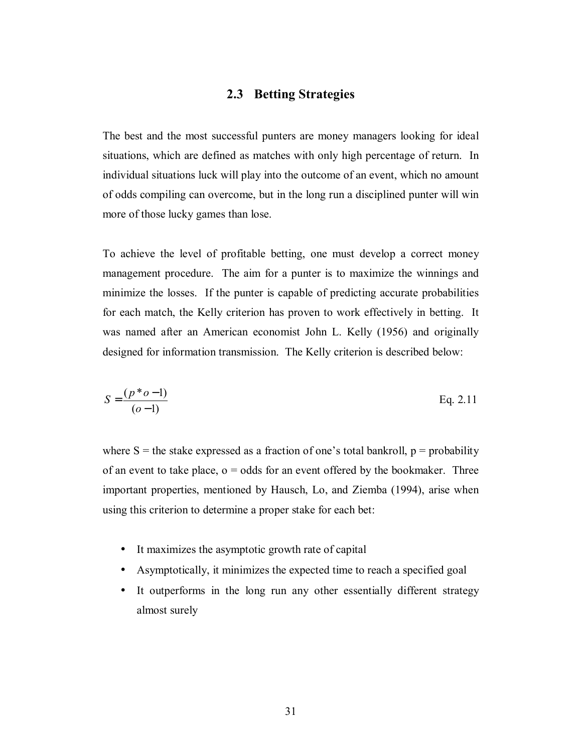## 2.3 Betting Strategies

The best and the most successful punters are money managers looking for ideal situations, which are defined as matches with only high percentage of return. In individual situations luck will play into the outcome of an event, which no amount of odds compiling can overcome, but in the long run a disciplined punter will win more of those lucky games than lose.

To achieve the level of profitable betting, one must develop a correct money management procedure. The aim for a punter is to maximize the winnings and minimize the losses. If the punter is capable of predicting accurate probabilities for each match, the Kelly criterion has proven to work effectively in betting. It was named after an American economist John L. Kelly (1956) and originally designed for information transmission. The Kelly criterion is described below:

$$S = \frac{(p * o - 1)}{(o - 1)} \qquad \text{Eq. 2.11}$$

where S = the stake expressed as a fraction of one's total bankroll, p = probability of an event to take place, o = odds for an event offered by the bookmaker. Three important properties, mentioned by Hausch, Lo, and Ziemba (1994), arise when using this criterion to determine a proper stake for each bet:

- It maximizes the asymptotic growth rate of capital
- Asymptotically, it minimizes the expected time to reach a specified goal
- It outperforms in the long run any other essentially different strategy almost surely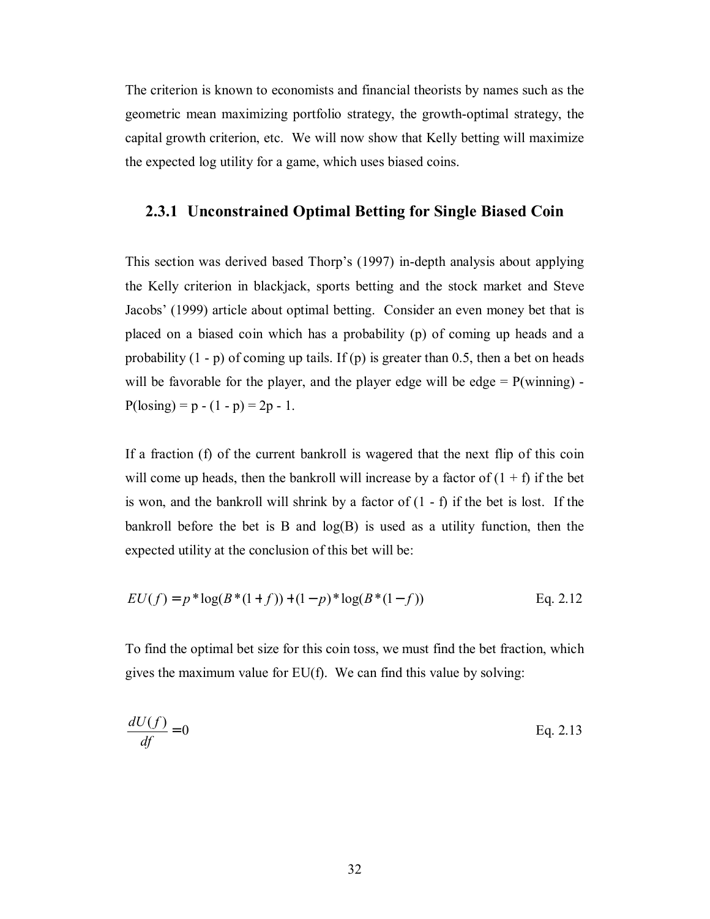The criterion is known to economists and financial theorists by names such as the geometric mean maximizing portfolio strategy, the growth-optimal strategy, the capital growth criterion, etc. We will now show that Kelly betting will maximize the expected log utility for a game, which uses biased coins.

### 2.3.1 Unconstrained Optimal Betting for Single Biased Coin

This section was derived based Thorp's (1997) in-depth analysis about applying the Kelly criterion in blackjack, sports betting and the stock market and Steve Jacobs' (1999) article about optimal betting. Consider an even money bet that is placed on a biased coin which has a probability (p) of coming up heads and a probability (1 - p) of coming up tails. If (p) is greater than 0.5, then a bet on heads will be favorable for the player, and the player edge will be edge = P(winning) - P(losing) = p - (1 - p) = 2p - 1.

If a fraction (f) of the current bankroll is wagered that the next flip of this coin will come up heads, then the bankroll will increase by a factor of (1 + f) if the bet is won, and the bankroll will shrink by a factor of (1 - f) if the bet is lost. If the bankroll before the bet is B and log(B) is used as a utility function, then the expected utility at the conclusion of this bet will be:

$$EU(f) = p * \log(B * (1 + f)) + (1 - p) * \log(B * (1 - f)) \qquad \text{Eq. 2.12}$$

To find the optimal bet size for this coin toss, we must find the bet fraction, which gives the maximum value for EU(f). We can find this value by solving:

$$\frac{dU(f)}{df} = 0 \qquad \text{Eq. 2.13}$$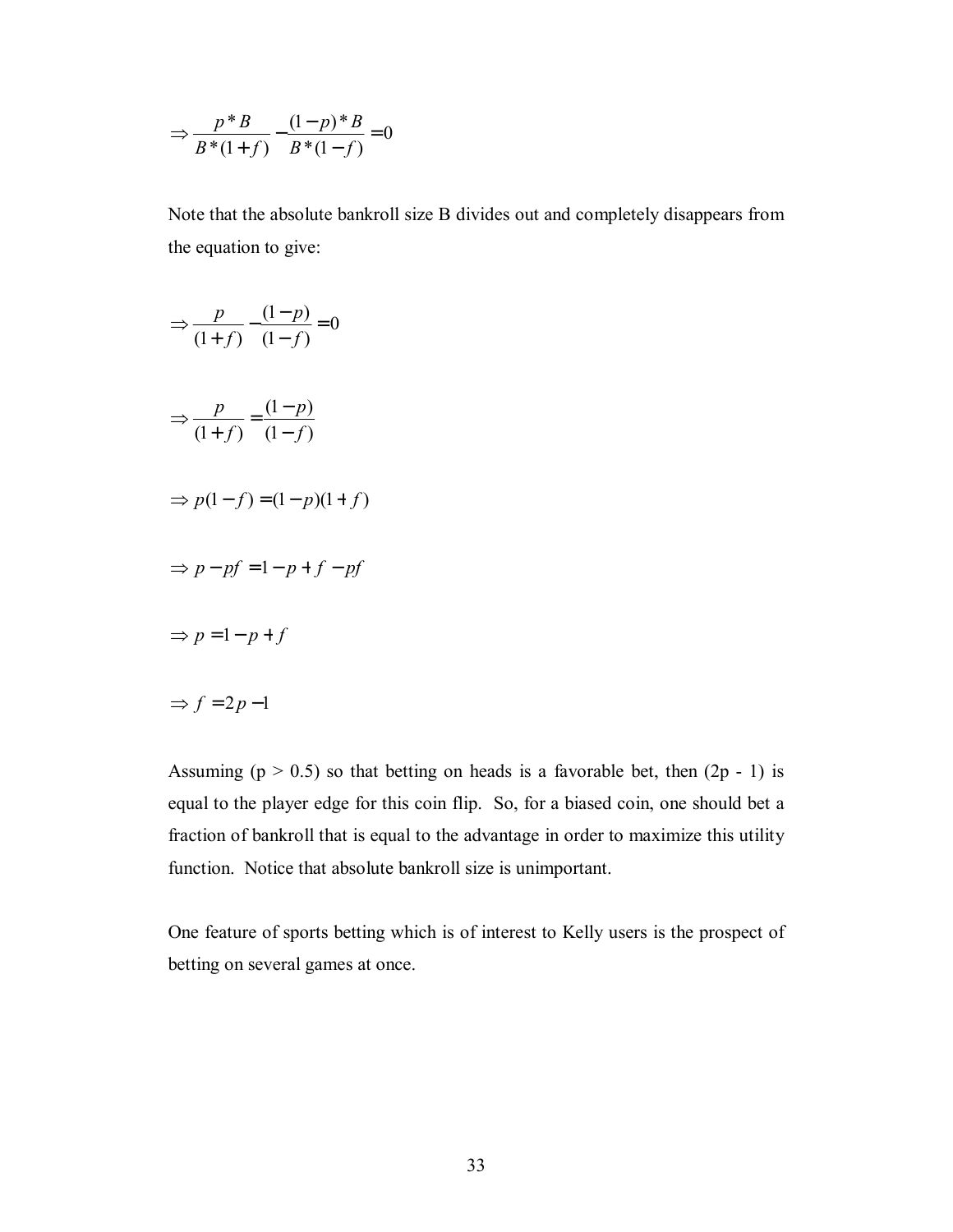$$\Rightarrow \frac{p*B}{B*(1+f)} - \frac{(1-p)*B}{B*(1-f)} = 0$$

Note that the absolute bankroll size B divides out and completely disappears from the equation to give:

$$\Rightarrow \frac{p}{(1+f)} - \frac{(1-p)}{(1-f)} = 0$$

$$\Rightarrow \frac{p}{(1+f)} = \frac{(1-p)}{(1-f)}$$

$$\Rightarrow p(1-f) = (1-p)(1+f)$$

$$\Rightarrow p - pf = 1 - p + f - pf$$

$$\Rightarrow p = 1 - p + f$$

$$\Rightarrow f = 2p - 1$$

Assuming ($p > 0.5$) so that betting on heads is a favorable bet, then ($2p - 1$) is equal to the player edge for this coin flip. So, for a biased coin, one should bet a fraction of bankroll that is equal to the advantage in order to maximize this utility function. Notice that absolute bankroll size is unimportant.

One feature of sports betting which is of interest to Kelly users is the prospect of betting on several games at once.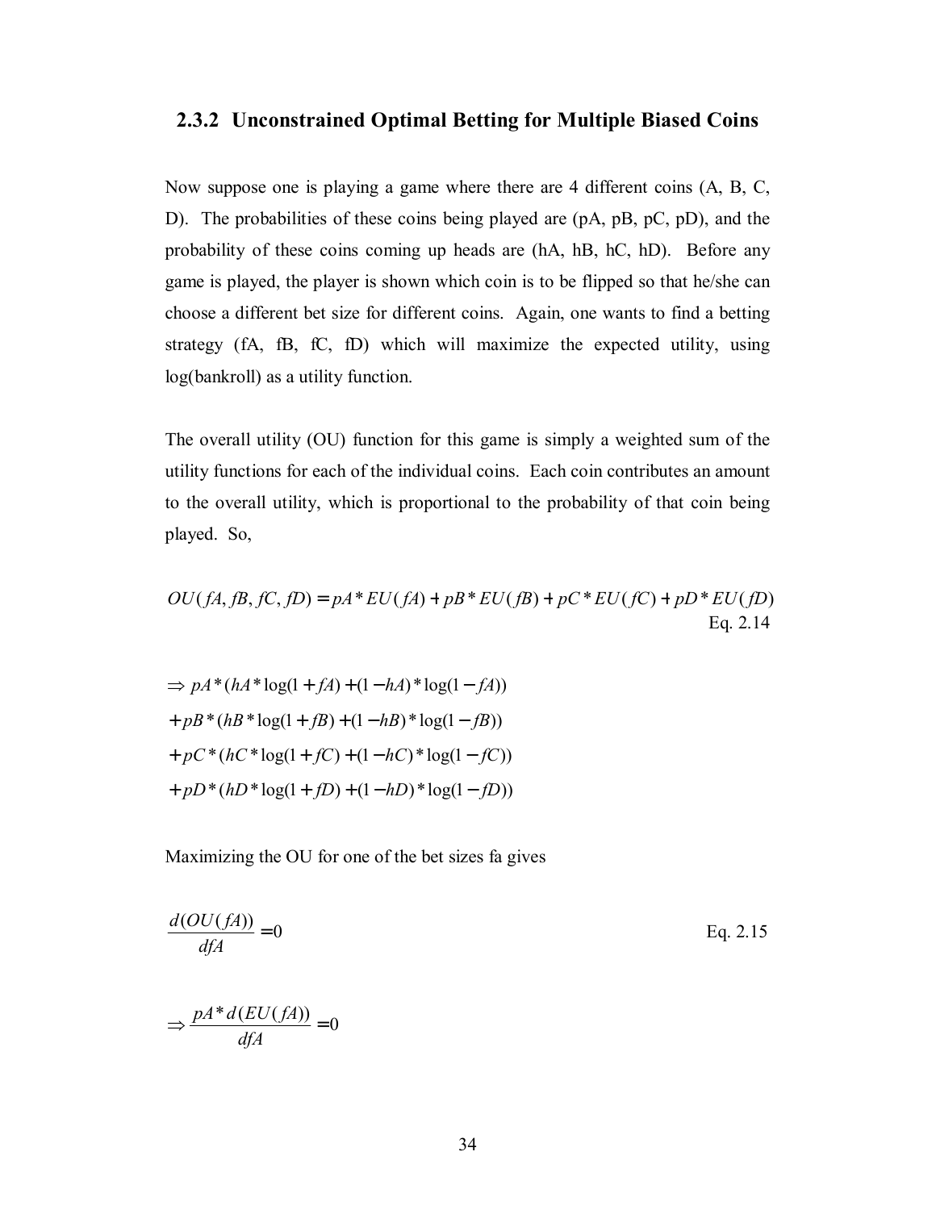### 2.3.2 Unconstrained Optimal Betting for Multiple Biased Coins

Now suppose one is playing a game where there are 4 different coins (A, B, C, D). The probabilities of these coins being played are (pA, pB, pC, pD), and the probability of these coins coming up heads are (hA, hB, hC, hD). Before any game is played, the player is shown which coin is to be flipped so that he/she can choose a different bet size for different coins. Again, one wants to find a betting strategy (fA, fB, fC, fD) which will maximize the expected utility, using log(bankroll) as a utility function.

The overall utility (OU) function for this game is simply a weighted sum of the utility functions for each of the individual coins. Each coin contributes an amount to the overall utility, which is proportional to the probability of that coin being played. So,

$$OU(fA, fB, fC, fD) = pA * EU(fA) + pB * EU(fB) + pC * EU(fC) + pD * EU(fD) \quad \text{Eq. 2.14}$$

$$\begin{aligned}
&\Rightarrow pA * (hA * \log(1 + fA) + (1 - hA) * \log(1 - fA)) \\
&+ pB * (hB * \log(1 + fB) + (1 - hB) * \log(1 - fB)) \\
&+ pC * (hC * \log(1 + fC) + (1 - hC) * \log(1 - fC)) \\
&+ pD * (hD * \log(1 + fD) + (1 - hD) * \log(1 - fD))
\end{aligned}$$

Maximizing the OU for one of the bet sizes fa gives

$$\frac{d(OU(fA))}{dfA} = 0 \quad \text{Eq. 2.15}$$

$$\Rightarrow \frac{pA * d(EU(fA))}{dfA} = 0$$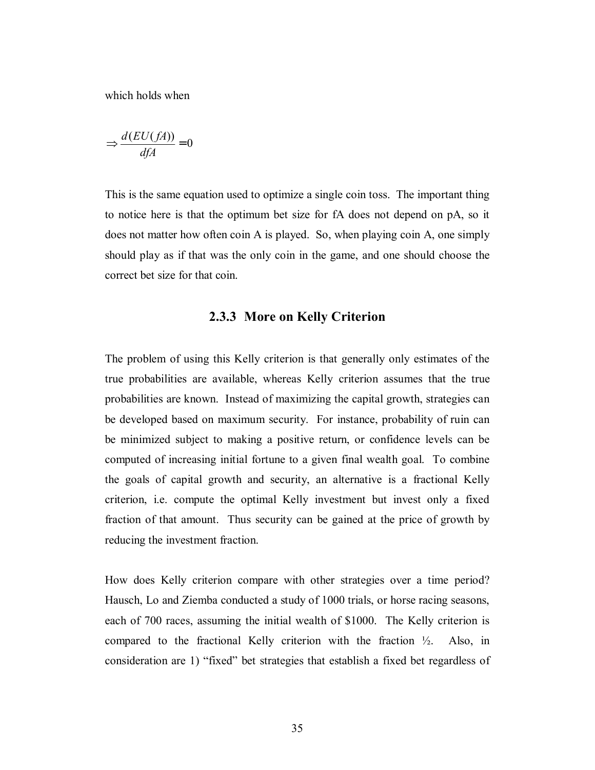which holds when

$$\Rightarrow \frac{d(EU(fA))}{dfA} = 0$$

This is the same equation used to optimize a single coin toss. The important thing to notice here is that the optimum bet size for fA does not depend on pA, so it does not matter how often coin A is played. So, when playing coin A, one simply should play as if that was the only coin in the game, and one should choose the correct bet size for that coin.

### 2.3.3 More on Kelly Criterion

The problem of using this Kelly criterion is that generally only estimates of the true probabilities are available, whereas Kelly criterion assumes that the true probabilities are known. Instead of maximizing the capital growth, strategies can be developed based on maximum security. For instance, probability of ruin can be minimized subject to making a positive return, or confidence levels can be computed of increasing initial fortune to a given final wealth goal. To combine the goals of capital growth and security, an alternative is a fractional Kelly criterion, i.e. compute the optimal Kelly investment but invest only a fixed fraction of that amount. Thus security can be gained at the price of growth by reducing the investment fraction.

How does Kelly criterion compare with other strategies over a time period? Hausch, Lo and Ziemba conducted a study of 1000 trials, or horse racing seasons, each of 700 races, assuming the initial wealth of $1000. The Kelly criterion is compared to the fractional Kelly criterion with the fraction ½. Also, in consideration are 1) "fixed" bet strategies that establish a fixed bet regardless of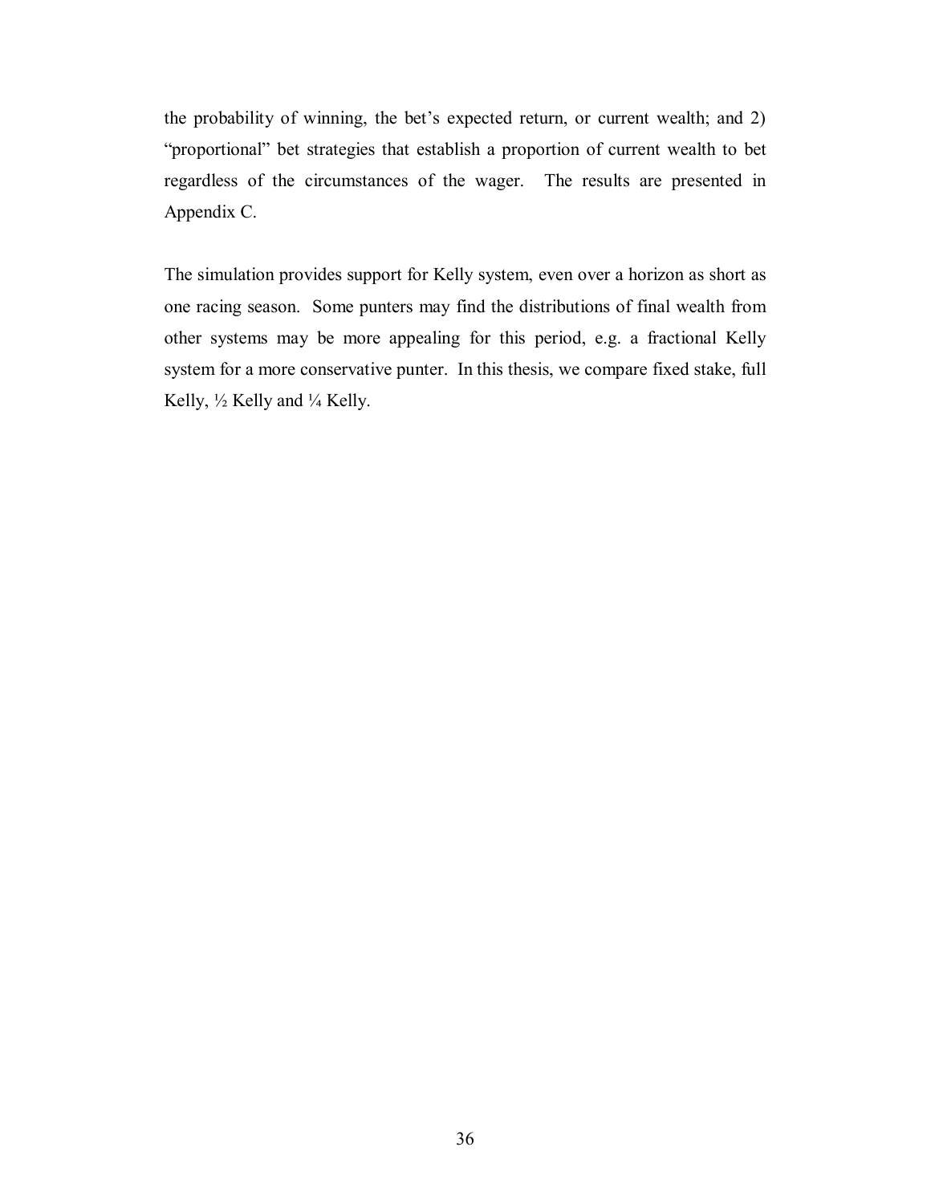the probability of winning, the bet's expected return, or current wealth; and 2) "proportional" bet strategies that establish a proportion of current wealth to bet regardless of the circumstances of the wager. The results are presented in Appendix C.

The simulation provides support for Kelly system, even over a horizon as short as one racing season. Some punters may find the distributions of final wealth from other systems may be more appealing for this period, e.g. a fractional Kelly system for a more conservative punter. In this thesis, we compare fixed stake, full Kelly, ½ Kelly and ¼ Kelly.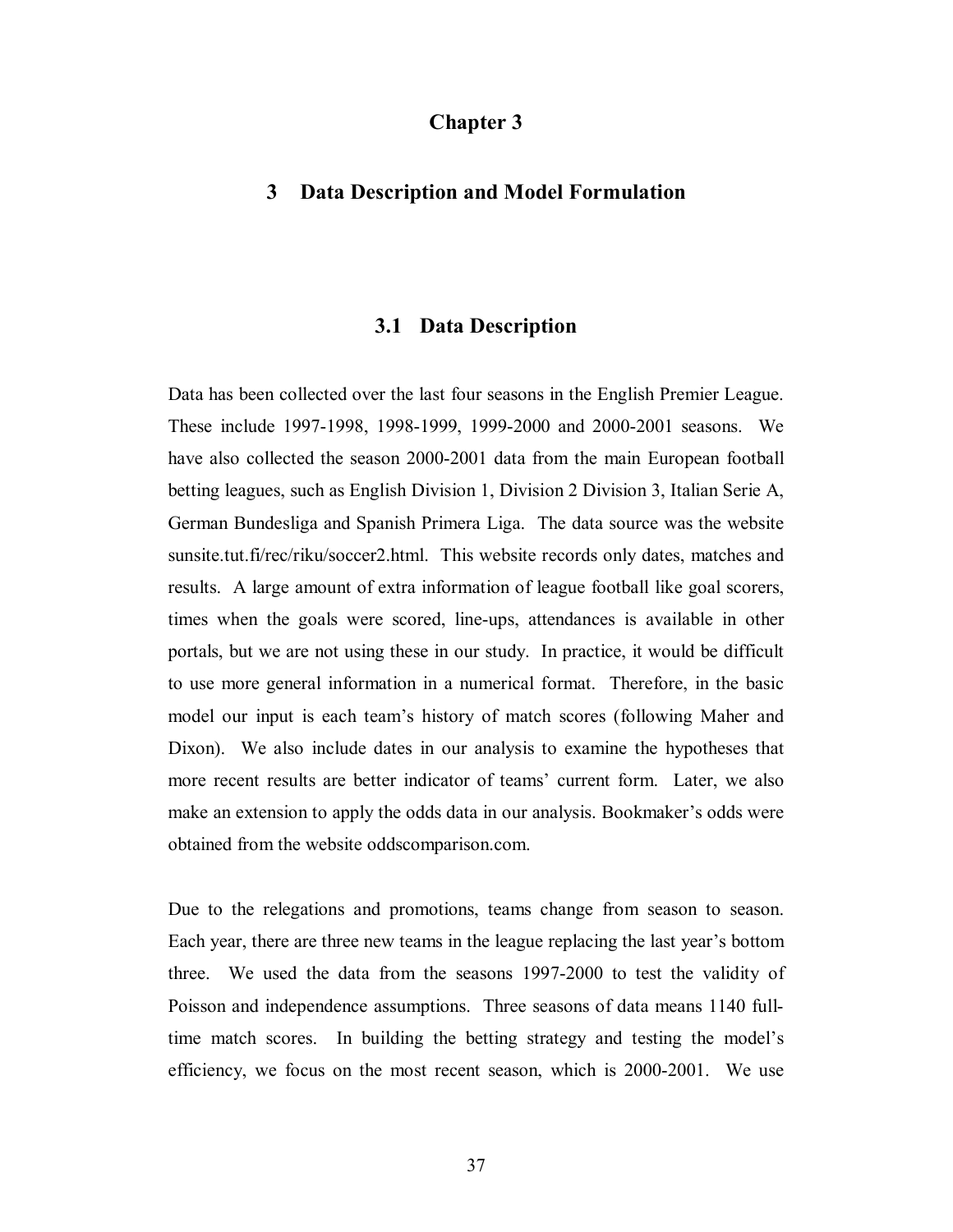# Chapter 3

## 3 Data Description and Model Formulation

### 3.1 Data Description

Data has been collected over the last four seasons in the English Premier League. These include 1997-1998, 1998-1999, 1999-2000 and 2000-2001 seasons. We have also collected the season 2000-2001 data from the main European football betting leagues, such as English Division 1, Division 2 Division 3, Italian Serie A, German Bundesliga and Spanish Primera Liga. The data source was the website sunsite.tut.fi/rec/riku/soccer2.html. This website records only dates, matches and results. A large amount of extra information of league football like goal scorers, times when the goals were scored, line-ups, attendances is available in other portals, but we are not using these in our study. In practice, it would be difficult to use more general information in a numerical format. Therefore, in the basic model our input is each team's history of match scores (following Maher and Dixon). We also include dates in our analysis to examine the hypotheses that more recent results are better indicator of teams' current form. Later, we also make an extension to apply the odds data in our analysis. Bookmaker's odds were obtained from the website oddscomparison.com.

Due to the relegations and promotions, teams change from season to season. Each year, there are three new teams in the league replacing the last year's bottom three. We used the data from the seasons 1997-2000 to test the validity of Poisson and independence assumptions. Three seasons of data means 1140 full-time match scores. In building the betting strategy and testing the model's efficiency, we focus on the most recent season, which is 2000-2001. We use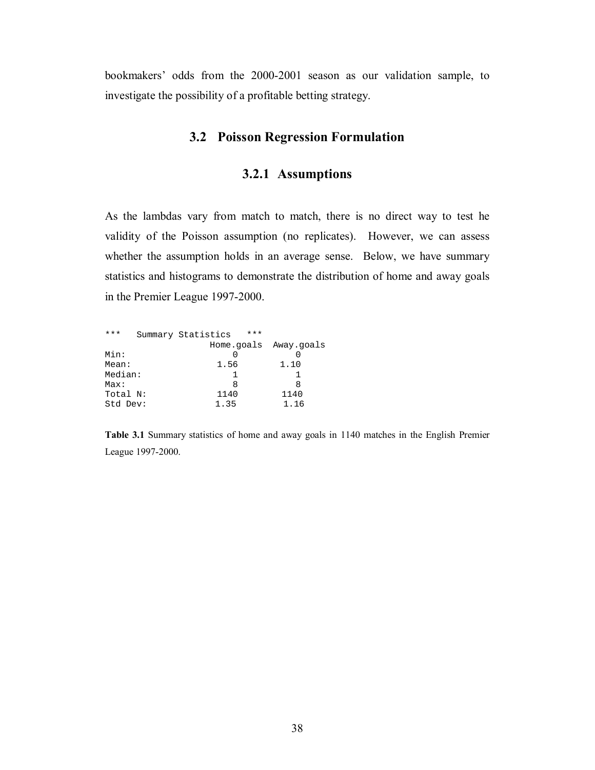bookmakers' odds from the 2000-2001 season as our validation sample, to investigate the possibility of a profitable betting strategy.

## 3.2 Poisson Regression Formulation

### 3.2.1 Assumptions

As the lambdas vary from match to match, there is no direct way to test he validity of the Poisson assumption (no replicates). However, we can assess whether the assumption holds in an average sense. Below, we have summary statistics and histograms to demonstrate the distribution of home and away goals in the Premier League 1997-2000.

```
***   Summary Statistics   ***
              Home.goals  Away.goals
Min:              0           0
Mean:           1.56        1.10
Median:           1           1
Max:              8           8
Total N:        1140        1140
Std Dev:        1.35        1.16
```

**Table 3.1** Summary statistics of home and away goals in 1140 matches in the English Premier League 1997-2000.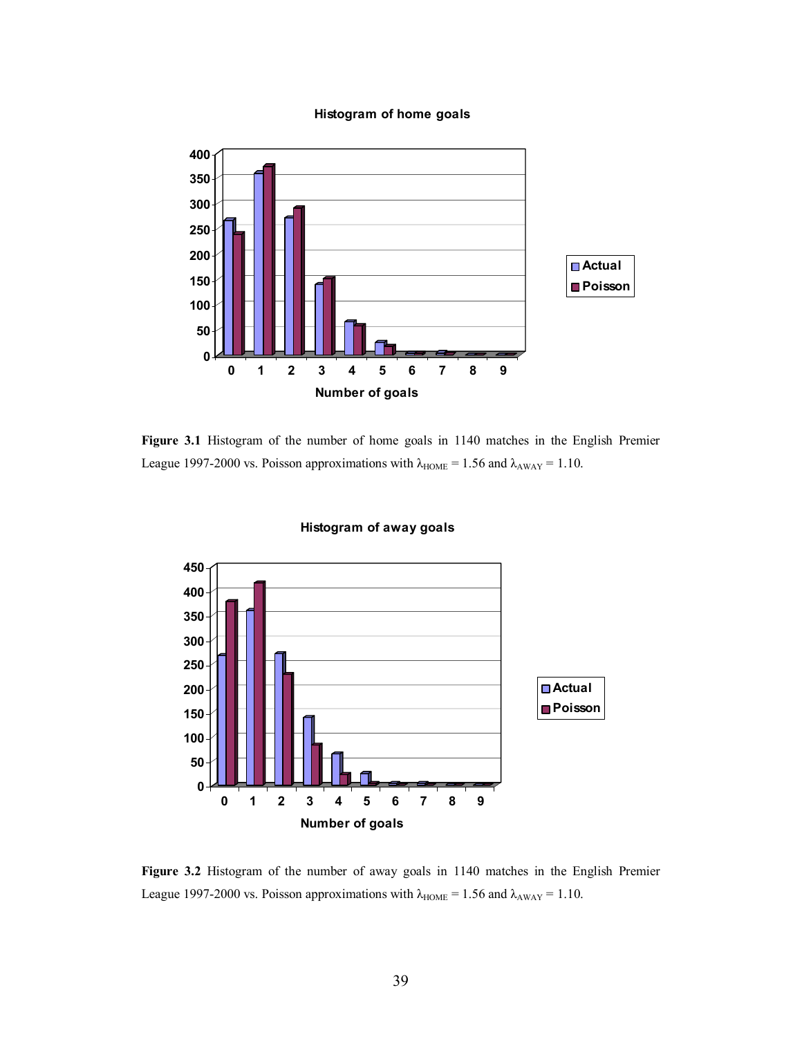**Figure 3.1** Histogram of the number of home goals in 1140 matches in the English Premier League 1997-2000 vs. Poisson approximations with $\lambda_{HOME} = 1.56$ and $\lambda_{AWAY} = 1.10$.

**Figure 3.2** Histogram of the number of away goals in 1140 matches in the English Premier League 1997-2000 vs. Poisson approximations with $\lambda_{HOME} = 1.56$ and $\lambda_{AWAY} = 1.10$.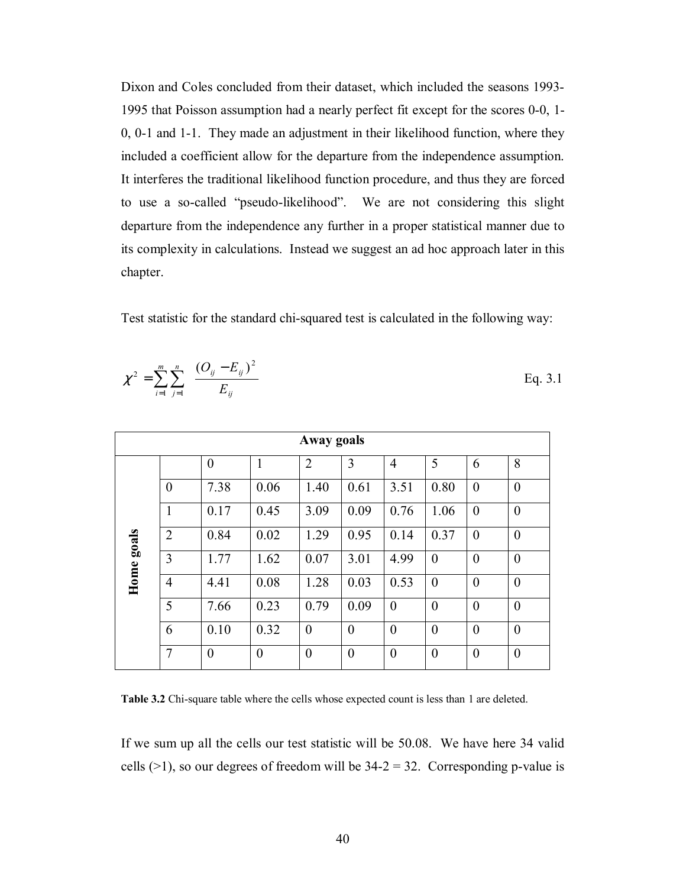Dixon and Coles concluded from their dataset, which included the seasons 1993-1995 that Poisson assumption had a nearly perfect fit except for the scores 0-0, 1-0, 0-1 and 1-1. They made an adjustment in their likelihood function, where they included a coefficient allow for the departure from the independence assumption. It interferes the traditional likelihood function procedure, and thus they are forced to use a so-called "pseudo-likelihood". We are not considering this slight departure from the independence any further in a proper statistical manner due to its complexity in calculations. Instead we suggest an ad hoc approach later in this chapter.

Test statistic for the standard chi-squared test is calculated in the following way:

$$\chi^2 = \sum_{i=1}^{m} \sum_{j=1}^{n} \frac{(O_{ij} - E_{ij})^2}{E_{ij}} \qquad \text{Eq. 3.1}$$

| | Away goals | | | | | | | | |
|---|---|---|---|---|---|---|---|---|---|
| | | 0 | 1 | 2 | 3 | 4 | 5 | 6 | 8 |
| **Home goals** | 0 | 7.38 | 0.06 | 1.40 | 0.61 | 3.51 | 0.80 | 0 | 0 |
| | 1 | 0.17 | 0.45 | 3.09 | 0.09 | 0.76 | 1.06 | 0 | 0 |
| | 2 | 0.84 | 0.02 | 1.29 | 0.95 | 0.14 | 0.37 | 0 | 0 |
| | 3 | 1.77 | 1.62 | 0.07 | 3.01 | 4.99 | 0 | 0 | 0 |
| | 4 | 4.41 | 0.08 | 1.28 | 0.03 | 0.53 | 0 | 0 | 0 |
| | 5 | 7.66 | 0.23 | 0.79 | 0.09 | 0 | 0 | 0 | 0 |
| | 6 | 0.10 | 0.32 | 0 | 0 | 0 | 0 | 0 | 0 |
| | 7 | 0 | 0 | 0 | 0 | 0 | 0 | 0 | 0 |

**Table 3.2** Chi-square table where the cells whose expected count is less than 1 are deleted.

If we sum up all the cells our test statistic will be 50.08. We have here 34 valid cells (>1), so our degrees of freedom will be 34-2 = 32. Corresponding p-value is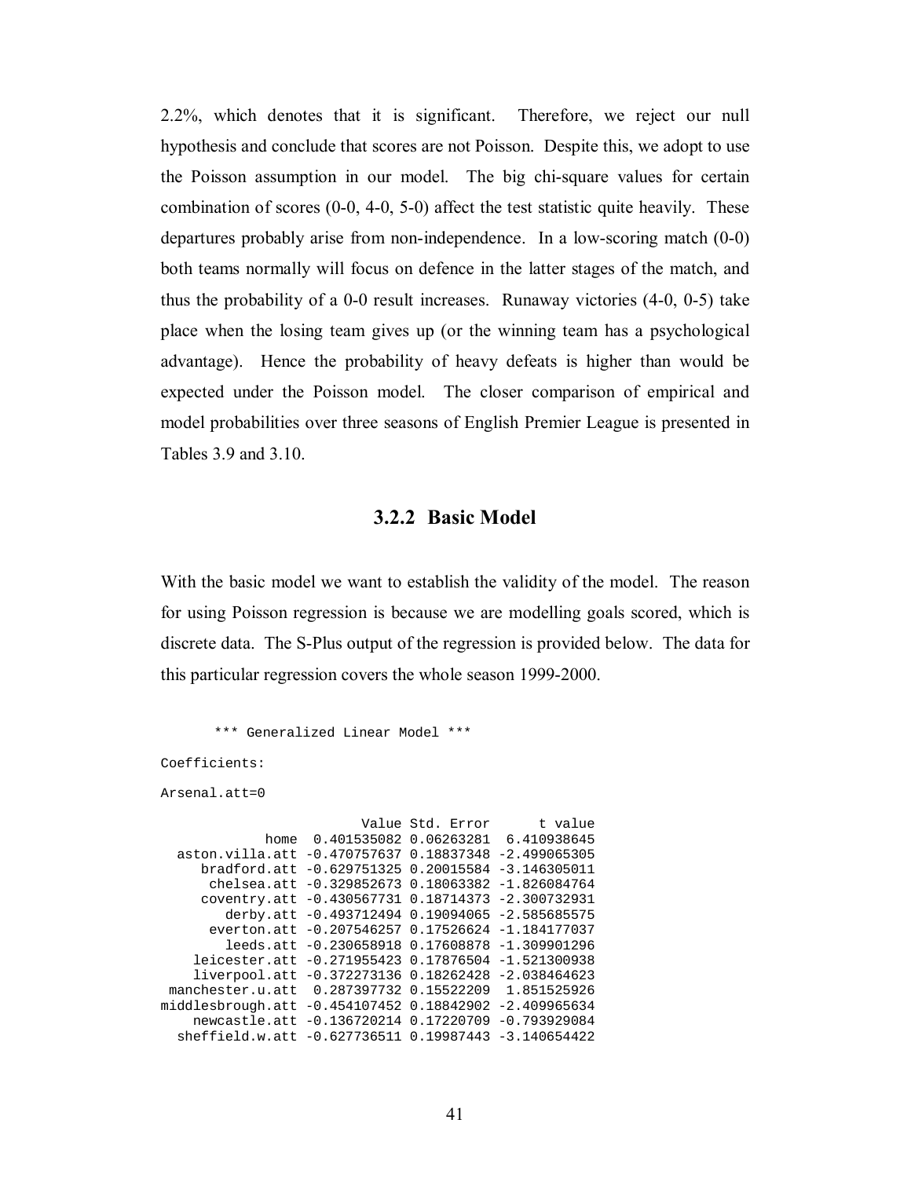2.2%, which denotes that it is significant. Therefore, we reject our null hypothesis and conclude that scores are not Poisson. Despite this, we adopt to use the Poisson assumption in our model. The big chi-square values for certain combination of scores (0-0, 4-0, 5-0) affect the test statistic quite heavily. These departures probably arise from non-independence. In a low-scoring match (0-0) both teams normally will focus on defence in the latter stages of the match, and thus the probability of a 0-0 result increases. Runaway victories (4-0, 0-5) take place when the losing team gives up (or the winning team has a psychological advantage). Hence the probability of heavy defeats is higher than would be expected under the Poisson model. The closer comparison of empirical and model probabilities over three seasons of English Premier League is presented in Tables 3.9 and 3.10.

### 3.2.2 Basic Model

With the basic model we want to establish the validity of the model. The reason for using Poisson regression is because we are modelling goals scored, which is discrete data. The S-Plus output of the regression is provided below. The data for this particular regression covers the whole season 1999-2000.

```
      *** Generalized Linear Model ***

Coefficients:

Arsenal.att=0

                        Value Std. Error      t value
            home  0.401535082 0.06263281  6.410938645
  aston.villa.att -0.470757637 0.18837348 -2.499065305
     bradford.att -0.629751325 0.20015584 -3.146305011
      chelsea.att -0.329852673 0.18063382 -1.826084764
     coventry.att -0.430567731 0.18714373 -2.300732931
        derby.att -0.493712494 0.19094065 -2.585685575
      everton.att -0.207546257 0.17526624 -1.184177037
        leeds.att -0.230658918 0.17608878 -1.309901296
    leicester.att -0.271955423 0.17876504 -1.521300938
    liverpool.att -0.372273136 0.18262428 -2.038464623
 manchester.u.att  0.287397732 0.15522209  1.851525926
middlesbrough.att -0.454107452 0.18842902 -2.409965634
    newcastle.att -0.136720214 0.17220709 -0.793929084
  sheffield.w.att -0.627736511 0.19987443 -3.140654422
```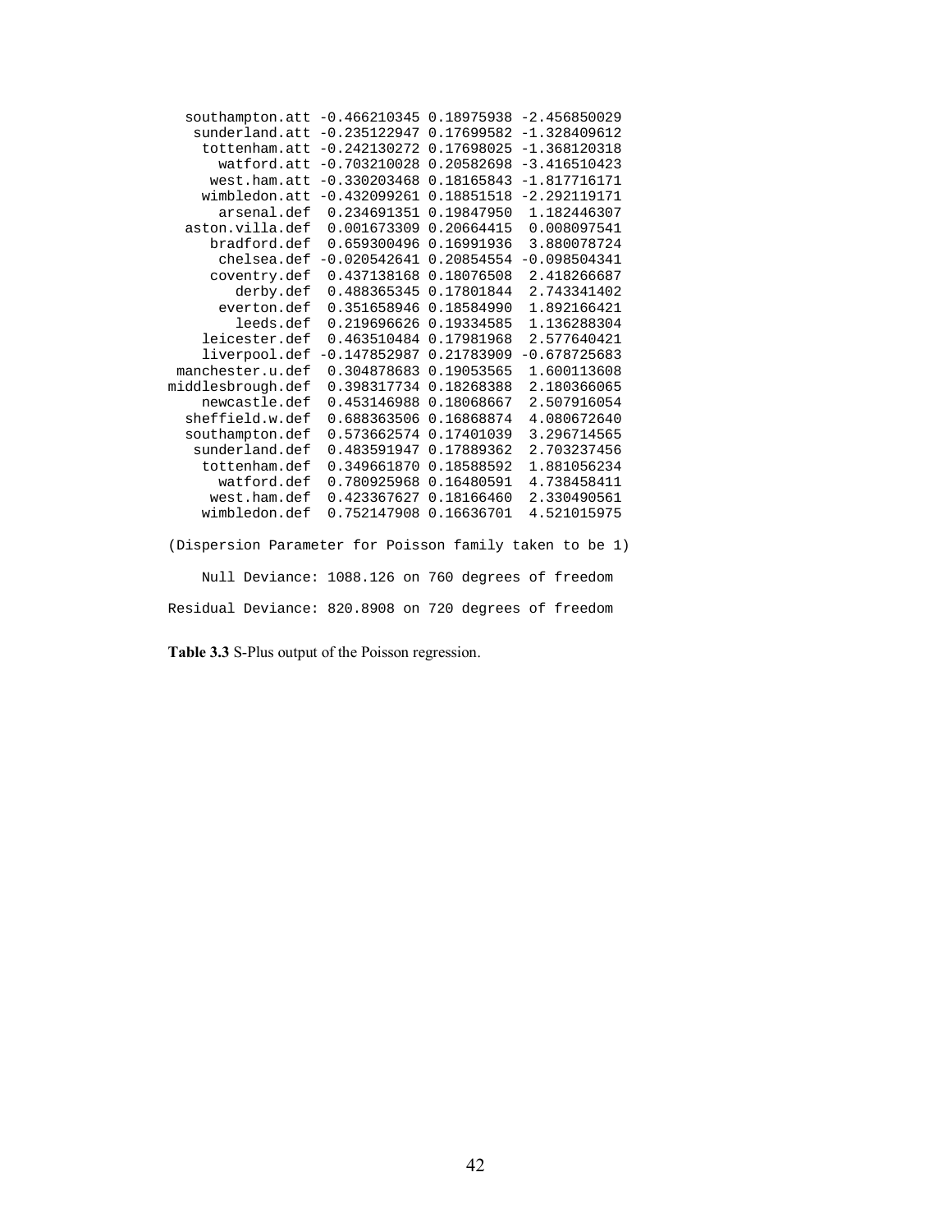```
   southampton.att -0.466210345 0.18975938 -2.456850029
    sunderland.att -0.235122947 0.17699582 -1.328409612
     tottenham.att -0.242130272 0.17698025 -1.368120318
       watford.att -0.703210028 0.20582698 -3.416510423
      west.ham.att -0.330203468 0.18165843 -1.817716171
     wimbledon.att -0.432099261 0.18851518 -2.292119171
       arsenal.def  0.234691351 0.19847950  1.182446307
   aston.villa.def  0.001673309 0.20664415  0.008097541
      bradford.def  0.659300496 0.16991936  3.880078724
       chelsea.def -0.020542641 0.20854554 -0.098504341
      coventry.def  0.437138168 0.18076508  2.418266687
         derby.def  0.488365345 0.17801844  2.743341402
       everton.def  0.351658946 0.18584990  1.892166421
         leeds.def  0.219696626 0.19334585  1.136288304
     leicester.def  0.463510484 0.17981968  2.577640421
     liverpool.def -0.147852987 0.21783909 -0.678725683
  manchester.u.def  0.304878683 0.19053565  1.600113608
middlesbrough.def  0.398317734 0.18268388  2.180366065
     newcastle.def  0.453146988 0.18068667  2.507916054
   sheffield.w.def  0.688363506 0.16868874  4.080672640
   southampton.def  0.573662574 0.17401039  3.296714565
    sunderland.def  0.483591947 0.17889362  2.703237456
     tottenham.def  0.349661870 0.18588592  1.881056234
       watford.def  0.780925968 0.16480591  4.738458411
      west.ham.def  0.423367627 0.18166460  2.330490561
     wimbledon.def  0.752147908 0.16636701  4.521015975

(Dispersion Parameter for Poisson family taken to be 1)

    Null Deviance: 1088.126 on 760 degrees of freedom

Residual Deviance: 820.8908 on 720 degrees of freedom
```

**Table 3.3** S-Plus output of the Poisson regression.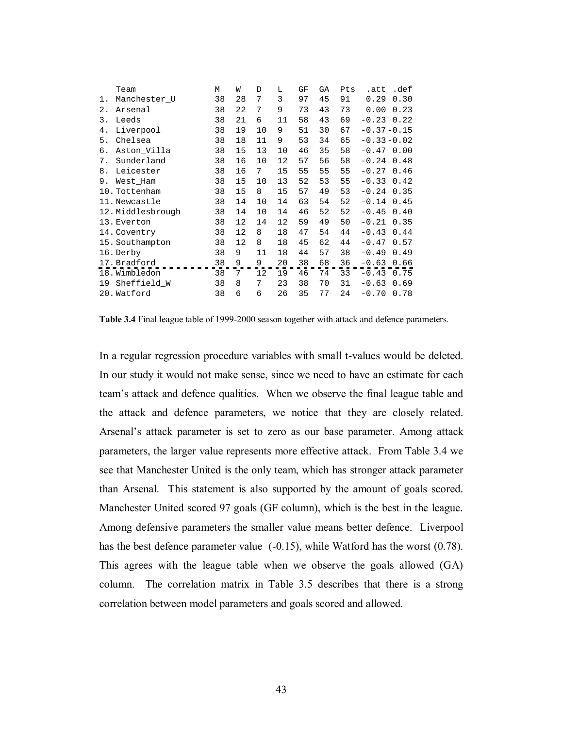| | Team | M | W | D | L | GF | GA | Pts | .att | .def |
|---|---|---|---|---|---|---|---|---|---|---|
| 1. | Manchester_U | 38 | 28 | 7 | 3 | 97 | 45 | 91 | 0.29 | 0.30 |
| 2. | Arsenal | 38 | 22 | 7 | 9 | 73 | 43 | 73 | 0.00 | 0.23 |
| 3. | Leeds | 38 | 21 | 6 | 11 | 58 | 43 | 69 | -0.23 | 0.22 |
| 4. | Liverpool | 38 | 19 | 10 | 9 | 51 | 30 | 67 | -0.37 | -0.15 |
| 5. | Chelsea | 38 | 18 | 11 | 9 | 53 | 34 | 65 | -0.33 | -0.02 |
| 6. | Aston_Villa | 38 | 15 | 13 | 10 | 46 | 35 | 58 | -0.47 | 0.00 |
| 7. | Sunderland | 38 | 16 | 10 | 12 | 57 | 56 | 58 | -0.24 | 0.48 |
| 8. | Leicester | 38 | 16 | 7 | 15 | 55 | 55 | 55 | -0.27 | 0.46 |
| 9. | West_Ham | 38 | 15 | 10 | 13 | 52 | 53 | 55 | -0.33 | 0.42 |
| 10. | Tottenham | 38 | 15 | 8 | 15 | 57 | 49 | 53 | -0.24 | 0.35 |
| 11. | Newcastle | 38 | 14 | 10 | 14 | 63 | 54 | 52 | -0.14 | 0.45 |
| 12. | Middlesbrough | 38 | 14 | 10 | 14 | 46 | 52 | 52 | -0.45 | 0.40 |
| 13. | Everton | 38 | 12 | 14 | 12 | 59 | 49 | 50 | -0.21 | 0.35 |
| 14. | Coventry | 38 | 12 | 8 | 18 | 47 | 54 | 44 | -0.43 | 0.44 |
| 15. | Southampton | 38 | 12 | 8 | 18 | 45 | 62 | 44 | -0.47 | 0.57 |
| 16. | Derby | 38 | 9 | 11 | 18 | 44 | 57 | 38 | -0.49 | 0.49 |
| 17. | Bradford | 38 | 9 | 9 | 20 | 38 | 68 | 36 | -0.63 | 0.66 |
| 18. | Wimbledon | 38 | 7 | 12 | 19 | 46 | 74 | 33 | -0.43 | 0.75 |
| 19 | Sheffield_W | 38 | 8 | 7 | 23 | 38 | 70 | 31 | -0.63 | 0.69 |
| 20. | Watford | 38 | 6 | 6 | 26 | 35 | 77 | 24 | -0.70 | 0.78 |

**Table 3.4** Final league table of 1999-2000 season together with attack and defence parameters.

In a regular regression procedure variables with small t-values would be deleted. In our study it would not make sense, since we need to have an estimate for each team's attack and defence qualities. When we observe the final league table and the attack and defence parameters, we notice that they are closely related. Arsenal's attack parameter is set to zero as our base parameter. Among attack parameters, the larger value represents more effective attack. From Table 3.4 we see that Manchester United is the only team, which has stronger attack parameter than Arsenal. This statement is also supported by the amount of goals scored. Manchester United scored 97 goals (GF column), which is the best in the league. Among defensive parameters the smaller value means better defence. Liverpool has the best defence parameter value (-0.15), while Watford has the worst (0.78). This agrees with the league table when we observe the goals allowed (GA) column. The correlation matrix in Table 3.5 describes that there is a strong correlation between model parameters and goals scored and allowed.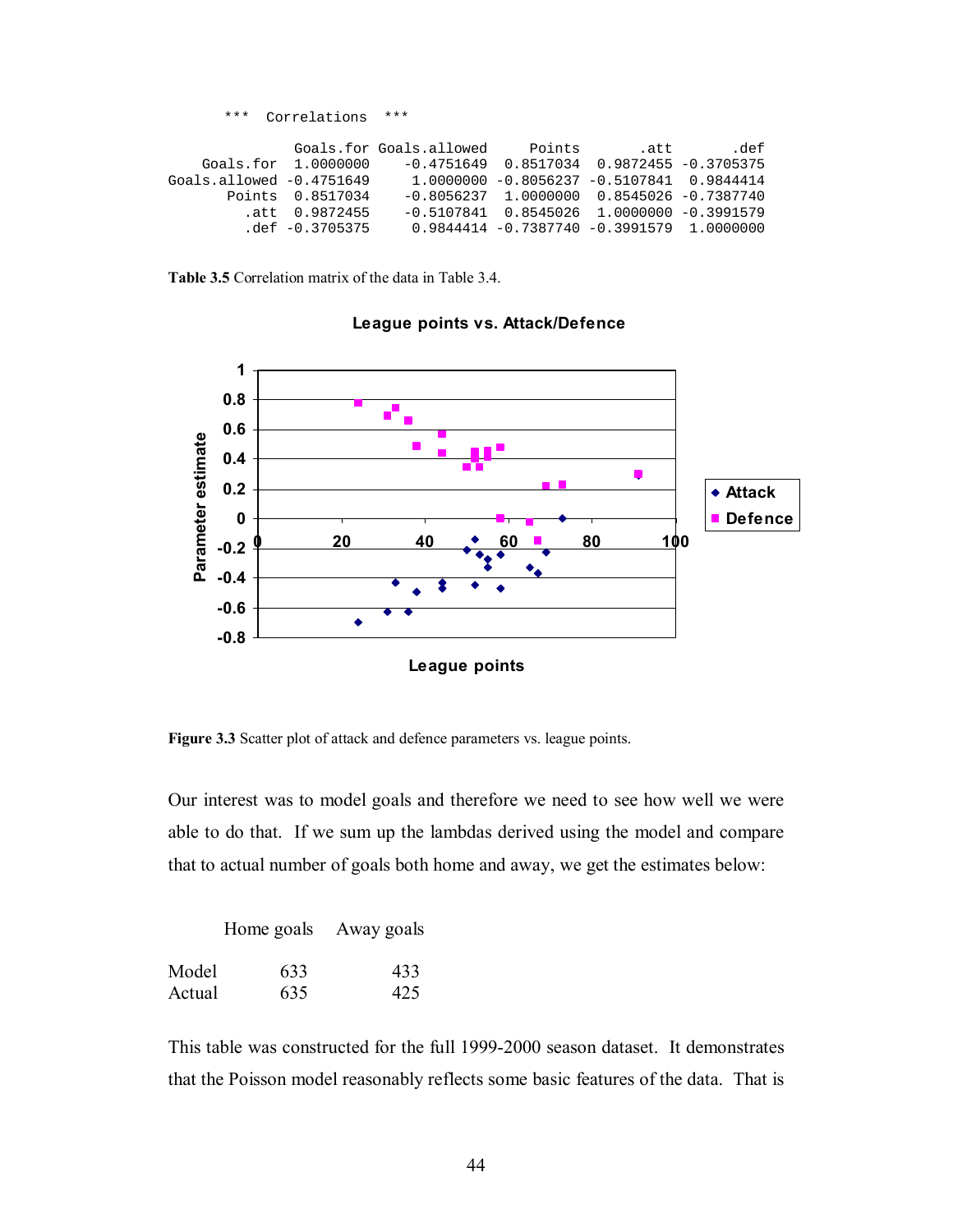```
      ***  Correlations  ***

             Goals.for Goals.allowed     Points       .att       .def
    Goals.for  1.0000000    -0.4751649  0.8517034  0.9872455 -0.3705375
Goals.allowed -0.4751649     1.0000000 -0.8056237 -0.5107841  0.9844414
       Points  0.8517034    -0.8056237  1.0000000  0.8545026 -0.7387740
         .att  0.9872455    -0.5107841  0.8545026  1.0000000 -0.3991579
         .def -0.3705375     0.9844414 -0.7387740 -0.3991579  1.0000000
```

**Table 3.5** Correlation matrix of the data in Table 3.4.

**Figure 3.3** Scatter plot of attack and defence parameters vs. league points.

Our interest was to model goals and therefore we need to see how well we were able to do that. If we sum up the lambdas derived using the model and compare that to actual number of goals both home and away, we get the estimates below:

| | Home goals | Away goals |
|---|---|---|
| Model | 633 | 433 |
| Actual | 635 | 425 |

This table was constructed for the full 1999-2000 season dataset. It demonstrates that the Poisson model reasonably reflects some basic features of the data. That is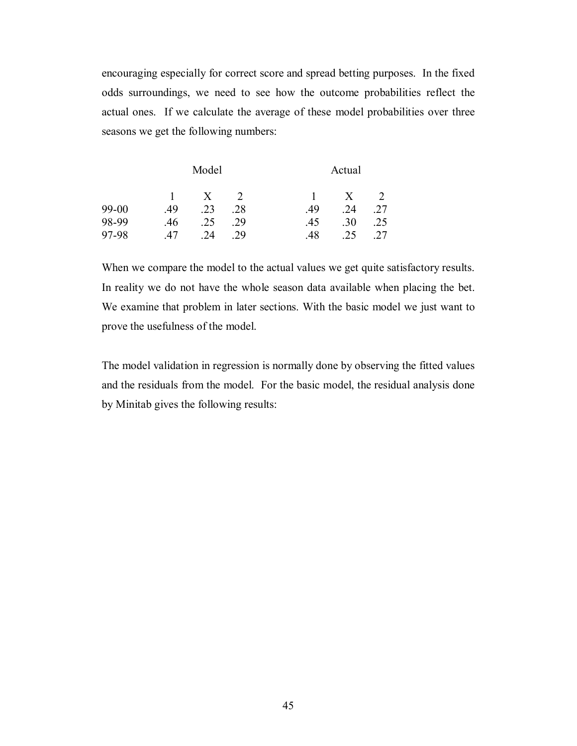encouraging especially for correct score and spread betting purposes. In the fixed odds surroundings, we need to see how the outcome probabilities reflect the actual ones. If we calculate the average of these model probabilities over three seasons we get the following numbers:

| | Model | | | Actual | | |
|---|---|---|---|---|---|---|
| | 1 | X | 2 | 1 | X | 2 |
| 99-00 | .49 | .23 | .28 | .49 | .24 | .27 |
| 98-99 | .46 | .25 | .29 | .45 | .30 | .25 |
| 97-98 | .47 | .24 | .29 | .48 | .25 | .27 |

When we compare the model to the actual values we get quite satisfactory results. In reality we do not have the whole season data available when placing the bet. We examine that problem in later sections. With the basic model we just want to prove the usefulness of the model.

The model validation in regression is normally done by observing the fitted values and the residuals from the model. For the basic model, the residual analysis done by Minitab gives the following results: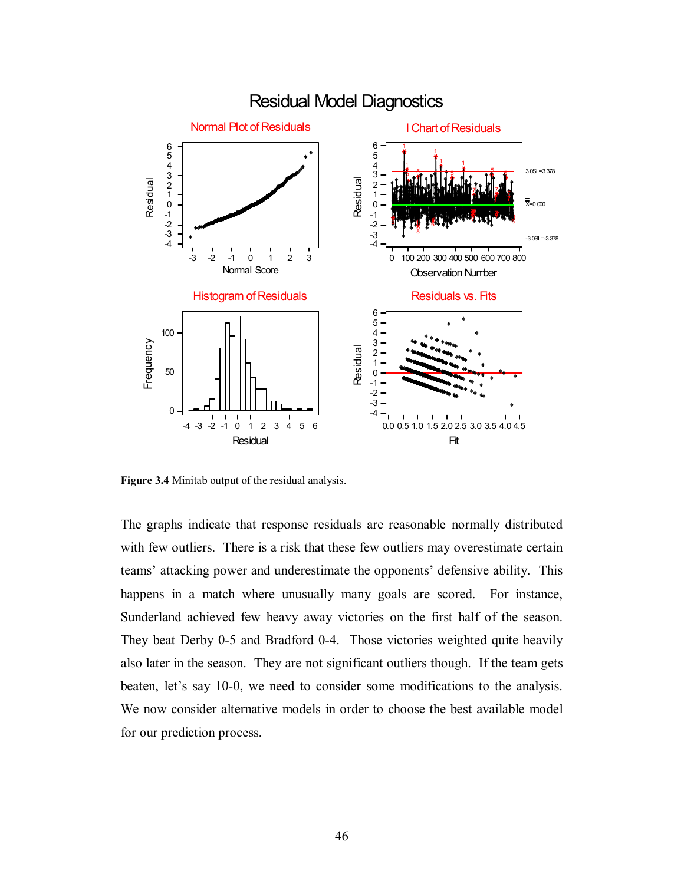**Figure 3.4** Minitab output of the residual analysis.

The graphs indicate that response residuals are reasonable normally distributed with few outliers. There is a risk that these few outliers may overestimate certain teams' attacking power and underestimate the opponents' defensive ability. This happens in a match where unusually many goals are scored. For instance, Sunderland achieved few heavy away victories on the first half of the season. They beat Derby 0-5 and Bradford 0-4. Those victories weighted quite heavily also later in the season. They are not significant outliers though. If the team gets beaten, let's say 10-0, we need to consider some modifications to the analysis. We now consider alternative models in order to choose the best available model for our prediction process.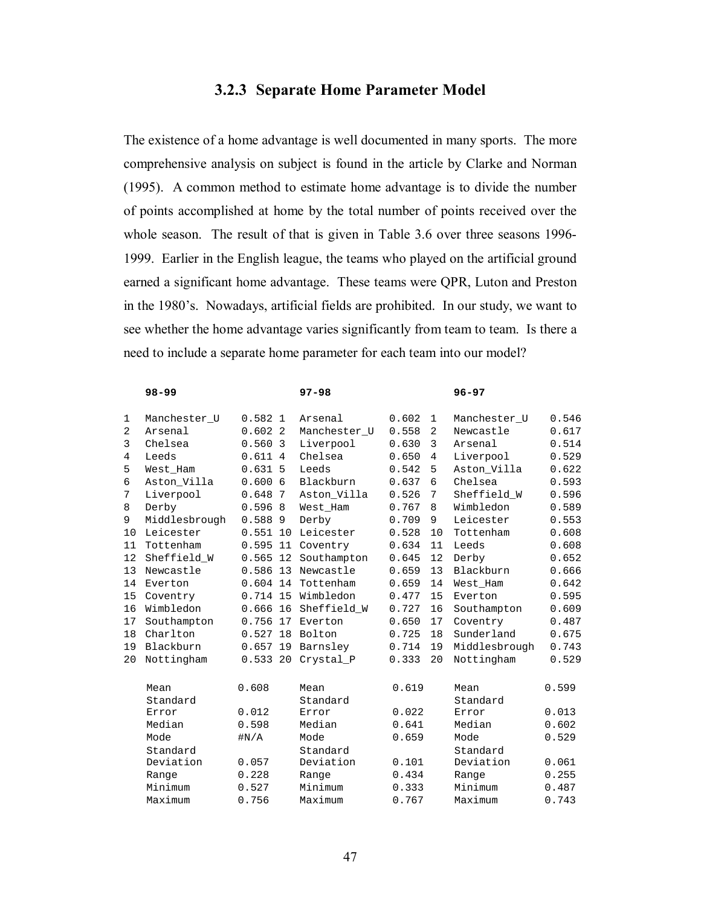### 3.2.3 Separate Home Parameter Model

The existence of a home advantage is well documented in many sports. The more comprehensive analysis on subject is found in the article by Clarke and Norman (1995). A common method to estimate home advantage is to divide the number of points accomplished at home by the total number of points received over the whole season. The result of that is given in Table 3.6 over three seasons 1996-1999. Earlier in the English league, the teams who played on the artificial ground earned a significant home advantage. These teams were QPR, Luton and Preston in the 1980's. Nowadays, artificial fields are prohibited. In our study, we want to see whether the home advantage varies significantly from team to team. Is there a need to include a separate home parameter for each team into our model?

| | **98-99** | | | **97-98** | | | **96-97** | |
|---|---|---|---|---|---|---|---|---|
| 1 | Manchester_U | 0.582 | 1 | Arsenal | 0.602 | 1 | Manchester_U | 0.546 |
| 2 | Arsenal | 0.602 | 2 | Manchester_U | 0.558 | 2 | Newcastle | 0.617 |
| 3 | Chelsea | 0.560 | 3 | Liverpool | 0.630 | 3 | Arsenal | 0.514 |
| 4 | Leeds | 0.611 | 4 | Chelsea | 0.650 | 4 | Liverpool | 0.529 |
| 5 | West_Ham | 0.631 | 5 | Leeds | 0.542 | 5 | Aston_Villa | 0.622 |
| 6 | Aston_Villa | 0.600 | 6 | Blackburn | 0.637 | 6 | Chelsea | 0.593 |
| 7 | Liverpool | 0.648 | 7 | Aston_Villa | 0.526 | 7 | Sheffield_W | 0.596 |
| 8 | Derby | 0.596 | 8 | West_Ham | 0.767 | 8 | Wimbledon | 0.589 |
| 9 | Middlesbrough | 0.588 | 9 | Derby | 0.709 | 9 | Leicester | 0.553 |
| 10 | Leicester | 0.551 | 10 | Leicester | 0.528 | 10 | Tottenham | 0.608 |
| 11 | Tottenham | 0.595 | 11 | Coventry | 0.634 | 11 | Leeds | 0.608 |
| 12 | Sheffield_W | 0.565 | 12 | Southampton | 0.645 | 12 | Derby | 0.652 |
| 13 | Newcastle | 0.586 | 13 | Newcastle | 0.659 | 13 | Blackburn | 0.666 |
| 14 | Everton | 0.604 | 14 | Tottenham | 0.659 | 14 | West_Ham | 0.642 |
| 15 | Coventry | 0.714 | 15 | Wimbledon | 0.477 | 15 | Everton | 0.595 |
| 16 | Wimbledon | 0.666 | 16 | Sheffield_W | 0.727 | 16 | Southampton | 0.609 |
| 17 | Southampton | 0.756 | 17 | Everton | 0.650 | 17 | Coventry | 0.487 |
| 18 | Charlton | 0.527 | 18 | Bolton | 0.725 | 18 | Sunderland | 0.675 |
| 19 | Blackburn | 0.657 | 19 | Barnsley | 0.714 | 19 | Middlesbrough | 0.743 |
| 20 | Nottingham | 0.533 | 20 | Crystal_P | 0.333 | 20 | Nottingham | 0.529 |
| | Mean | 0.608 | | Mean | 0.619 | | Mean | 0.599 |
| | Standard Error | 0.012 | | Standard Error | 0.022 | | Standard Error | 0.013 |
| | Median | 0.598 | | Median | 0.641 | | Median | 0.602 |
| | Mode | #N/A | | Mode | 0.659 | | Mode | 0.529 |
| | Standard Deviation | 0.057 | | Standard Deviation | 0.101 | | Standard Deviation | 0.061 |
| | Range | 0.228 | | Range | 0.434 | | Range | 0.255 |
| | Minimum | 0.527 | | Minimum | 0.333 | | Minimum | 0.487 |
| | Maximum | 0.756 | | Maximum | 0.767 | | Maximum | 0.743 |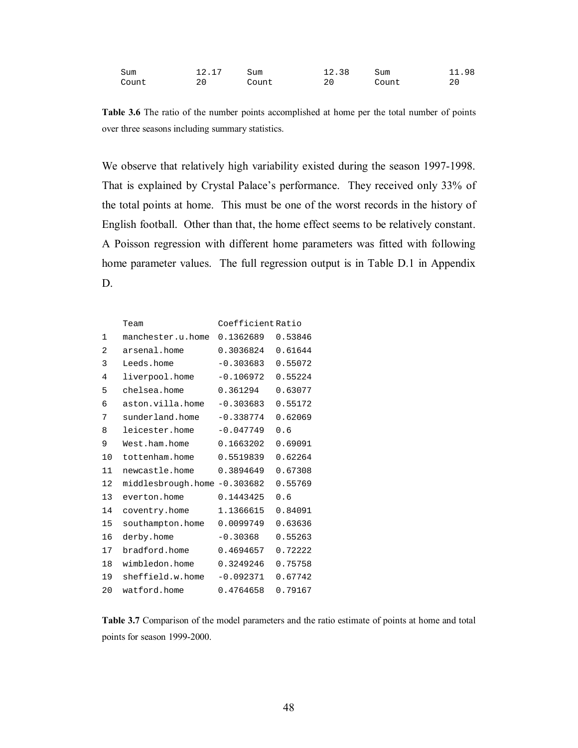| Sum | 12.17 | Sum | 12.38 | Sum | 11.98 |
|---|---|---|---|---|---|
| Count | 20 | Count | 20 | Count | 20 |

**Table 3.6** The ratio of the number points accomplished at home per the total number of points over three seasons including summary statistics.

We observe that relatively high variability existed during the season 1997-1998. That is explained by Crystal Palace's performance. They received only 33% of the total points at home. This must be one of the worst records in the history of English football. Other than that, the home effect seems to be relatively constant. A Poisson regression with different home parameters was fitted with following home parameter values. The full regression output is in Table D.1 in Appendix D.

| | Team | Coefficient | Ratio |
|---|---|---|---|
| 1 | manchester.u.home | 0.1362689 | 0.53846 |
| 2 | arsenal.home | 0.3036824 | 0.61644 |
| 3 | Leeds.home | -0.303683 | 0.55072 |
| 4 | liverpool.home | -0.106972 | 0.55224 |
| 5 | chelsea.home | 0.361294 | 0.63077 |
| 6 | aston.villa.home | -0.303683 | 0.55172 |
| 7 | sunderland.home | -0.338774 | 0.62069 |
| 8 | leicester.home | -0.047749 | 0.6 |
| 9 | West.ham.home | 0.1663202 | 0.69091 |
| 10 | tottenham.home | 0.5519839 | 0.62264 |
| 11 | newcastle.home | 0.3894649 | 0.67308 |
| 12 | middlesbrough.home | -0.303682 | 0.55769 |
| 13 | everton.home | 0.1443425 | 0.6 |
| 14 | coventry.home | 1.1366615 | 0.84091 |
| 15 | southampton.home | 0.0099749 | 0.63636 |
| 16 | derby.home | -0.30368 | 0.55263 |
| 17 | bradford.home | 0.4694657 | 0.72222 |
| 18 | wimbledon.home | 0.3249246 | 0.75758 |
| 19 | sheffield.w.home | -0.092371 | 0.67742 |
| 20 | watford.home | 0.4764658 | 0.79167 |

**Table 3.7** Comparison of the model parameters and the ratio estimate of points at home and total points for season 1999-2000.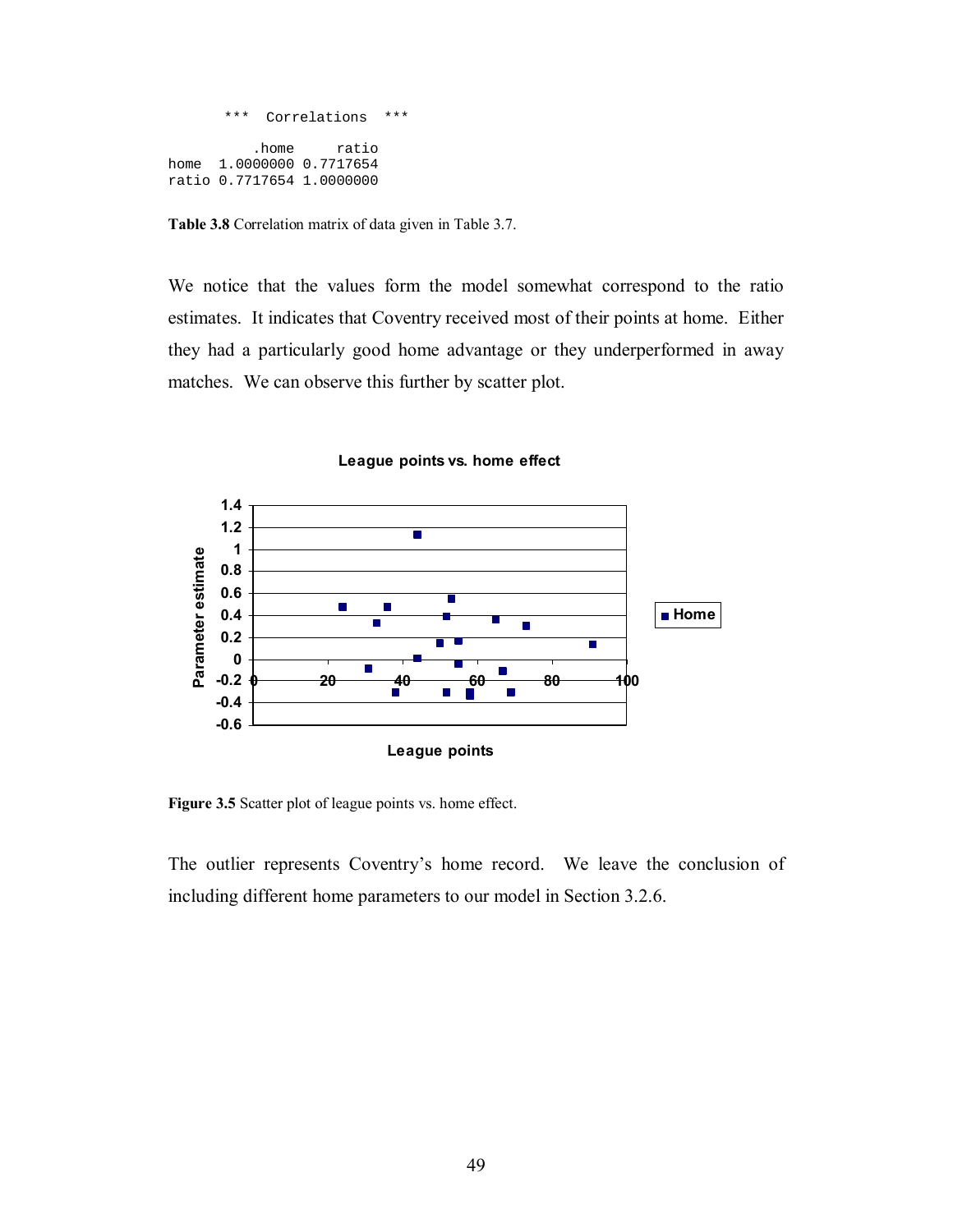```
       ***  Correlations  ***

           .home      ratio
home  1.0000000 0.7717654
ratio 0.7717654 1.0000000
```

**Table 3.8** Correlation matrix of data given in Table 3.7.

We notice that the values form the model somewhat correspond to the ratio estimates. It indicates that Coventry received most of their points at home. Either they had a particularly good home advantage or they underperformed in away matches. We can observe this further by scatter plot.

**Figure 3.5** Scatter plot of league points vs. home effect.

The outlier represents Coventry's home record. We leave the conclusion of including different home parameters to our model in Section 3.2.6.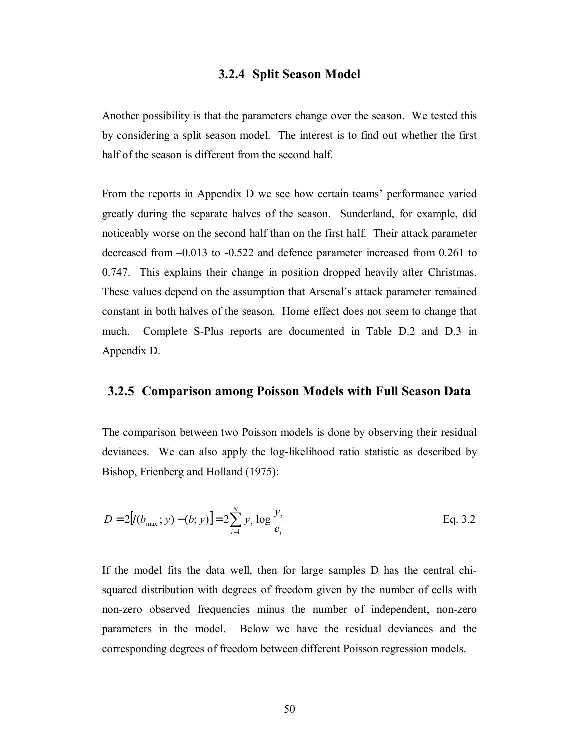### 3.2.4 Split Season Model

Another possibility is that the parameters change over the season. We tested this by considering a split season model. The interest is to find out whether the first half of the season is different from the second half.

From the reports in Appendix D we see how certain teams' performance varied greatly during the separate halves of the season. Sunderland, for example, did noticeably worse on the second half than on the first half. Their attack parameter decreased from –0.013 to -0.522 and defence parameter increased from 0.261 to 0.747. This explains their change in position dropped heavily after Christmas. These values depend on the assumption that Arsenal's attack parameter remained constant in both halves of the season. Home effect does not seem to change that much. Complete S-Plus reports are documented in Table D.2 and D.3 in Appendix D.

### 3.2.5 Comparison among Poisson Models with Full Season Data

The comparison between two Poisson models is done by observing their residual deviances. We can also apply the log-likelihood ratio statistic as described by Bishop, Frienberg and Holland (1975):

$$D = 2\left[l(b_{\max}; y) - (b; y)\right] = 2\sum_{i=1}^{N} y_i \log \frac{y_i}{e_i} \qquad \text{Eq. 3.2}$$

If the model fits the data well, then for large samples D has the central chi-squared distribution with degrees of freedom given by the number of cells with non-zero observed frequencies minus the number of independent, non-zero parameters in the model. Below we have the residual deviances and the corresponding degrees of freedom between different Poisson regression models.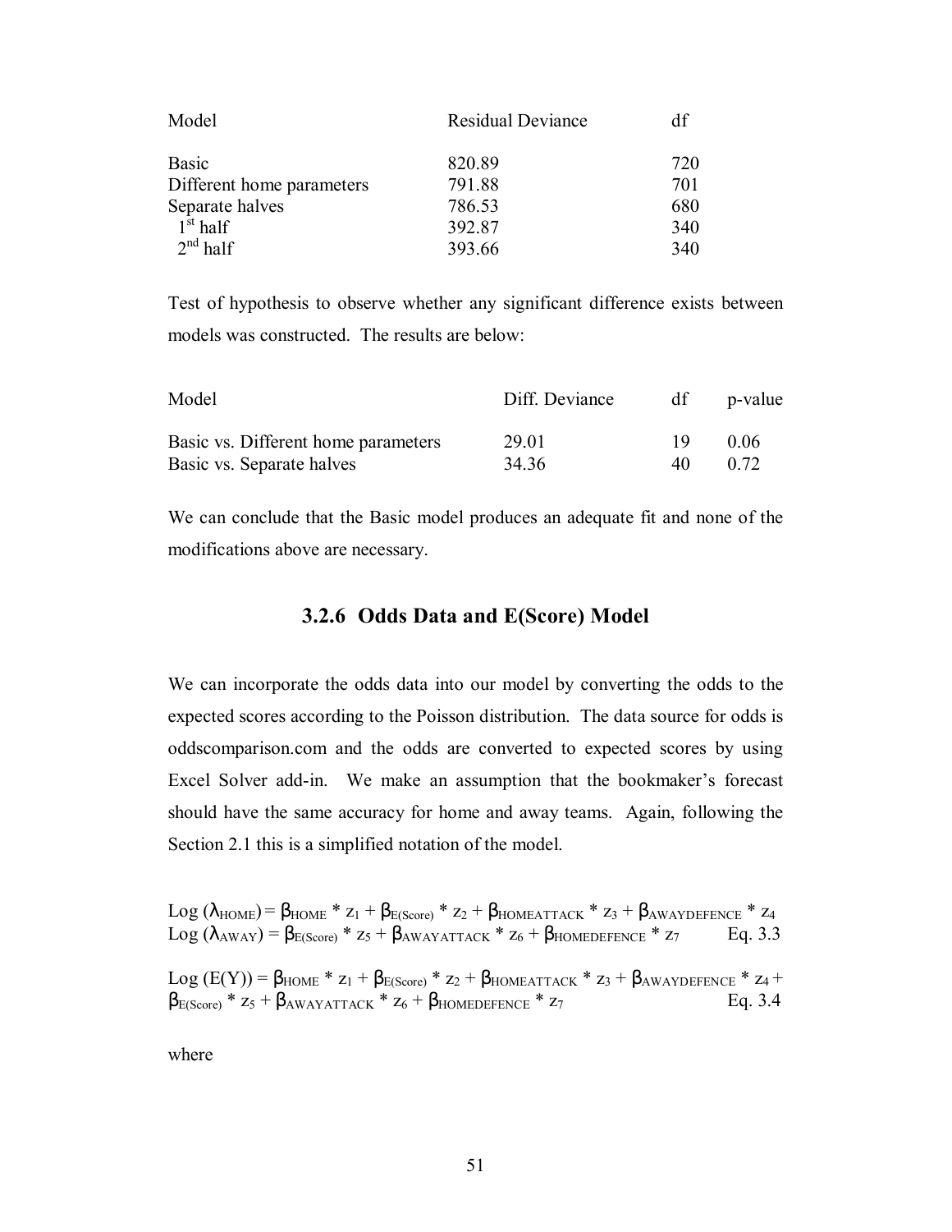| Model | Residual Deviance | df |
| --- | --- | --- |
| Basic | 820.89 | 720 |
| Different home parameters | 791.88 | 701 |
| Separate halves | 786.53 | 680 |
| $1^{st}$ half | 392.87 | 340 |
| $2^{nd}$ half | 393.66 | 340 |

Test of hypothesis to observe whether any significant difference exists between models was constructed. The results are below:

| Model | Diff. Deviance | df | p-value |
| --- | --- | --- | --- |
| Basic vs. Different home parameters | 29.01 | 19 | 0.06 |
| Basic vs. Separate halves | 34.36 | 40 | 0.72 |

We can conclude that the Basic model produces an adequate fit and none of the modifications above are necessary.

### 3.2.6 Odds Data and E(Score) Model

We can incorporate the odds data into our model by converting the odds to the expected scores according to the Poisson distribution. The data source for odds is oddscomparison.com and the odds are converted to expected scores by using Excel Solver add-in. We make an assumption that the bookmaker's forecast should have the same accuracy for home and away teams. Again, following the Section 2.1 this is a simplified notation of the model.

$$\text{Log}(\lambda_{HOME}) = \beta_{HOME} * z_1 + \beta_{E(Score)} * z_2 + \beta_{HOMEATTACK} * z_3 + \beta_{AWAYDEFENCE} * z_4$$
$$\text{Log}(\lambda_{AWAY}) = \beta_{E(Score)} * z_5 + \beta_{AWAYATTACK} * z_6 + \beta_{HOMEDEFENCE} * z_7 \qquad \text{Eq. 3.3}$$

$$\text{Log}(E(Y)) = \beta_{HOME} * z_1 + \beta_{E(Score)} * z_2 + \beta_{HOMEATTACK} * z_3 + \beta_{AWAYDEFENCE} * z_4 + \beta_{E(Score)} * z_5 + \beta_{AWAYATTACK} * z_6 + \beta_{HOMEDEFENCE} * z_7 \qquad \text{Eq. 3.4}$$

where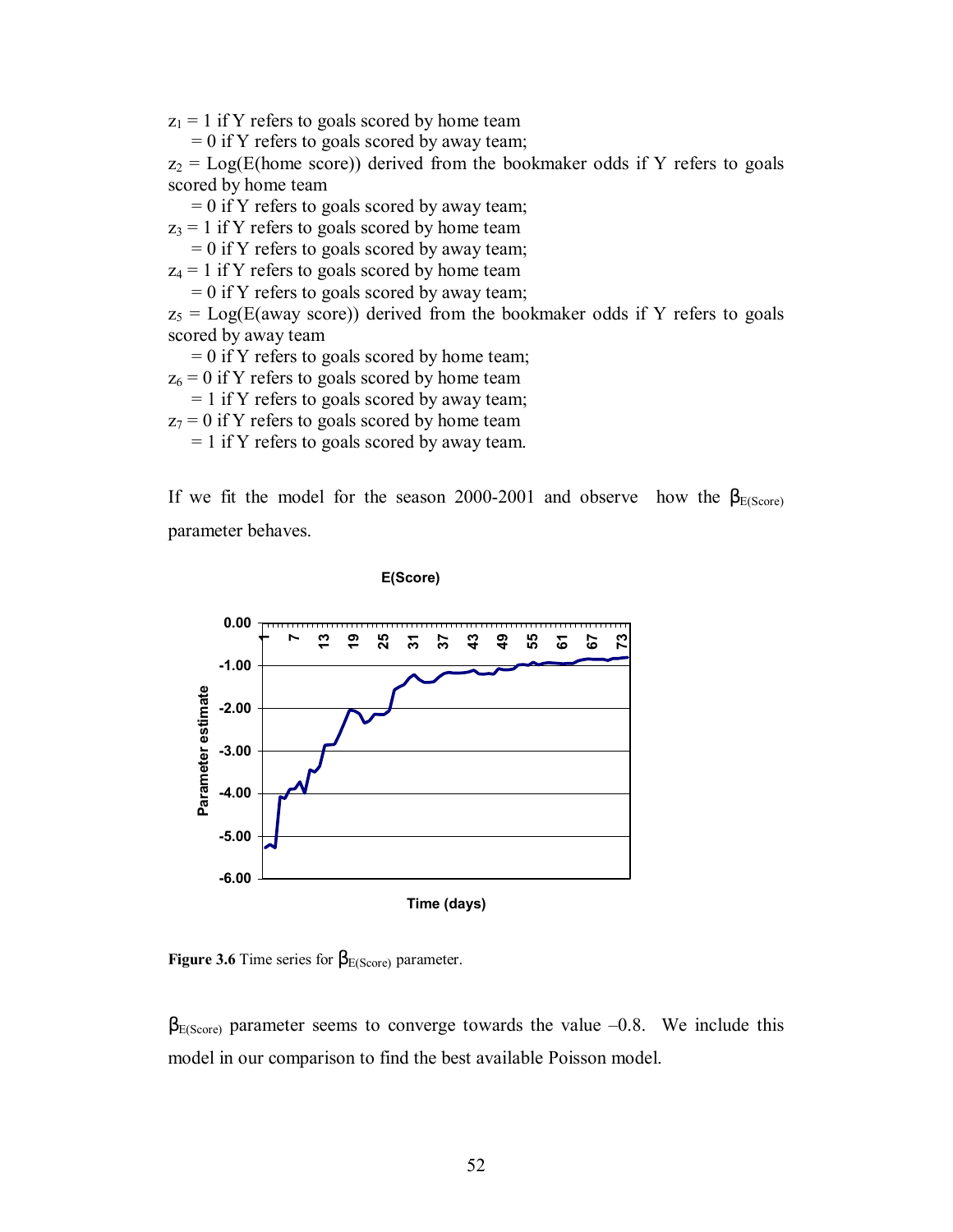$z_1 = 1$ if Y refers to goals scored by home team
 $= 0$ if Y refers to goals scored by away team;
$z_2$ = Log(E(home score)) derived from the bookmaker odds if Y refers to goals scored by home team
 $= 0$ if Y refers to goals scored by away team;
$z_3 = 1$ if Y refers to goals scored by home team
 $= 0$ if Y refers to goals scored by away team;
$z_4 = 1$ if Y refers to goals scored by home team
 $= 0$ if Y refers to goals scored by away team;
$z_5$ = Log(E(away score)) derived from the bookmaker odds if Y refers to goals scored by away team
 $= 0$ if Y refers to goals scored by home team;
$z_6 = 0$ if Y refers to goals scored by home team
 $= 1$ if Y refers to goals scored by away team;
$z_7 = 0$ if Y refers to goals scored by home team
 $= 1$ if Y refers to goals scored by away team.

If we fit the model for the season 2000-2001 and observe how the $\beta_{E(Score)}$ parameter behaves.

**Figure 3.6** Time series for $\beta_{E(Score)}$ parameter.

$\beta_{E(Score)}$ parameter seems to converge towards the value –0.8. We include this model in our comparison to find the best available Poisson model.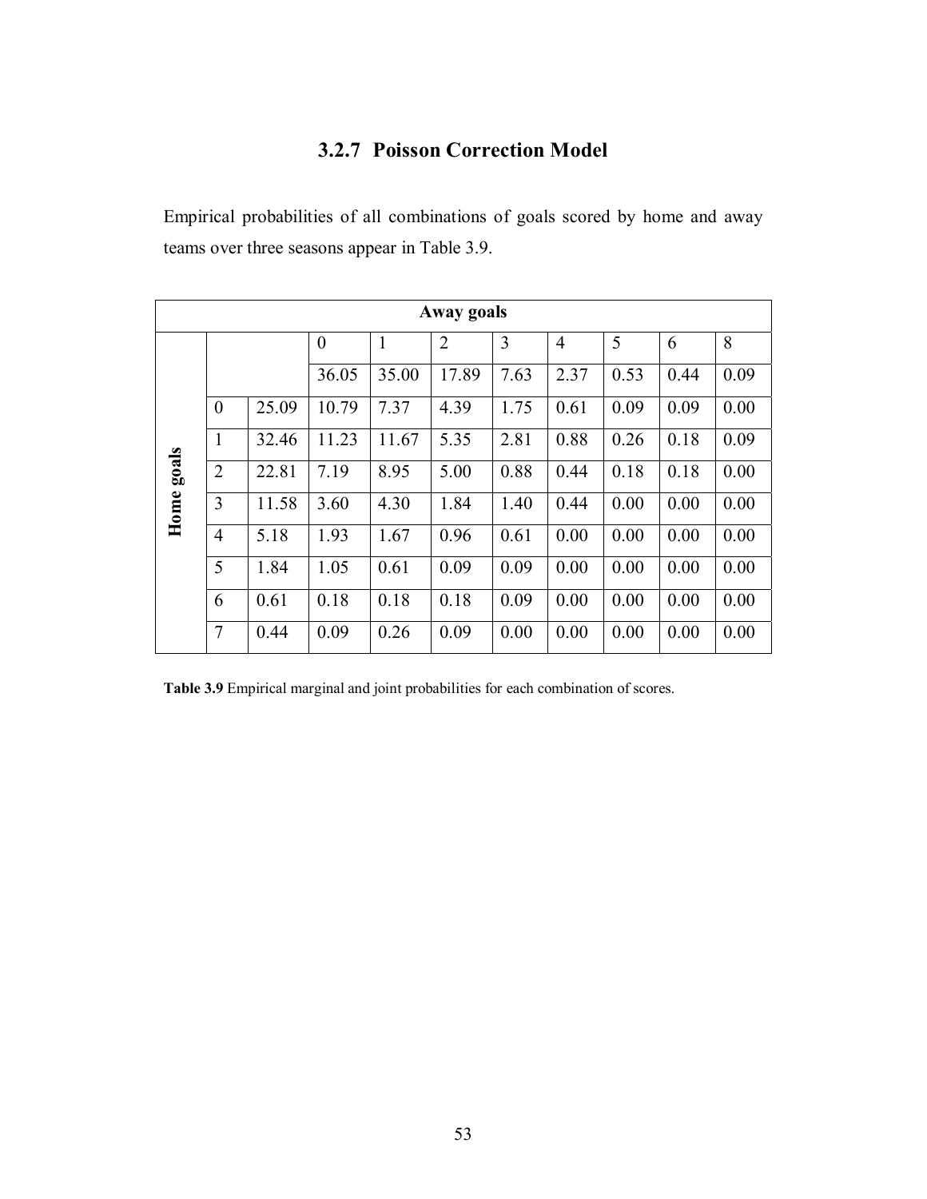### 3.2.7 Poisson Correction Model

Empirical probabilities of all combinations of goals scored by home and away teams over three seasons appear in Table 3.9.

| | | | Away goals | | | | | | | |
|---|---|---|---|---|---|---|---|---|---|---|
| | | | 0 | 1 | 2 | 3 | 4 | 5 | 6 | 8 |
| | | | 36.05 | 35.00 | 17.89 | 7.63 | 2.37 | 0.53 | 0.44 | 0.09 |
| Home goals | 0 | 25.09 | 10.79 | 7.37 | 4.39 | 1.75 | 0.61 | 0.09 | 0.09 | 0.00 |
| | 1 | 32.46 | 11.23 | 11.67 | 5.35 | 2.81 | 0.88 | 0.26 | 0.18 | 0.09 |
| | 2 | 22.81 | 7.19 | 8.95 | 5.00 | 0.88 | 0.44 | 0.18 | 0.18 | 0.00 |
| | 3 | 11.58 | 3.60 | 4.30 | 1.84 | 1.40 | 0.44 | 0.00 | 0.00 | 0.00 |
| | 4 | 5.18 | 1.93 | 1.67 | 0.96 | 0.61 | 0.00 | 0.00 | 0.00 | 0.00 |
| | 5 | 1.84 | 1.05 | 0.61 | 0.09 | 0.09 | 0.00 | 0.00 | 0.00 | 0.00 |
| | 6 | 0.61 | 0.18 | 0.18 | 0.18 | 0.09 | 0.00 | 0.00 | 0.00 | 0.00 |
| | 7 | 0.44 | 0.09 | 0.26 | 0.09 | 0.00 | 0.00 | 0.00 | 0.00 | 0.00 |

**Table 3.9** Empirical marginal and joint probabilities for each combination of scores.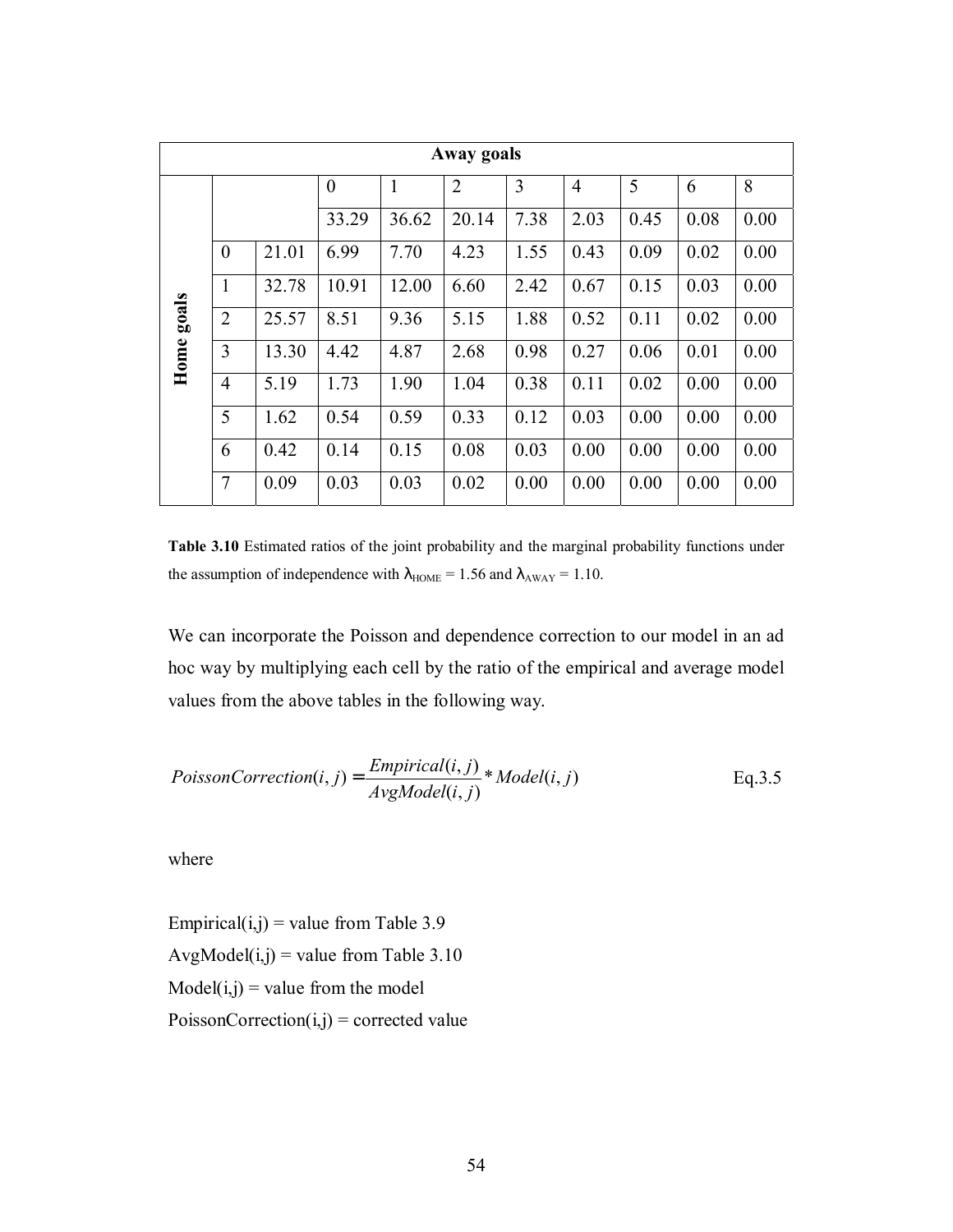| | | | Away goals | | | | | | | |
|---|---|---|---|---|---|---|---|---|---|---|
| | | | 0 | 1 | 2 | 3 | 4 | 5 | 6 | 8 |
| | | | 33.29 | 36.62 | 20.14 | 7.38 | 2.03 | 0.45 | 0.08 | 0.00 |
| **Home goals** | 0 | 21.01 | 6.99 | 7.70 | 4.23 | 1.55 | 0.43 | 0.09 | 0.02 | 0.00 |
| | 1 | 32.78 | 10.91 | 12.00 | 6.60 | 2.42 | 0.67 | 0.15 | 0.03 | 0.00 |
| | 2 | 25.57 | 8.51 | 9.36 | 5.15 | 1.88 | 0.52 | 0.11 | 0.02 | 0.00 |
| | 3 | 13.30 | 4.42 | 4.87 | 2.68 | 0.98 | 0.27 | 0.06 | 0.01 | 0.00 |
| | 4 | 5.19 | 1.73 | 1.90 | 1.04 | 0.38 | 0.11 | 0.02 | 0.00 | 0.00 |
| | 5 | 1.62 | 0.54 | 0.59 | 0.33 | 0.12 | 0.03 | 0.00 | 0.00 | 0.00 |
| | 6 | 0.42 | 0.14 | 0.15 | 0.08 | 0.03 | 0.00 | 0.00 | 0.00 | 0.00 |
| | 7 | 0.09 | 0.03 | 0.03 | 0.02 | 0.00 | 0.00 | 0.00 | 0.00 | 0.00 |

**Table 3.10** Estimated ratios of the joint probability and the marginal probability functions under the assumption of independence with $\lambda_{HOME} = 1.56$ and $\lambda_{AWAY} = 1.10$.

We can incorporate the Poisson and dependence correction to our model in an ad hoc way by multiplying each cell by the ratio of the empirical and average model values from the above tables in the following way.

$$PoissonCorrection(i,j) = \frac{Empirical(i,j)}{AvgModel(i,j)} * Model(i,j) \qquad \text{Eq.3.5}$$

where

Empirical(i,j) = value from Table 3.9  
AvgModel(i,j) = value from Table 3.10  
Model(i,j) = value from the model  
PoissonCorrection(i,j) = corrected value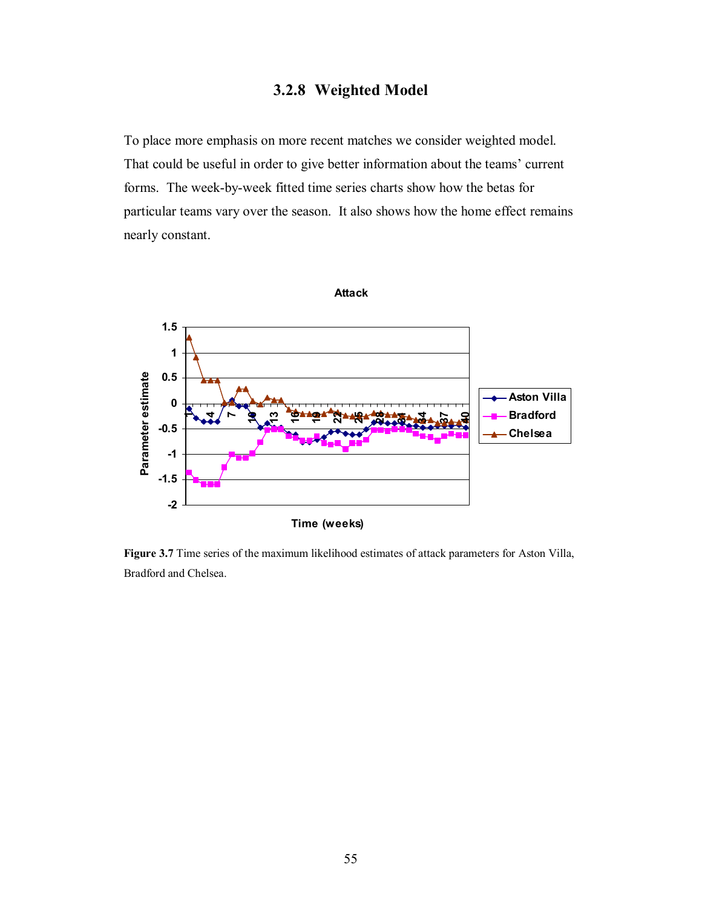### 3.2.8 Weighted Model

To place more emphasis on more recent matches we consider weighted model. That could be useful in order to give better information about the teams' current forms. The week-by-week fitted time series charts show how the betas for particular teams vary over the season. It also shows how the home effect remains nearly constant.

**Figure 3.7** Time series of the maximum likelihood estimates of attack parameters for Aston Villa, Bradford and Chelsea.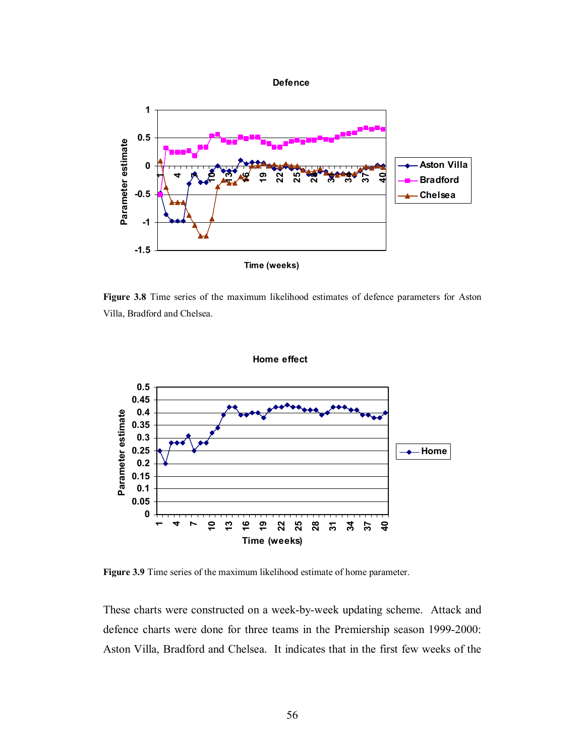**Figure 3.8** Time series of the maximum likelihood estimates of defence parameters for Aston Villa, Bradford and Chelsea.

**Figure 3.9** Time series of the maximum likelihood estimate of home parameter.

These charts were constructed on a week-by-week updating scheme. Attack and defence charts were done for three teams in the Premiership season 1999-2000: Aston Villa, Bradford and Chelsea. It indicates that in the first few weeks of the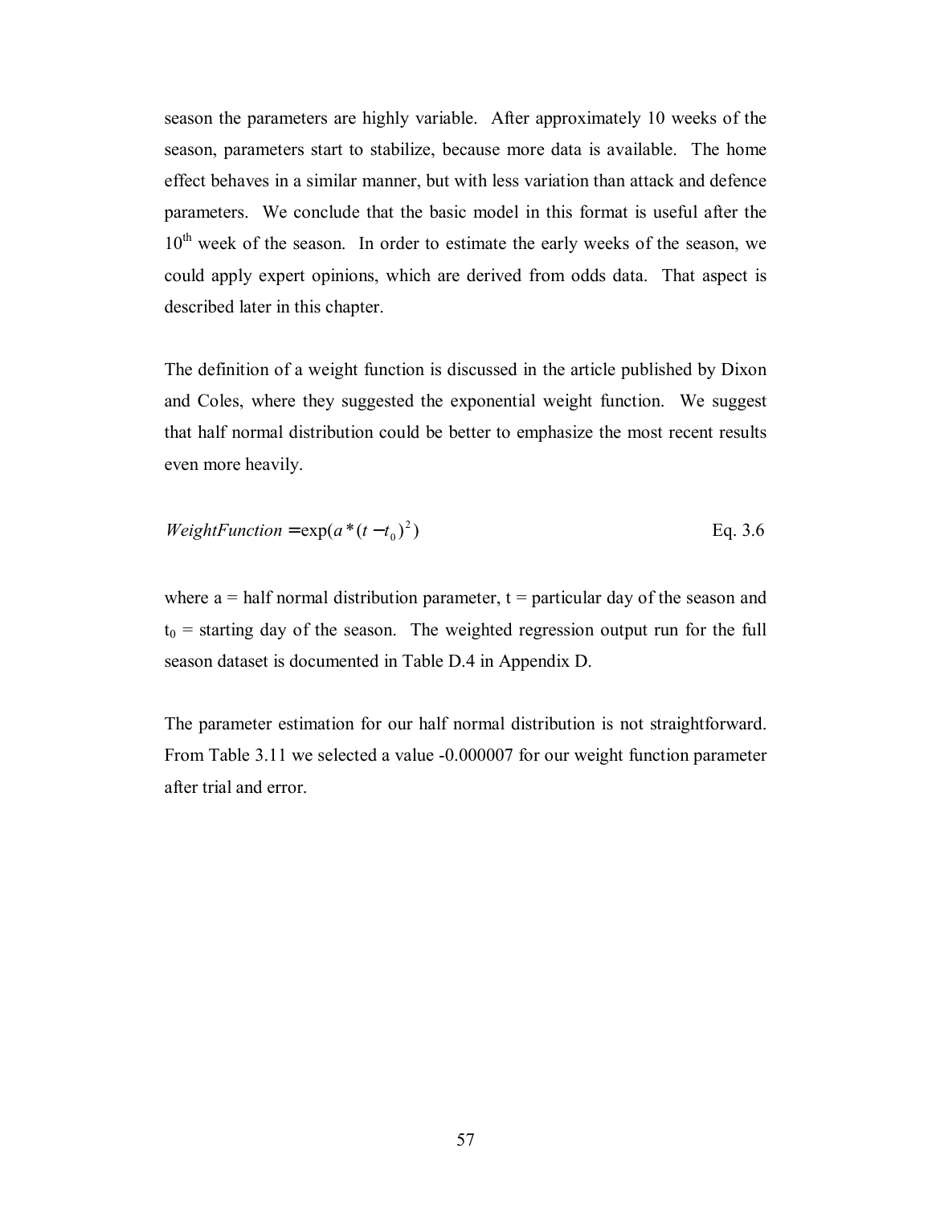season the parameters are highly variable. After approximately 10 weeks of the season, parameters start to stabilize, because more data is available. The home effect behaves in a similar manner, but with less variation than attack and defence parameters. We conclude that the basic model in this format is useful after the $10^{th}$ week of the season. In order to estimate the early weeks of the season, we could apply expert opinions, which are derived from odds data. That aspect is described later in this chapter.

The definition of a weight function is discussed in the article published by Dixon and Coles, where they suggested the exponential weight function. We suggest that half normal distribution could be better to emphasize the most recent results even more heavily.

$$WeightFunction = \exp(a * (t - t_0)^2) \qquad \text{Eq. 3.6}$$

where a = half normal distribution parameter, t = particular day of the season and $t_0$ = starting day of the season. The weighted regression output run for the full season dataset is documented in Table D.4 in Appendix D.

The parameter estimation for our half normal distribution is not straightforward. From Table 3.11 we selected a value -0.000007 for our weight function parameter after trial and error.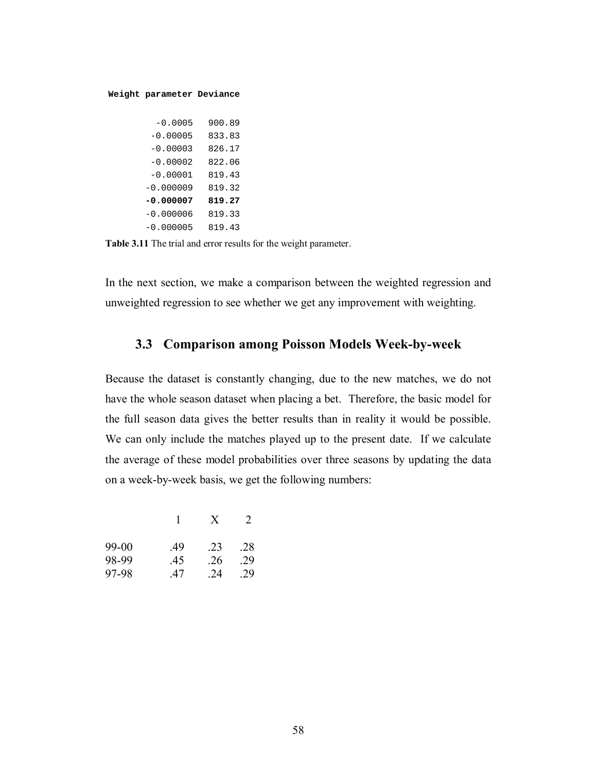| Weight parameter | Deviance |
|---|---|
| -0.0005 | 900.89 |
| -0.00005 | 833.83 |
| -0.00003 | 826.17 |
| -0.00002 | 822.06 |
| -0.00001 | 819.43 |
| -0.000009 | 819.32 |
| **-0.000007** | **819.27** |
| -0.000006 | 819.33 |
| -0.000005 | 819.43 |

**Table 3.11** The trial and error results for the weight parameter.

In the next section, we make a comparison between the weighted regression and unweighted regression to see whether we get any improvement with weighting.

## 3.3 Comparison among Poisson Models Week-by-week

Because the dataset is constantly changing, due to the new matches, we do not have the whole season dataset when placing a bet. Therefore, the basic model for the full season data gives the better results than in reality it would be possible. We can only include the matches played up to the present date. If we calculate the average of these model probabilities over three seasons by updating the data on a week-by-week basis, we get the following numbers:

| | 1 | X | 2 |
|---|---|---|---|
| 99-00 | .49 | .23 | .28 |
| 98-99 | .45 | .26 | .29 |
| 97-98 | .47 | .24 | .29 |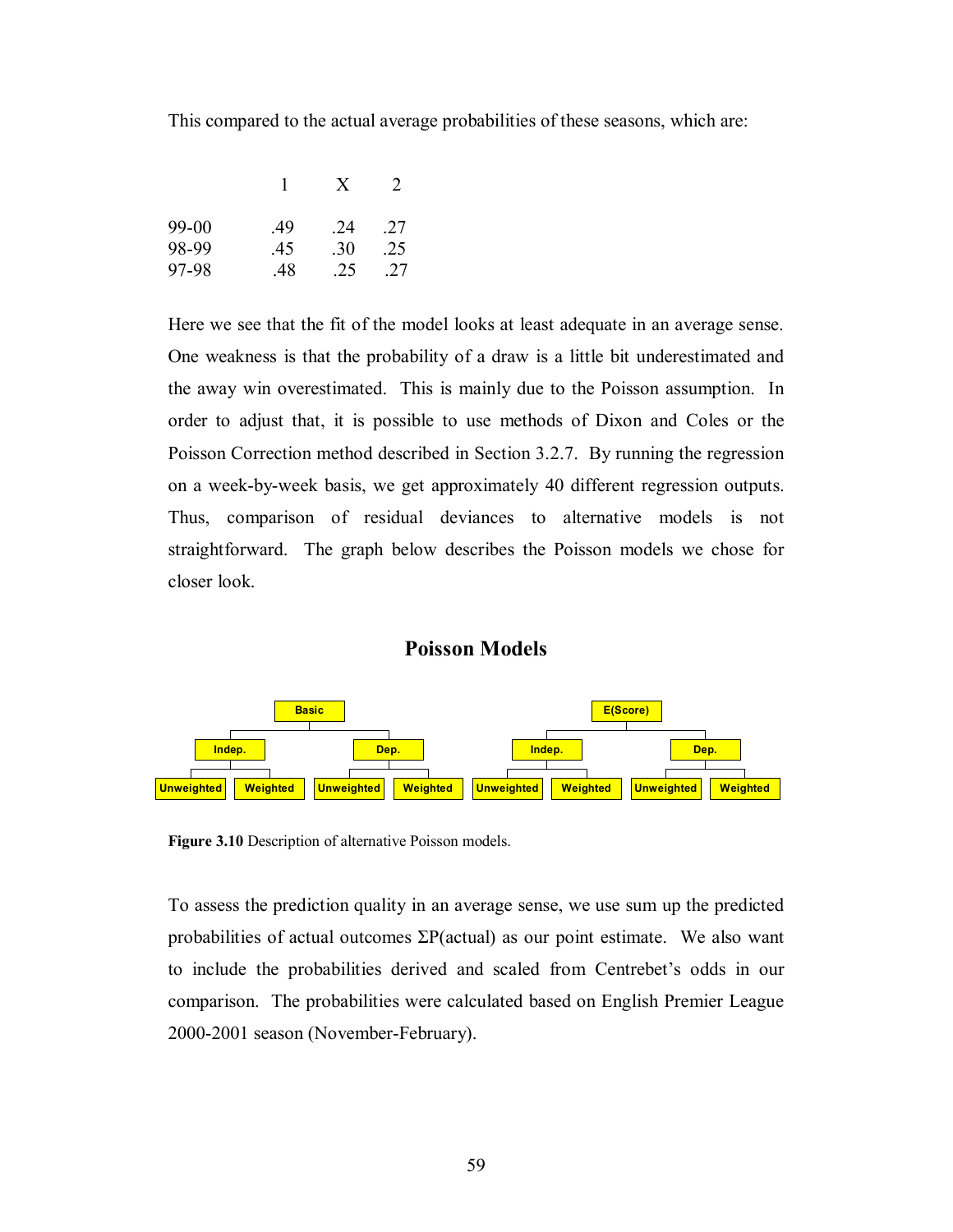This compared to the actual average probabilities of these seasons, which are:

| | 1 | X | 2 |
|---|---|---|---|
| 99-00 | .49 | .24 | .27 |
| 98-99 | .45 | .30 | .25 |
| 97-98 | .48 | .25 | .27 |

Here we see that the fit of the model looks at least adequate in an average sense. One weakness is that the probability of a draw is a little bit underestimated and the away win overestimated. This is mainly due to the Poisson assumption. In order to adjust that, it is possible to use methods of Dixon and Coles or the Poisson Correction method described in Section 3.2.7. By running the regression on a week-by-week basis, we get approximately 40 different regression outputs. Thus, comparison of residual deviances to alternative models is not straightforward. The graph below describes the Poisson models we chose for closer look.

**Poisson Models**

- Basic
  - Indep.
    - Unweighted
    - Weighted
  - Dep.
    - Unweighted
    - Weighted
- E(Score)
  - Indep.
    - Unweighted
    - Weighted
  - Dep.
    - Unweighted
    - Weighted

**Figure 3.10** Description of alternative Poisson models.

To assess the prediction quality in an average sense, we use sum up the predicted probabilities of actual outcomes ΣP(actual) as our point estimate. We also want to include the probabilities derived and scaled from Centrebet's odds in our comparison. The probabilities were calculated based on English Premier League 2000-2001 season (November-February).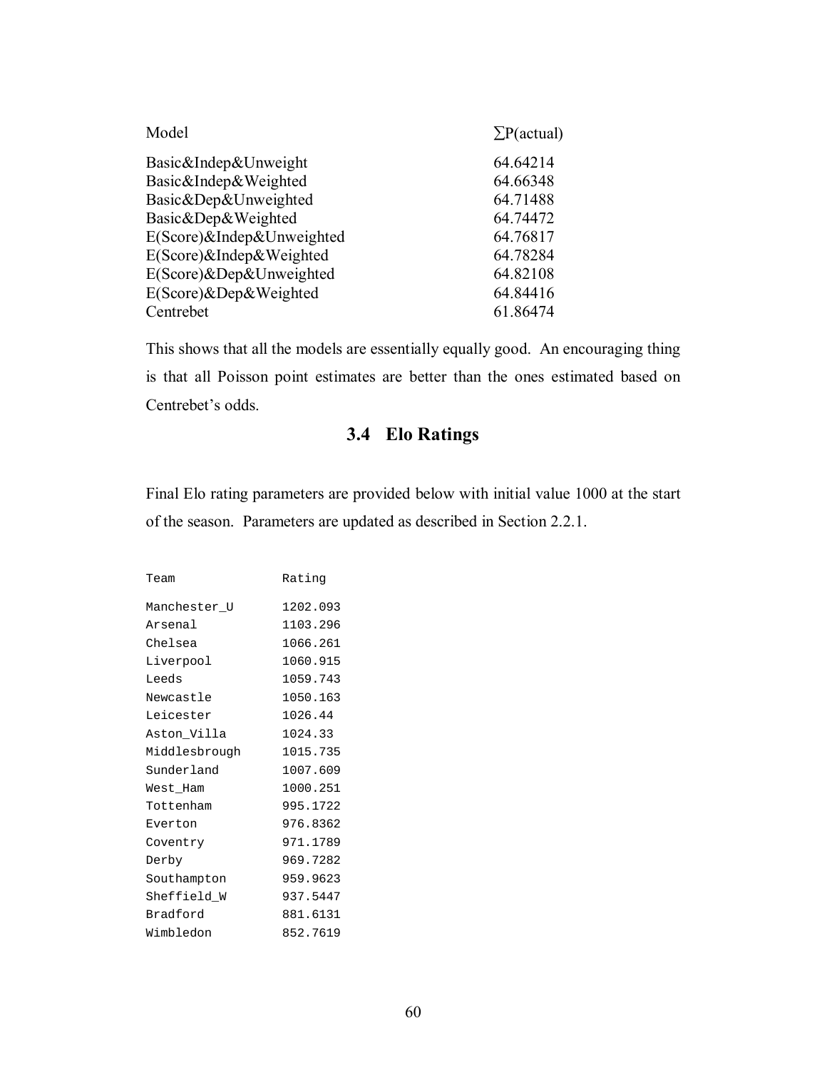| Model | $\sum$P(actual) |
|---|---|
| Basic&Indep&Unweight | 64.64214 |
| Basic&Indep&Weighted | 64.66348 |
| Basic&Dep&Unweighted | 64.71488 |
| Basic&Dep&Weighted | 64.74472 |
| E(Score)&Indep&Unweighted | 64.76817 |
| E(Score)&Indep&Weighted | 64.78284 |
| E(Score)&Dep&Unweighted | 64.82108 |
| E(Score)&Dep&Weighted | 64.84416 |
| Centrebet | 61.86474 |

This shows that all the models are essentially equally good. An encouraging thing is that all Poisson point estimates are better than the ones estimated based on Centrebet's odds.

## 3.4 Elo Ratings

Final Elo rating parameters are provided below with initial value 1000 at the start of the season. Parameters are updated as described in Section 2.2.1.

| Team | Rating |
|---|---|
| Manchester_U | 1202.093 |
| Arsenal | 1103.296 |
| Chelsea | 1066.261 |
| Liverpool | 1060.915 |
| Leeds | 1059.743 |
| Newcastle | 1050.163 |
| Leicester | 1026.44 |
| Aston_Villa | 1024.33 |
| Middlesbrough | 1015.735 |
| Sunderland | 1007.609 |
| West_Ham | 1000.251 |
| Tottenham | 995.1722 |
| Everton | 976.8362 |
| Coventry | 971.1789 |
| Derby | 969.7282 |
| Southampton | 959.9623 |
| Sheffield_W | 937.5447 |
| Bradford | 881.6131 |
| Wimbledon | 852.7619 |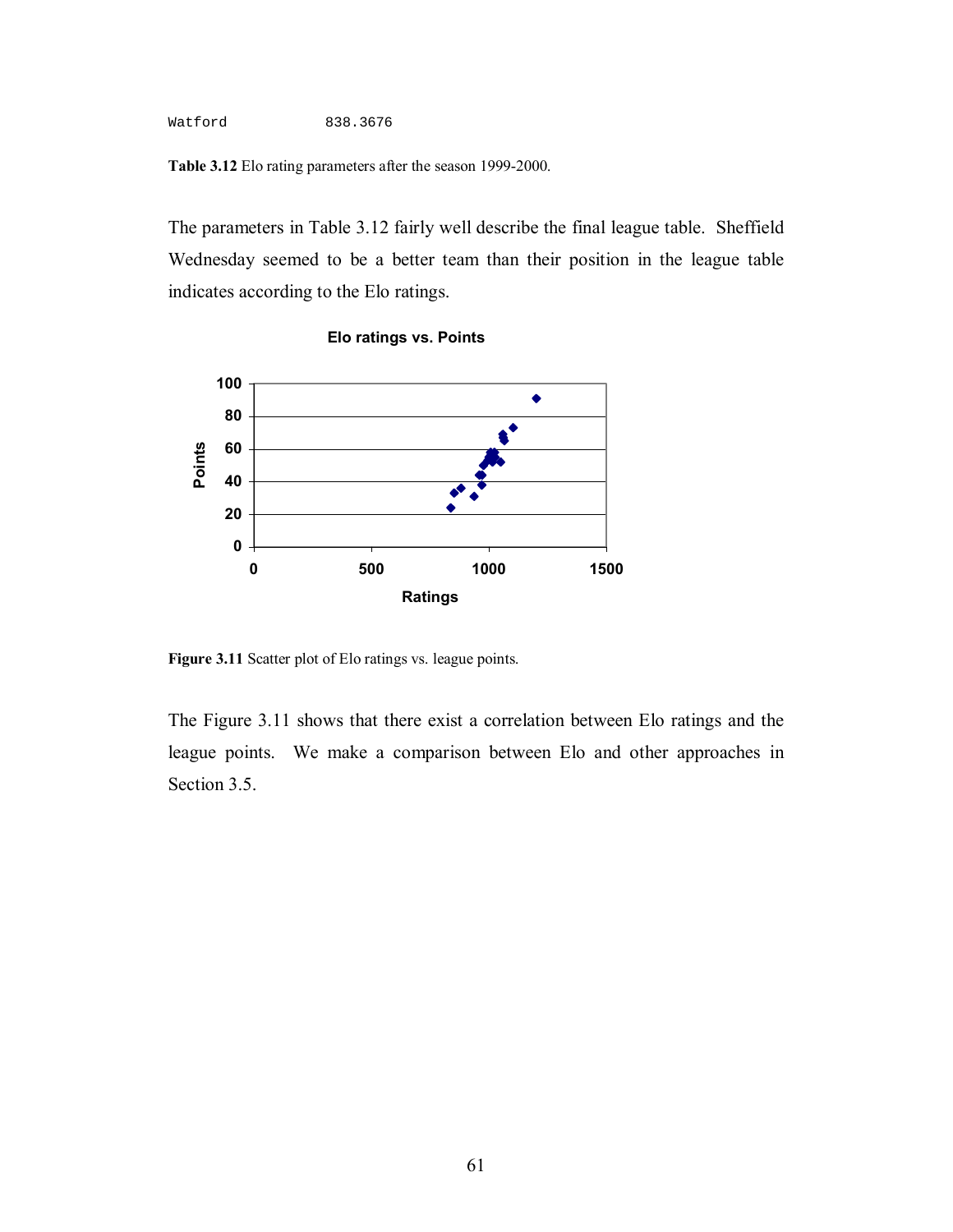```
Watford          838.3676
```

**Table 3.12** Elo rating parameters after the season 1999-2000.

The parameters in Table 3.12 fairly well describe the final league table. Sheffield Wednesday seemed to be a better team than their position in the league table indicates according to the Elo ratings.

**Figure 3.11** Scatter plot of Elo ratings vs. league points.

The Figure 3.11 shows that there exist a correlation between Elo ratings and the league points. We make a comparison between Elo and other approaches in Section 3.5.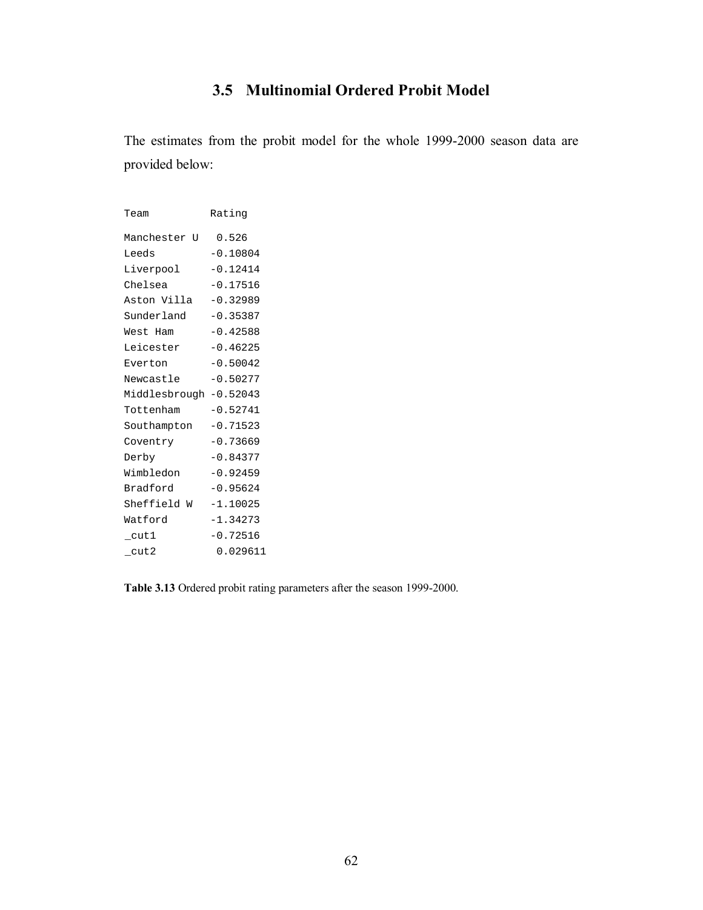### 3.5 Multinomial Ordered Probit Model

The estimates from the probit model for the whole 1999-2000 season data are provided below:

| Team | Rating |
|---|---|
| Manchester U | 0.526 |
| Leeds | -0.10804 |
| Liverpool | -0.12414 |
| Chelsea | -0.17516 |
| Aston Villa | -0.32989 |
| Sunderland | -0.35387 |
| West Ham | -0.42588 |
| Leicester | -0.46225 |
| Everton | -0.50042 |
| Newcastle | -0.50277 |
| Middlesbrough | -0.52043 |
| Tottenham | -0.52741 |
| Southampton | -0.71523 |
| Coventry | -0.73669 |
| Derby | -0.84377 |
| Wimbledon | -0.92459 |
| Bradford | -0.95624 |
| Sheffield W | -1.10025 |
| Watford | -1.34273 |
| _cut1 | -0.72516 |
| _cut2 | 0.029611 |

**Table 3.13** Ordered probit rating parameters after the season 1999-2000.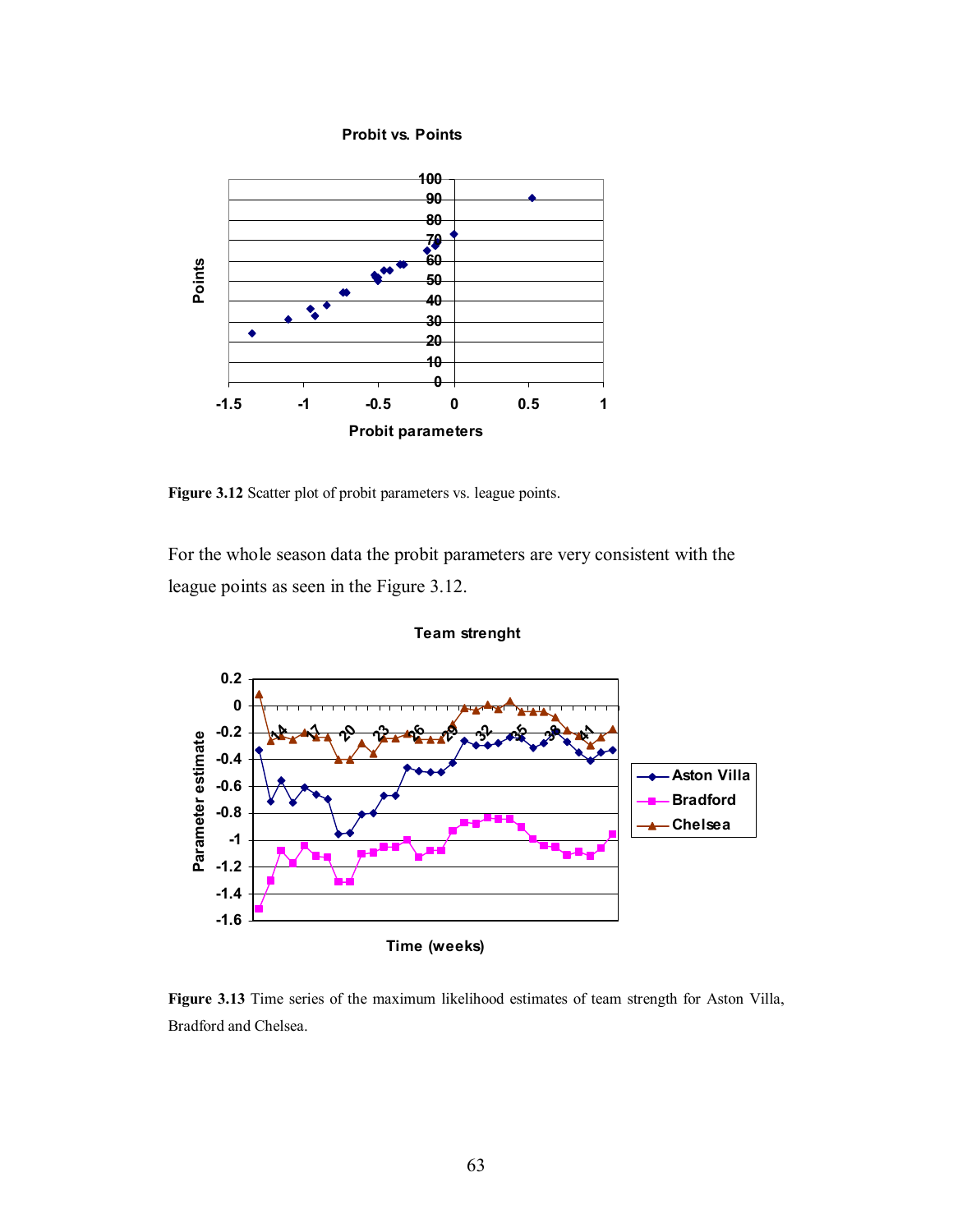**Figure 3.12** Scatter plot of probit parameters vs. league points.

For the whole season data the probit parameters are very consistent with the league points as seen in the Figure 3.12.

**Figure 3.13** Time series of the maximum likelihood estimates of team strength for Aston Villa, Bradford and Chelsea.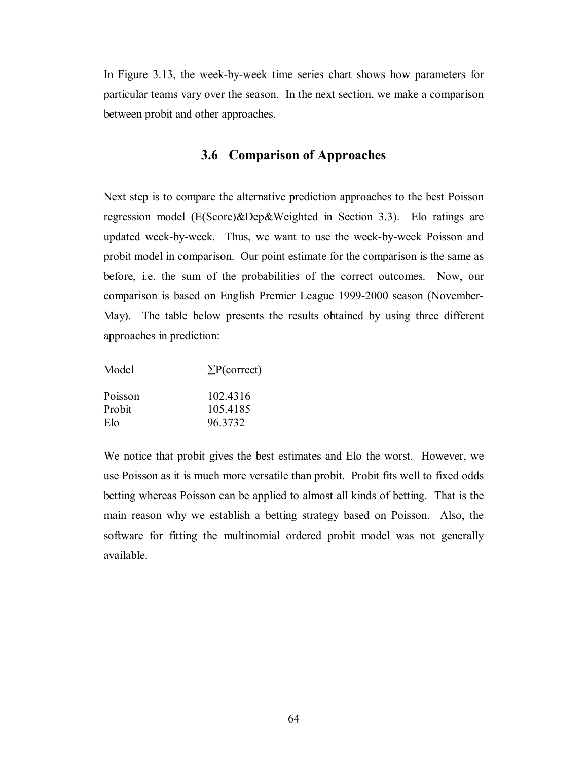In Figure 3.13, the week-by-week time series chart shows how parameters for particular teams vary over the season. In the next section, we make a comparison between probit and other approaches.

## 3.6 Comparison of Approaches

Next step is to compare the alternative prediction approaches to the best Poisson regression model (E(Score)&Dep&Weighted in Section 3.3). Elo ratings are updated week-by-week. Thus, we want to use the week-by-week Poisson and probit model in comparison. Our point estimate for the comparison is the same as before, i.e. the sum of the probabilities of the correct outcomes. Now, our comparison is based on English Premier League 1999-2000 season (November-May). The table below presents the results obtained by using three different approaches in prediction:

| Model | ∑P(correct) |
|---|---|
| Poisson | 102.4316 |
| Probit | 105.4185 |
| Elo | 96.3732 |

We notice that probit gives the best estimates and Elo the worst. However, we use Poisson as it is much more versatile than probit. Probit fits well to fixed odds betting whereas Poisson can be applied to almost all kinds of betting. That is the main reason why we establish a betting strategy based on Poisson. Also, the software for fitting the multinomial ordered probit model was not generally available.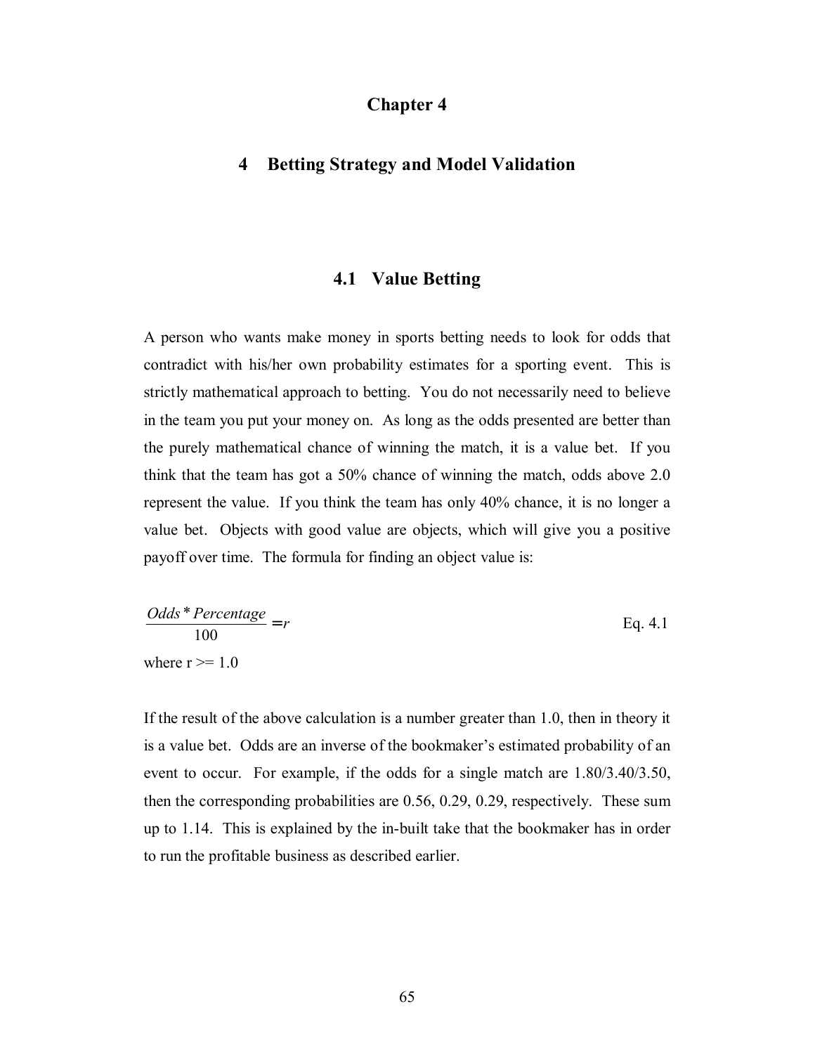# Chapter 4

# 4 Betting Strategy and Model Validation

## 4.1 Value Betting

A person who wants make money in sports betting needs to look for odds that contradict with his/her own probability estimates for a sporting event. This is strictly mathematical approach to betting. You do not necessarily need to believe in the team you put your money on. As long as the odds presented are better than the purely mathematical chance of winning the match, it is a value bet. If you think that the team has got a 50% chance of winning the match, odds above 2.0 represent the value. If you think the team has only 40% chance, it is no longer a value bet. Objects with good value are objects, which will give you a positive payoff over time. The formula for finding an object value is:

$$\frac{Odds * Percentage}{100} = r \qquad \text{Eq. 4.1}$$

where r >= 1.0

If the result of the above calculation is a number greater than 1.0, then in theory it is a value bet. Odds are an inverse of the bookmaker's estimated probability of an event to occur. For example, if the odds for a single match are 1.80/3.40/3.50, then the corresponding probabilities are 0.56, 0.29, 0.29, respectively. These sum up to 1.14. This is explained by the in-built take that the bookmaker has in order to run the profitable business as described earlier.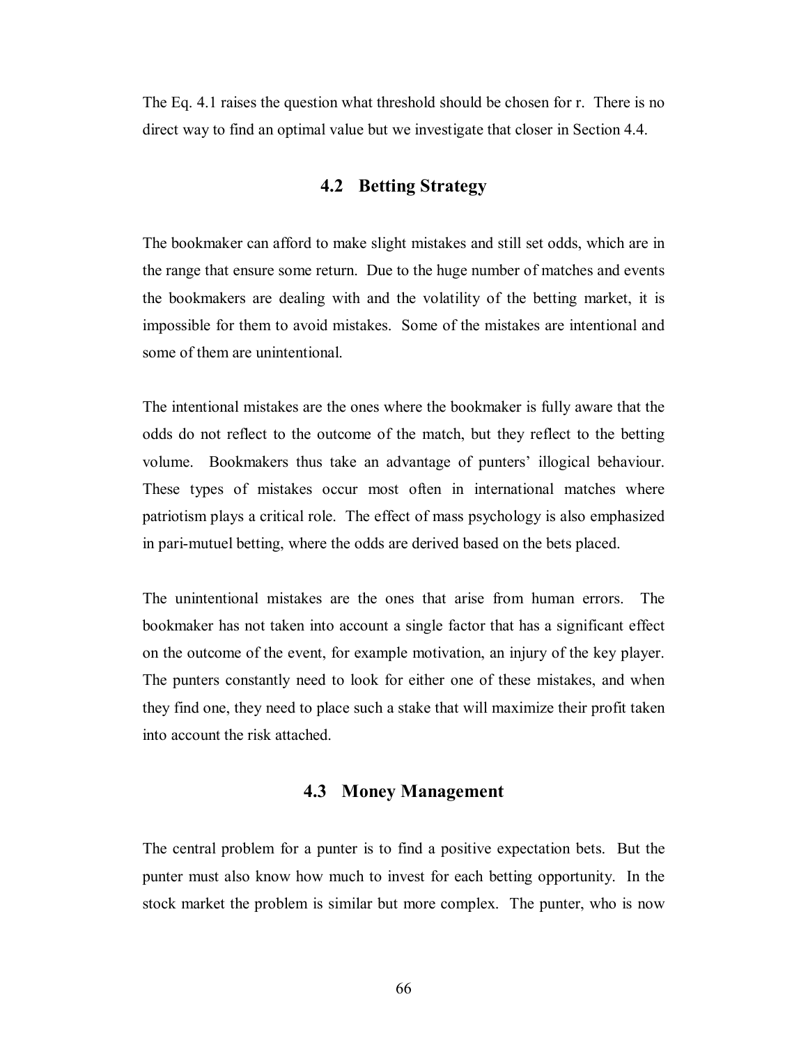The Eq. 4.1 raises the question what threshold should be chosen for r. There is no direct way to find an optimal value but we investigate that closer in Section 4.4.

## 4.2 Betting Strategy

The bookmaker can afford to make slight mistakes and still set odds, which are in the range that ensure some return. Due to the huge number of matches and events the bookmakers are dealing with and the volatility of the betting market, it is impossible for them to avoid mistakes. Some of the mistakes are intentional and some of them are unintentional.

The intentional mistakes are the ones where the bookmaker is fully aware that the odds do not reflect to the outcome of the match, but they reflect to the betting volume. Bookmakers thus take an advantage of punters' illogical behaviour. These types of mistakes occur most often in international matches where patriotism plays a critical role. The effect of mass psychology is also emphasized in pari-mutuel betting, where the odds are derived based on the bets placed.

The unintentional mistakes are the ones that arise from human errors. The bookmaker has not taken into account a single factor that has a significant effect on the outcome of the event, for example motivation, an injury of the key player. The punters constantly need to look for either one of these mistakes, and when they find one, they need to place such a stake that will maximize their profit taken into account the risk attached.

## 4.3 Money Management

The central problem for a punter is to find a positive expectation bets. But the punter must also know how much to invest for each betting opportunity. In the stock market the problem is similar but more complex. The punter, who is now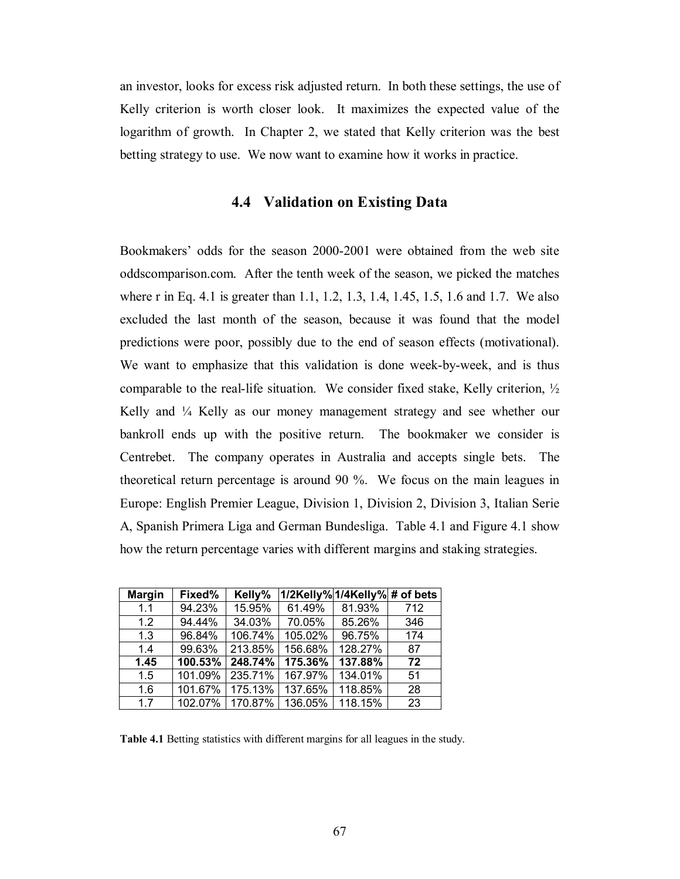an investor, looks for excess risk adjusted return. In both these settings, the use of Kelly criterion is worth closer look. It maximizes the expected value of the logarithm of growth. In Chapter 2, we stated that Kelly criterion was the best betting strategy to use. We now want to examine how it works in practice.

## 4.4 Validation on Existing Data

Bookmakers' odds for the season 2000-2001 were obtained from the web site oddscomparison.com. After the tenth week of the season, we picked the matches where r in Eq. 4.1 is greater than 1.1, 1.2, 1.3, 1.4, 1.45, 1.5, 1.6 and 1.7. We also excluded the last month of the season, because it was found that the model predictions were poor, possibly due to the end of season effects (motivational). We want to emphasize that this validation is done week-by-week, and is thus comparable to the real-life situation. We consider fixed stake, Kelly criterion, ½ Kelly and ¼ Kelly as our money management strategy and see whether our bankroll ends up with the positive return. The bookmaker we consider is Centrebet. The company operates in Australia and accepts single bets. The theoretical return percentage is around 90 %. We focus on the main leagues in Europe: English Premier League, Division 1, Division 2, Division 3, Italian Serie A, Spanish Primera Liga and German Bundesliga. Table 4.1 and Figure 4.1 show how the return percentage varies with different margins and staking strategies.

| Margin | Fixed% | Kelly% | 1/2Kelly% | 1/4Kelly% | # of bets |
|---|---|---|---|---|---|
| 1.1 | 94.23% | 15.95% | 61.49% | 81.93% | 712 |
| 1.2 | 94.44% | 34.03% | 70.05% | 85.26% | 346 |
| 1.3 | 96.84% | 106.74% | 105.02% | 96.75% | 174 |
| 1.4 | 99.63% | 213.85% | 156.68% | 128.27% | 87 |
| **1.45** | **100.53%** | **248.74%** | **175.36%** | **137.88%** | **72** |
| 1.5 | 101.09% | 235.71% | 167.97% | 134.01% | 51 |
| 1.6 | 101.67% | 175.13% | 137.65% | 118.85% | 28 |
| 1.7 | 102.07% | 170.87% | 136.05% | 118.15% | 23 |

**Table 4.1** Betting statistics with different margins for all leagues in the study.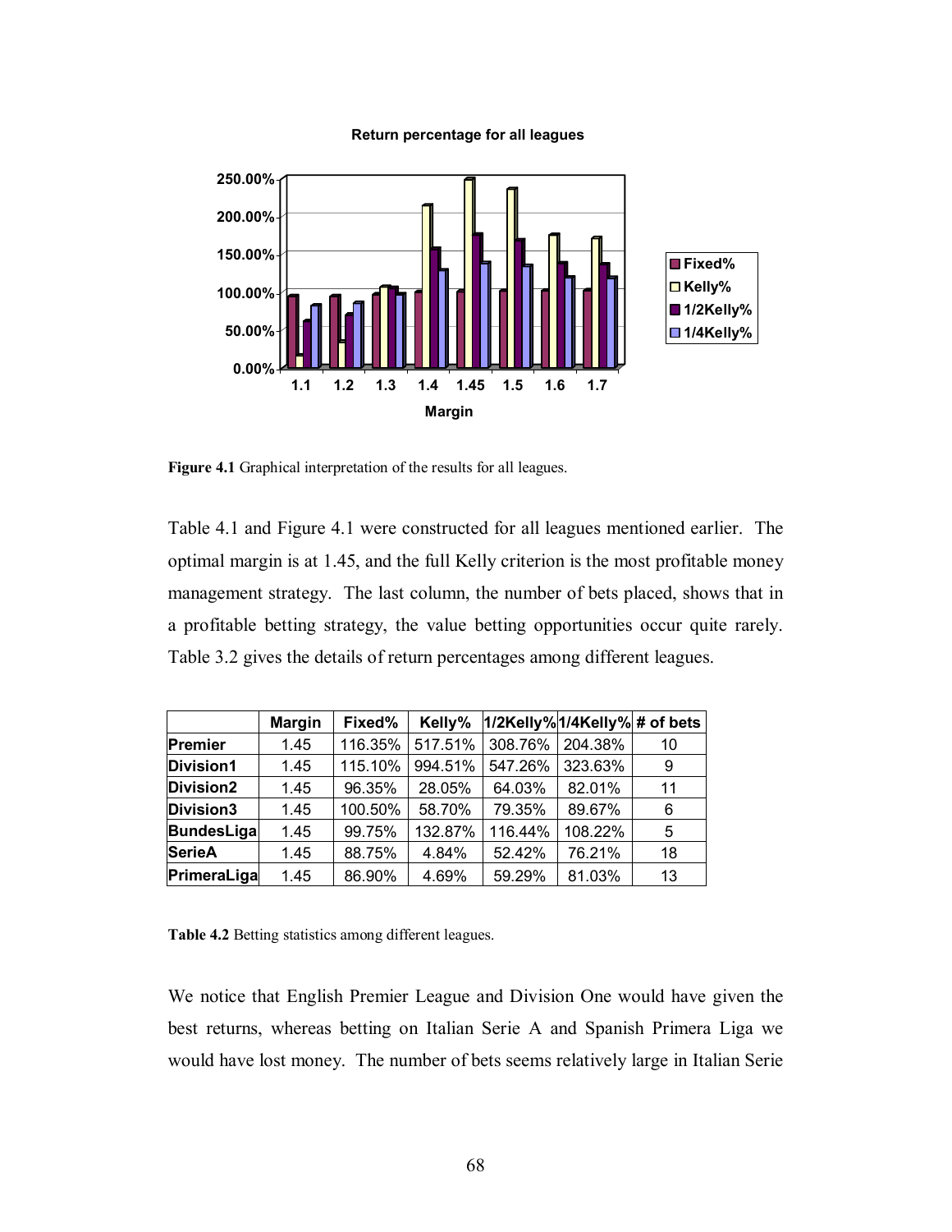**Figure 4.1** Graphical interpretation of the results for all leagues.

Table 4.1 and Figure 4.1 were constructed for all leagues mentioned earlier. The optimal margin is at 1.45, and the full Kelly criterion is the most profitable money management strategy. The last column, the number of bets placed, shows that in a profitable betting strategy, the value betting opportunities occur quite rarely. Table 3.2 gives the details of return percentages among different leagues.

| | Margin | Fixed% | Kelly% | 1/2Kelly% | 1/4Kelly% | # of bets |
|---|---|---|---|---|---|---|
| Premier | 1.45 | 116.35% | 517.51% | 308.76% | 204.38% | 10 |
| Division1 | 1.45 | 115.10% | 994.51% | 547.26% | 323.63% | 9 |
| Division2 | 1.45 | 96.35% | 28.05% | 64.03% | 82.01% | 11 |
| Division3 | 1.45 | 100.50% | 58.70% | 79.35% | 89.67% | 6 |
| BundesLiga | 1.45 | 99.75% | 132.87% | 116.44% | 108.22% | 5 |
| SerieA | 1.45 | 88.75% | 4.84% | 52.42% | 76.21% | 18 |
| PrimeraLiga | 1.45 | 86.90% | 4.69% | 59.29% | 81.03% | 13 |

**Table 4.2** Betting statistics among different leagues.

We notice that English Premier League and Division One would have given the best returns, whereas betting on Italian Serie A and Spanish Primera Liga we would have lost money. The number of bets seems relatively large in Italian Serie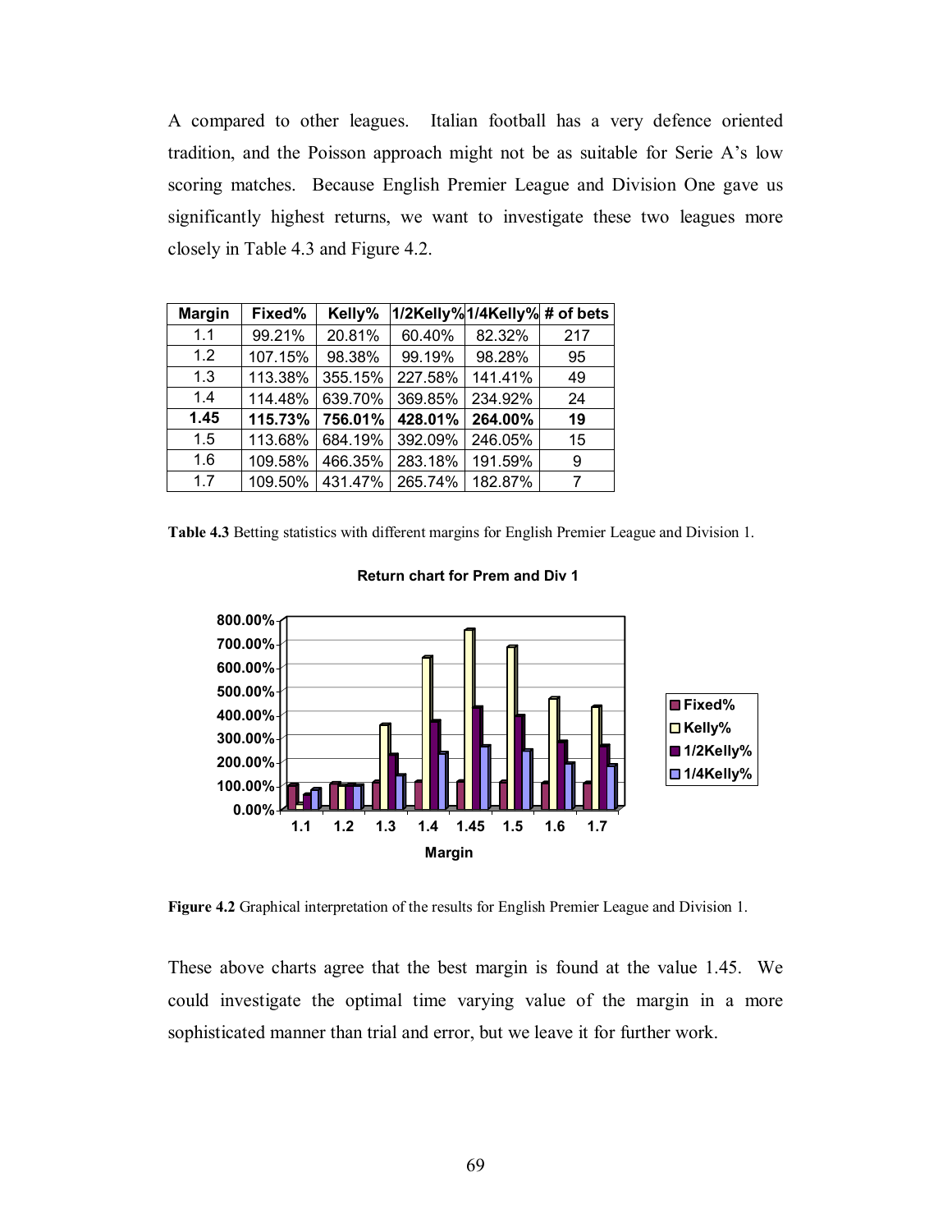A compared to other leagues. Italian football has a very defence oriented tradition, and the Poisson approach might not be as suitable for Serie A's low scoring matches. Because English Premier League and Division One gave us significantly highest returns, we want to investigate these two leagues more closely in Table 4.3 and Figure 4.2.

| Margin | Fixed% | Kelly% | 1/2Kelly% | 1/4Kelly% | # of bets |
|---|---|---|---|---|---|
| 1.1 | 99.21% | 20.81% | 60.40% | 82.32% | 217 |
| 1.2 | 107.15% | 98.38% | 99.19% | 98.28% | 95 |
| 1.3 | 113.38% | 355.15% | 227.58% | 141.41% | 49 |
| 1.4 | 114.48% | 639.70% | 369.85% | 234.92% | 24 |
| **1.45** | **115.73%** | **756.01%** | **428.01%** | **264.00%** | **19** |
| 1.5 | 113.68% | 684.19% | 392.09% | 246.05% | 15 |
| 1.6 | 109.58% | 466.35% | 283.18% | 191.59% | 9 |
| 1.7 | 109.50% | 431.47% | 265.74% | 182.87% | 7 |

**Table 4.3** Betting statistics with different margins for English Premier League and Division 1.

**Figure 4.2** Graphical interpretation of the results for English Premier League and Division 1.

These above charts agree that the best margin is found at the value 1.45. We could investigate the optimal time varying value of the margin in a more sophisticated manner than trial and error, but we leave it for further work.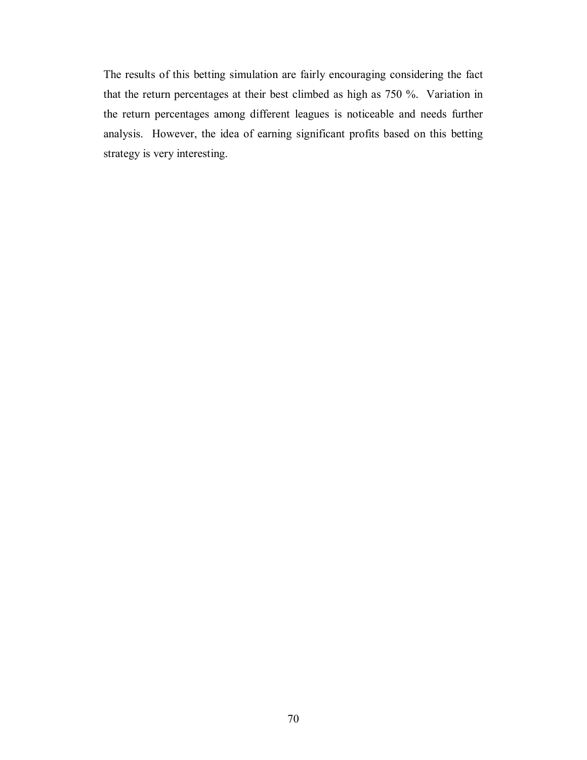The results of this betting simulation are fairly encouraging considering the fact that the return percentages at their best climbed as high as 750 %. Variation in the return percentages among different leagues is noticeable and needs further analysis. However, the idea of earning significant profits based on this betting strategy is very interesting.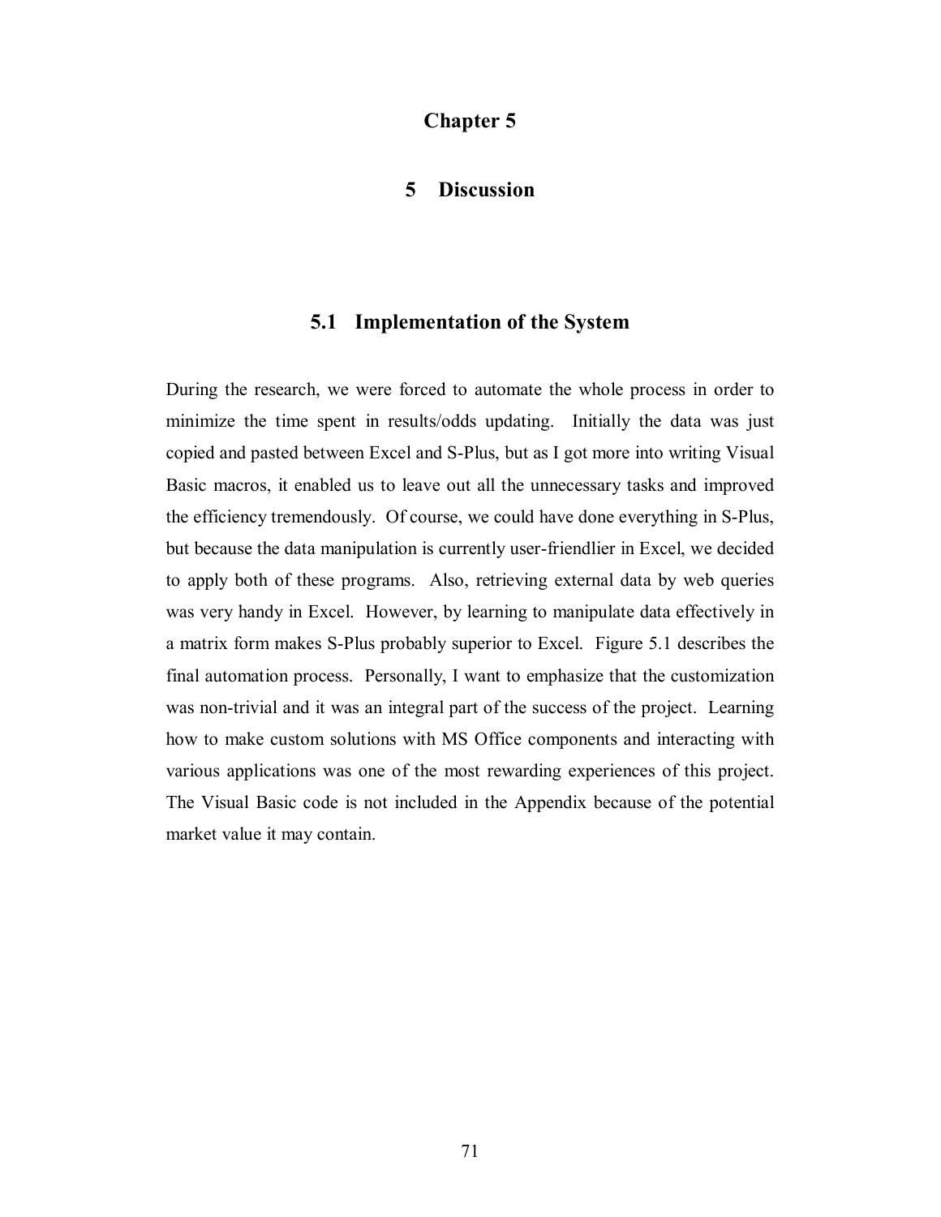# Chapter 5

# 5 Discussion

## 5.1 Implementation of the System

During the research, we were forced to automate the whole process in order to minimize the time spent in results/odds updating. Initially the data was just copied and pasted between Excel and S-Plus, but as I got more into writing Visual Basic macros, it enabled us to leave out all the unnecessary tasks and improved the efficiency tremendously. Of course, we could have done everything in S-Plus, but because the data manipulation is currently user-friendlier in Excel, we decided to apply both of these programs. Also, retrieving external data by web queries was very handy in Excel. However, by learning to manipulate data effectively in a matrix form makes S-Plus probably superior to Excel. Figure 5.1 describes the final automation process. Personally, I want to emphasize that the customization was non-trivial and it was an integral part of the success of the project. Learning how to make custom solutions with MS Office components and interacting with various applications was one of the most rewarding experiences of this project. The Visual Basic code is not included in the Appendix because of the potential market value it may contain.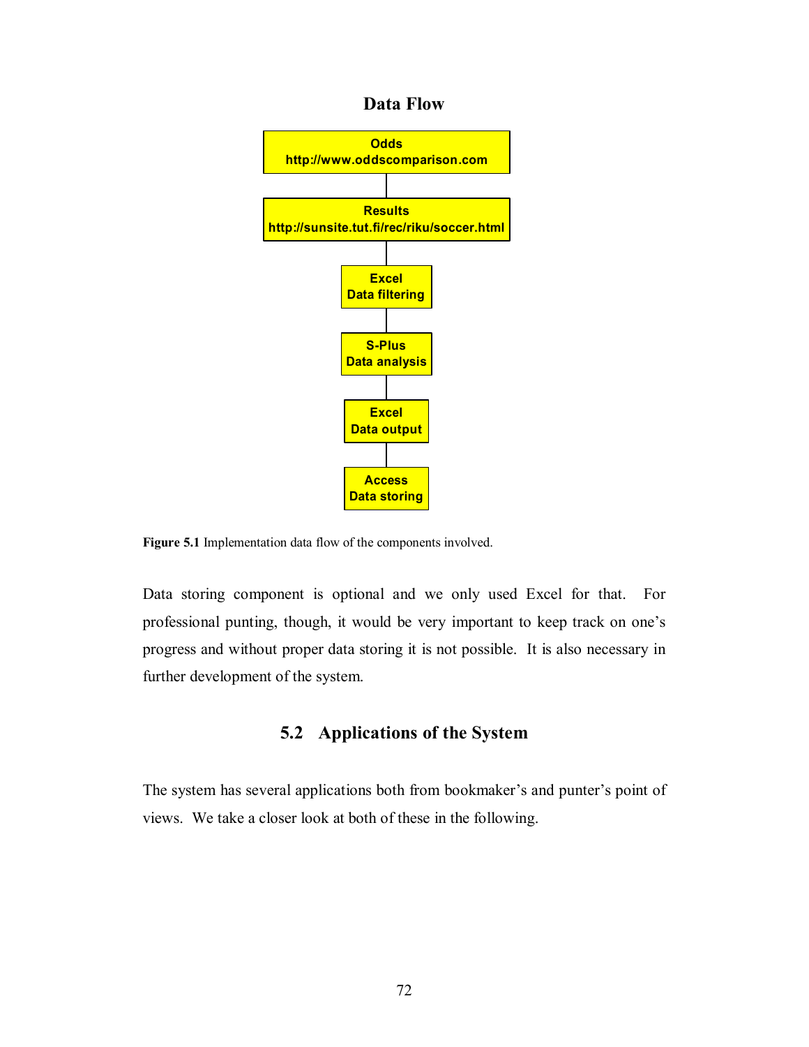**Data Flow**

Odds
http://www.oddscomparison.com

Results
http://sunsite.tut.fi/rec/riku/soccer.html

Excel
Data filtering

S-Plus
Data analysis

Excel
Data output

Access
Data storing

**Figure 5.1** Implementation data flow of the components involved.

Data storing component is optional and we only used Excel for that. For professional punting, though, it would be very important to keep track on one's progress and without proper data storing it is not possible. It is also necessary in further development of the system.

## 5.2 Applications of the System

The system has several applications both from bookmaker's and punter's point of views. We take a closer look at both of these in the following.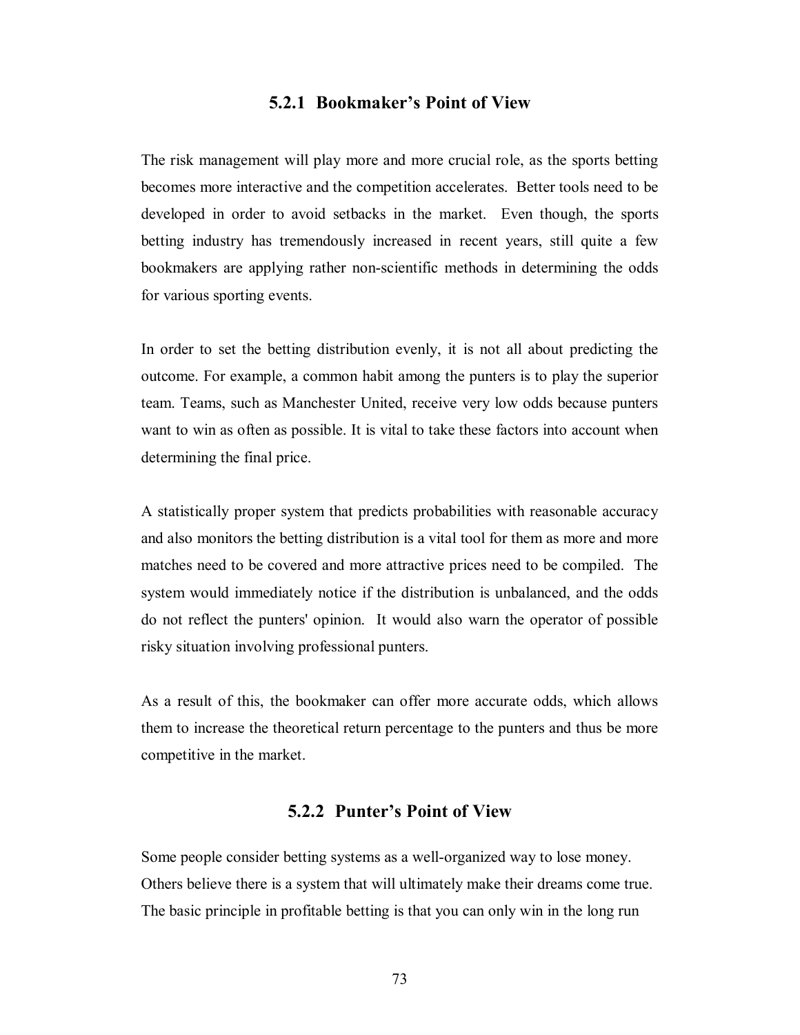### 5.2.1 Bookmaker's Point of View

The risk management will play more and more crucial role, as the sports betting becomes more interactive and the competition accelerates. Better tools need to be developed in order to avoid setbacks in the market. Even though, the sports betting industry has tremendously increased in recent years, still quite a few bookmakers are applying rather non-scientific methods in determining the odds for various sporting events.

In order to set the betting distribution evenly, it is not all about predicting the outcome. For example, a common habit among the punters is to play the superior team. Teams, such as Manchester United, receive very low odds because punters want to win as often as possible. It is vital to take these factors into account when determining the final price.

A statistically proper system that predicts probabilities with reasonable accuracy and also monitors the betting distribution is a vital tool for them as more and more matches need to be covered and more attractive prices need to be compiled. The system would immediately notice if the distribution is unbalanced, and the odds do not reflect the punters' opinion. It would also warn the operator of possible risky situation involving professional punters.

As a result of this, the bookmaker can offer more accurate odds, which allows them to increase the theoretical return percentage to the punters and thus be more competitive in the market.

### 5.2.2 Punter's Point of View

Some people consider betting systems as a well-organized way to lose money. Others believe there is a system that will ultimately make their dreams come true. The basic principle in profitable betting is that you can only win in the long run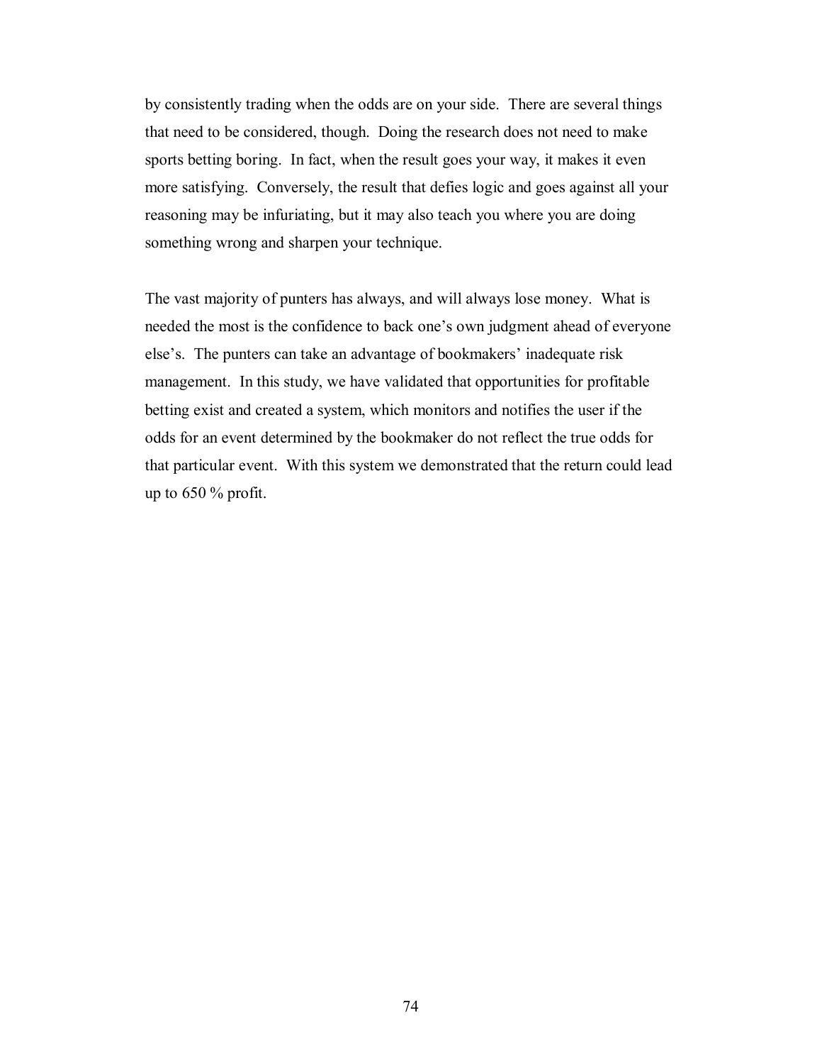by consistently trading when the odds are on your side. There are several things that need to be considered, though. Doing the research does not need to make sports betting boring. In fact, when the result goes your way, it makes it even more satisfying. Conversely, the result that defies logic and goes against all your reasoning may be infuriating, but it may also teach you where you are doing something wrong and sharpen your technique.

The vast majority of punters has always, and will always lose money. What is needed the most is the confidence to back one's own judgment ahead of everyone else's. The punters can take an advantage of bookmakers' inadequate risk management. In this study, we have validated that opportunities for profitable betting exist and created a system, which monitors and notifies the user if the odds for an event determined by the bookmaker do not reflect the true odds for that particular event. With this system we demonstrated that the return could lead up to 650 % profit.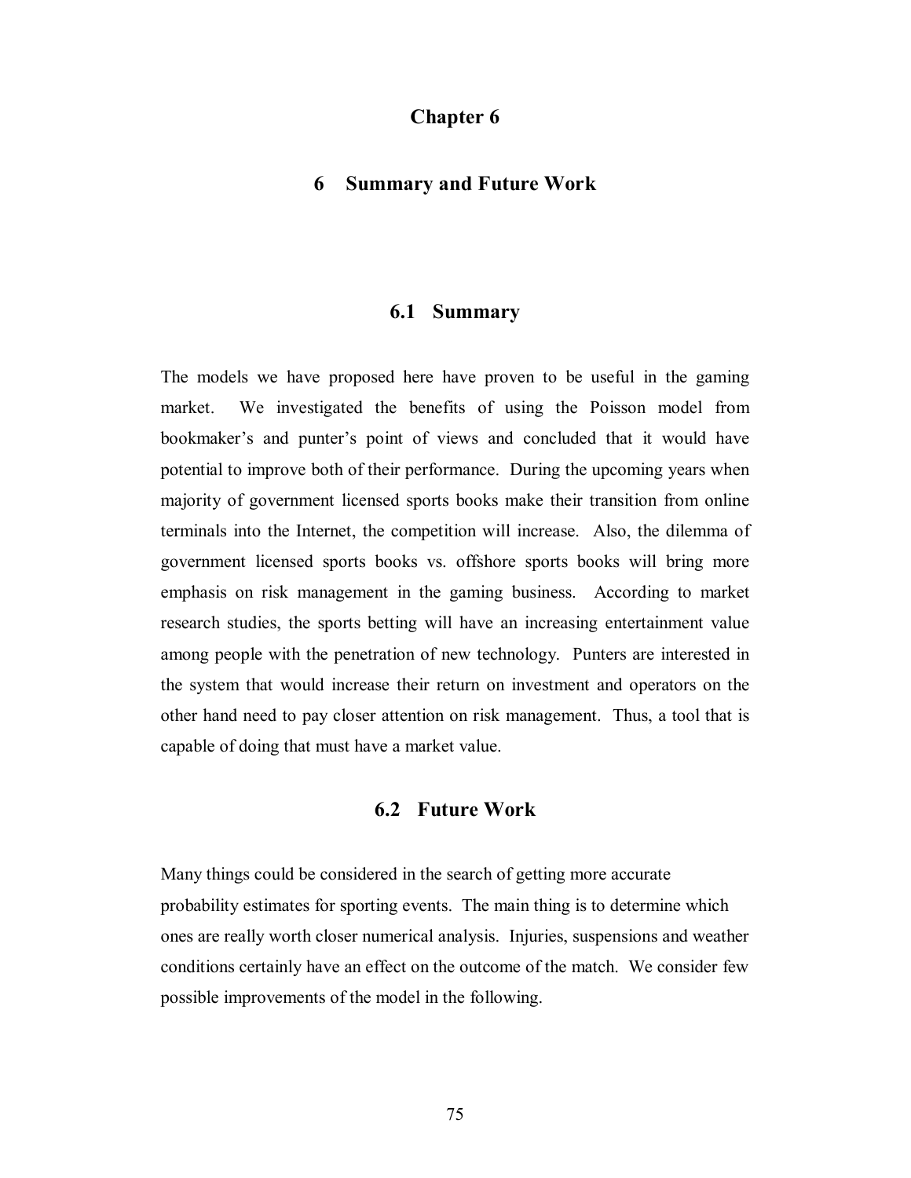# Chapter 6

# 6 Summary and Future Work

## 6.1 Summary

The models we have proposed here have proven to be useful in the gaming market. We investigated the benefits of using the Poisson model from bookmaker's and punter's point of views and concluded that it would have potential to improve both of their performance. During the upcoming years when majority of government licensed sports books make their transition from online terminals into the Internet, the competition will increase. Also, the dilemma of government licensed sports books vs. offshore sports books will bring more emphasis on risk management in the gaming business. According to market research studies, the sports betting will have an increasing entertainment value among people with the penetration of new technology. Punters are interested in the system that would increase their return on investment and operators on the other hand need to pay closer attention on risk management. Thus, a tool that is capable of doing that must have a market value.

## 6.2 Future Work

Many things could be considered in the search of getting more accurate probability estimates for sporting events. The main thing is to determine which ones are really worth closer numerical analysis. Injuries, suspensions and weather conditions certainly have an effect on the outcome of the match. We consider few possible improvements of the model in the following.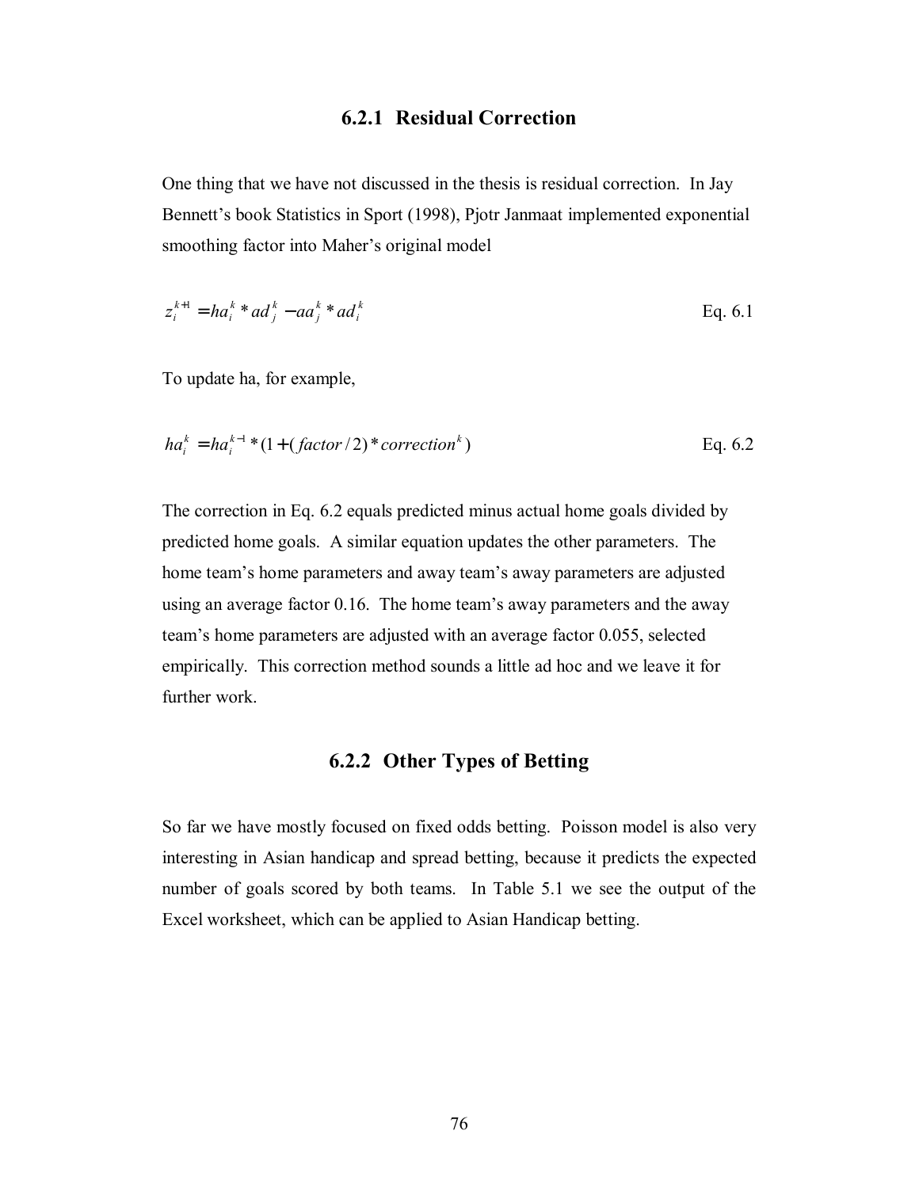### 6.2.1 Residual Correction

One thing that we have not discussed in the thesis is residual correction. In Jay Bennett's book Statistics in Sport (1998), Pjotr Janmaat implemented exponential smoothing factor into Maher's original model

$$z_i^{k+1} = ha_i^k * ad_j^k - aa_j^k * ad_i^k \qquad \text{Eq. 6.1}$$

To update ha, for example,

$$ha_i^k = ha_i^{k-1} * (1 + (factor/2) * correction^k) \qquad \text{Eq. 6.2}$$

The correction in Eq. 6.2 equals predicted minus actual home goals divided by predicted home goals. A similar equation updates the other parameters. The home team's home parameters and away team's away parameters are adjusted using an average factor 0.16. The home team's away parameters and the away team's home parameters are adjusted with an average factor 0.055, selected empirically. This correction method sounds a little ad hoc and we leave it for further work.

### 6.2.2 Other Types of Betting

So far we have mostly focused on fixed odds betting. Poisson model is also very interesting in Asian handicap and spread betting, because it predicts the expected number of goals scored by both teams. In Table 5.1 we see the output of the Excel worksheet, which can be applied to Asian Handicap betting.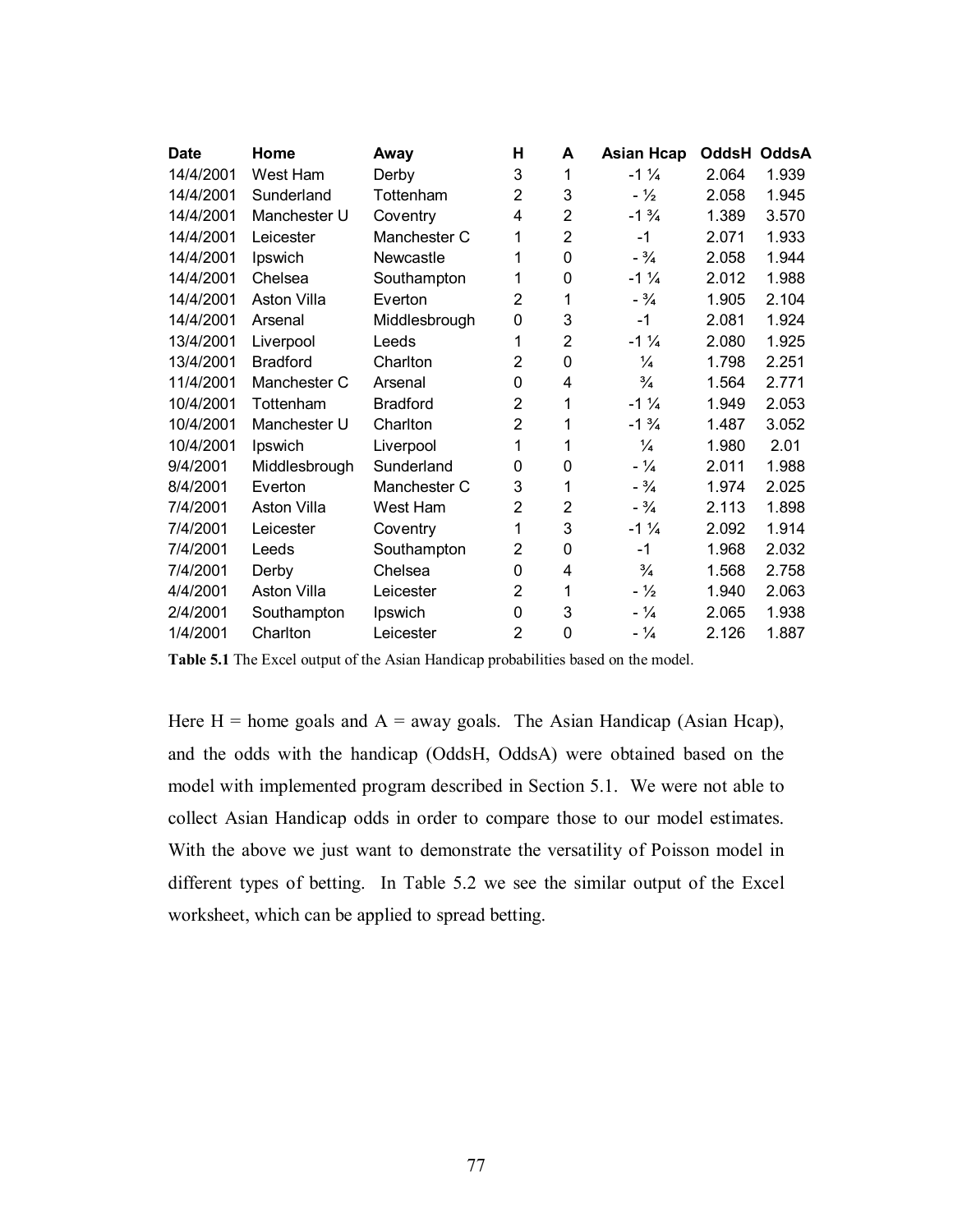| Date | Home | Away | H | A | Asian Hcap | OddsH | OddsA |
|---|---|---|---|---|---|---|---|
| 14/4/2001 | West Ham | Derby | 3 | 1 | -1 ¼ | 2.064 | 1.939 |
| 14/4/2001 | Sunderland | Tottenham | 2 | 3 | - ½ | 2.058 | 1.945 |
| 14/4/2001 | Manchester U | Coventry | 4 | 2 | -1 ¾ | 1.389 | 3.570 |
| 14/4/2001 | Leicester | Manchester C | 1 | 2 | -1 | 2.071 | 1.933 |
| 14/4/2001 | Ipswich | Newcastle | 1 | 0 | - ¾ | 2.058 | 1.944 |
| 14/4/2001 | Chelsea | Southampton | 1 | 0 | -1 ¼ | 2.012 | 1.988 |
| 14/4/2001 | Aston Villa | Everton | 2 | 1 | - ¾ | 1.905 | 2.104 |
| 14/4/2001 | Arsenal | Middlesbrough | 0 | 3 | -1 | 2.081 | 1.924 |
| 13/4/2001 | Liverpool | Leeds | 1 | 2 | -1 ¼ | 2.080 | 1.925 |
| 13/4/2001 | Bradford | Charlton | 2 | 0 | ¼ | 1.798 | 2.251 |
| 11/4/2001 | Manchester C | Arsenal | 0 | 4 | ¾ | 1.564 | 2.771 |
| 10/4/2001 | Tottenham | Bradford | 2 | 1 | -1 ¼ | 1.949 | 2.053 |
| 10/4/2001 | Manchester U | Charlton | 2 | 1 | -1 ¾ | 1.487 | 3.052 |
| 10/4/2001 | Ipswich | Liverpool | 1 | 1 | ¼ | 1.980 | 2.01 |
| 9/4/2001 | Middlesbrough | Sunderland | 0 | 0 | - ¼ | 2.011 | 1.988 |
| 8/4/2001 | Everton | Manchester C | 3 | 1 | - ¾ | 1.974 | 2.025 |
| 7/4/2001 | Aston Villa | West Ham | 2 | 2 | - ¾ | 2.113 | 1.898 |
| 7/4/2001 | Leicester | Coventry | 1 | 3 | -1 ¼ | 2.092 | 1.914 |
| 7/4/2001 | Leeds | Southampton | 2 | 0 | -1 | 1.968 | 2.032 |
| 7/4/2001 | Derby | Chelsea | 0 | 4 | ¾ | 1.568 | 2.758 |
| 4/4/2001 | Aston Villa | Leicester | 2 | 1 | - ½ | 1.940 | 2.063 |
| 2/4/2001 | Southampton | Ipswich | 0 | 3 | - ¼ | 2.065 | 1.938 |
| 1/4/2001 | Charlton | Leicester | 2 | 0 | - ¼ | 2.126 | 1.887 |

**Table 5.1** The Excel output of the Asian Handicap probabilities based on the model.

Here H = home goals and A = away goals. The Asian Handicap (Asian Hcap), and the odds with the handicap (OddsH, OddsA) were obtained based on the model with implemented program described in Section 5.1. We were not able to collect Asian Handicap odds in order to compare those to our model estimates. With the above we just want to demonstrate the versatility of Poisson model in different types of betting. In Table 5.2 we see the similar output of the Excel worksheet, which can be applied to spread betting.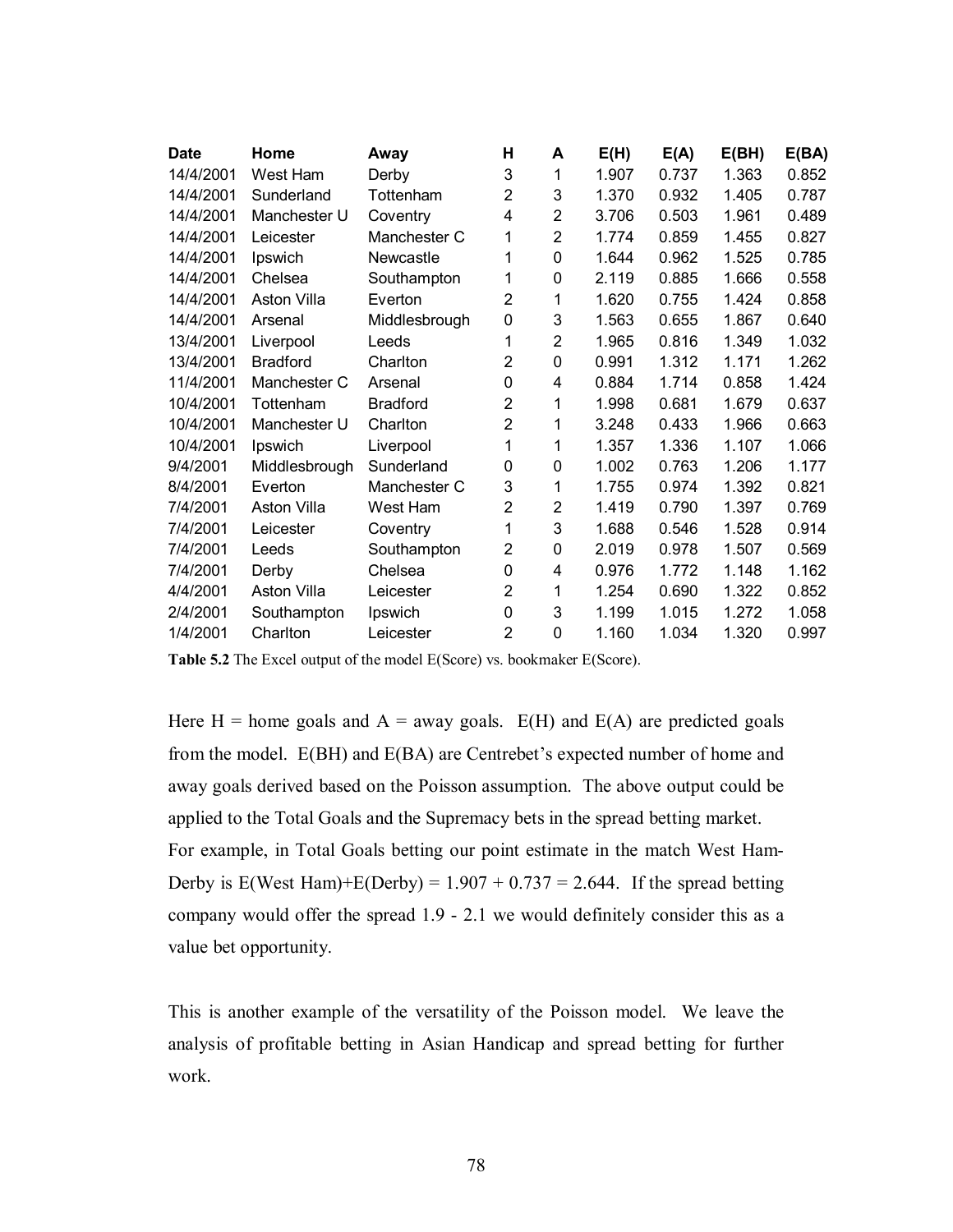| Date | Home | Away | H | A | E(H) | E(A) | E(BH) | E(BA) |
|---|---|---|---|---|---|---|---|---|
| 14/4/2001 | West Ham | Derby | 3 | 1 | 1.907 | 0.737 | 1.363 | 0.852 |
| 14/4/2001 | Sunderland | Tottenham | 2 | 3 | 1.370 | 0.932 | 1.405 | 0.787 |
| 14/4/2001 | Manchester U | Coventry | 4 | 2 | 3.706 | 0.503 | 1.961 | 0.489 |
| 14/4/2001 | Leicester | Manchester C | 1 | 2 | 1.774 | 0.859 | 1.455 | 0.827 |
| 14/4/2001 | Ipswich | Newcastle | 1 | 0 | 1.644 | 0.962 | 1.525 | 0.785 |
| 14/4/2001 | Chelsea | Southampton | 1 | 0 | 2.119 | 0.885 | 1.666 | 0.558 |
| 14/4/2001 | Aston Villa | Everton | 2 | 1 | 1.620 | 0.755 | 1.424 | 0.858 |
| 14/4/2001 | Arsenal | Middlesbrough | 0 | 3 | 1.563 | 0.655 | 1.867 | 0.640 |
| 13/4/2001 | Liverpool | Leeds | 1 | 2 | 1.965 | 0.816 | 1.349 | 1.032 |
| 13/4/2001 | Bradford | Charlton | 2 | 0 | 0.991 | 1.312 | 1.171 | 1.262 |
| 11/4/2001 | Manchester C | Arsenal | 0 | 4 | 0.884 | 1.714 | 0.858 | 1.424 |
| 10/4/2001 | Tottenham | Bradford | 2 | 1 | 1.998 | 0.681 | 1.679 | 0.637 |
| 10/4/2001 | Manchester U | Charlton | 2 | 1 | 3.248 | 0.433 | 1.966 | 0.663 |
| 10/4/2001 | Ipswich | Liverpool | 1 | 1 | 1.357 | 1.336 | 1.107 | 1.066 |
| 9/4/2001 | Middlesbrough | Sunderland | 0 | 0 | 1.002 | 0.763 | 1.206 | 1.177 |
| 8/4/2001 | Everton | Manchester C | 3 | 1 | 1.755 | 0.974 | 1.392 | 0.821 |
| 7/4/2001 | Aston Villa | West Ham | 2 | 2 | 1.419 | 0.790 | 1.397 | 0.769 |
| 7/4/2001 | Leicester | Coventry | 1 | 3 | 1.688 | 0.546 | 1.528 | 0.914 |
| 7/4/2001 | Leeds | Southampton | 2 | 0 | 2.019 | 0.978 | 1.507 | 0.569 |
| 7/4/2001 | Derby | Chelsea | 0 | 4 | 0.976 | 1.772 | 1.148 | 1.162 |
| 4/4/2001 | Aston Villa | Leicester | 2 | 1 | 1.254 | 0.690 | 1.322 | 0.852 |
| 2/4/2001 | Southampton | Ipswich | 0 | 3 | 1.199 | 1.015 | 1.272 | 1.058 |
| 1/4/2001 | Charlton | Leicester | 2 | 0 | 1.160 | 1.034 | 1.320 | 0.997 |

**Table 5.2** The Excel output of the model E(Score) vs. bookmaker E(Score).

Here H = home goals and A = away goals. E(H) and E(A) are predicted goals from the model. E(BH) and E(BA) are Centrebet's expected number of home and away goals derived based on the Poisson assumption. The above output could be applied to the Total Goals and the Supremacy bets in the spread betting market. For example, in Total Goals betting our point estimate in the match West Ham-Derby is E(West Ham)+E(Derby) = 1.907 + 0.737 = 2.644. If the spread betting company would offer the spread 1.9 - 2.1 we would definitely consider this as a value bet opportunity.

This is another example of the versatility of the Poisson model. We leave the analysis of profitable betting in Asian Handicap and spread betting for further work.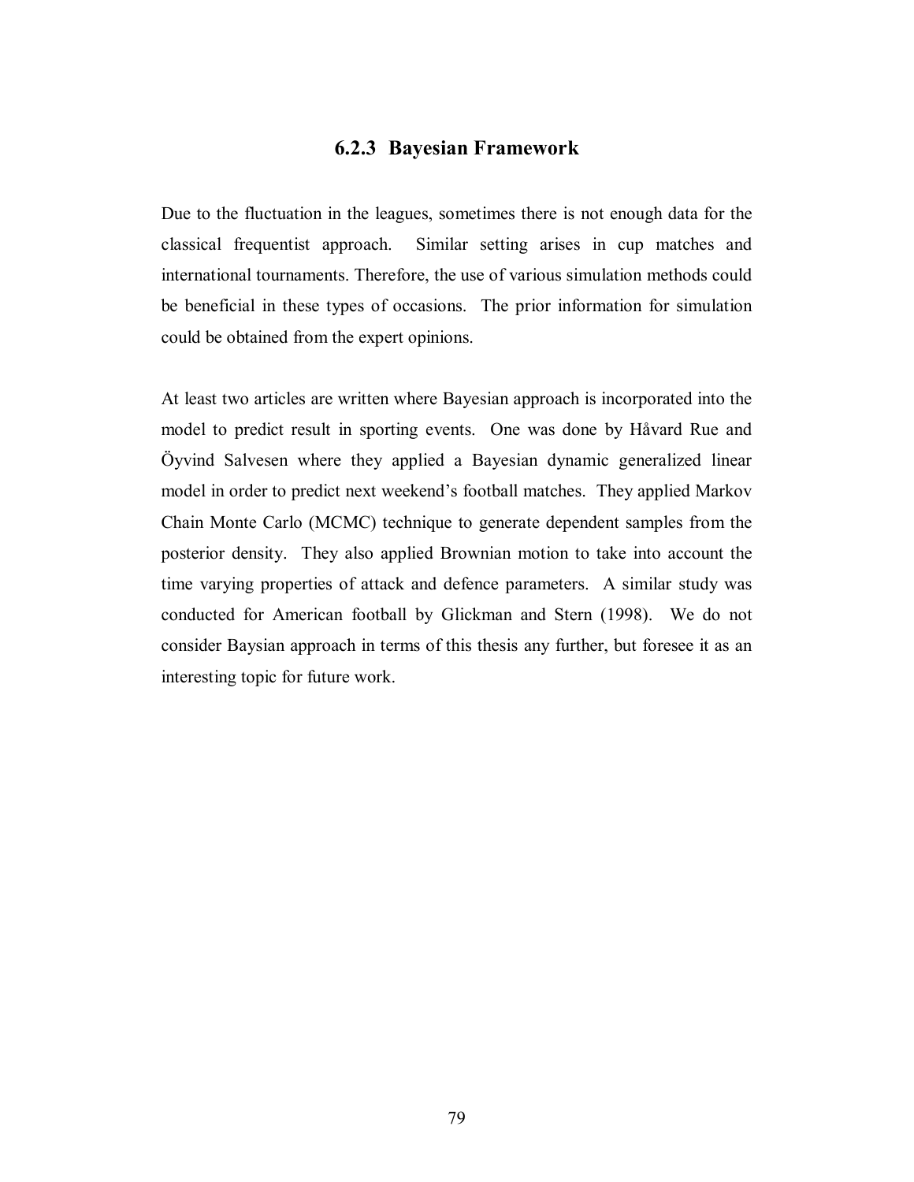### 6.2.3 Bayesian Framework

Due to the fluctuation in the leagues, sometimes there is not enough data for the classical frequentist approach. Similar setting arises in cup matches and international tournaments. Therefore, the use of various simulation methods could be beneficial in these types of occasions. The prior information for simulation could be obtained from the expert opinions.

At least two articles are written where Bayesian approach is incorporated into the model to predict result in sporting events. One was done by Håvard Rue and Öyvind Salvesen where they applied a Bayesian dynamic generalized linear model in order to predict next weekend's football matches. They applied Markov Chain Monte Carlo (MCMC) technique to generate dependent samples from the posterior density. They also applied Brownian motion to take into account the time varying properties of attack and defence parameters. A similar study was conducted for American football by Glickman and Stern (1998). We do not consider Baysian approach in terms of this thesis any further, but foresee it as an interesting topic for future work.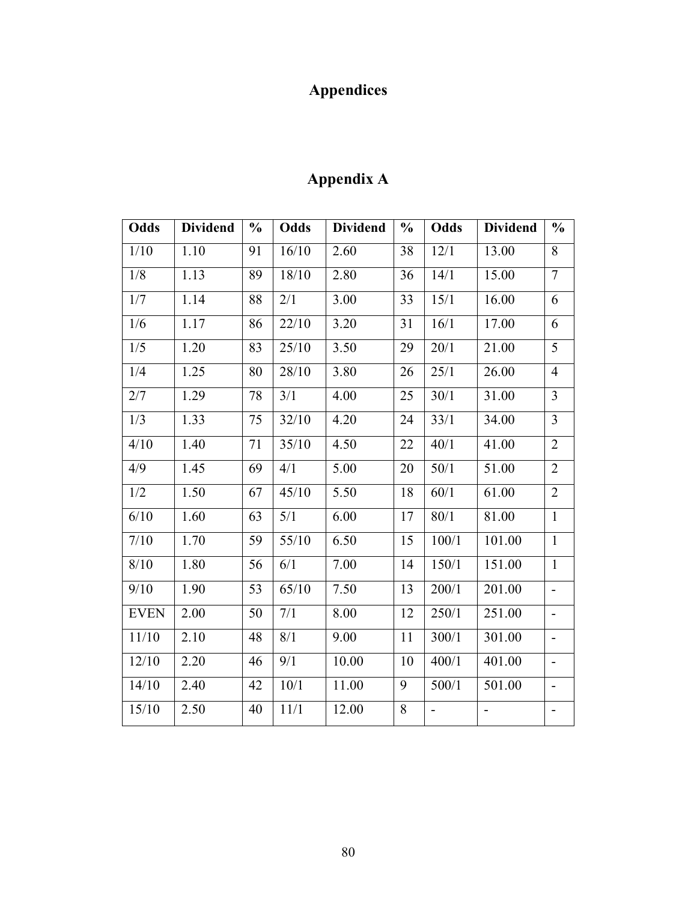# Appendices

## Appendix A

| Odds | Dividend | % | Odds | Dividend | % | Odds | Dividend | % |
|---|---|---|---|---|---|---|---|---|
| 1/10 | 1.10 | 91 | 16/10 | 2.60 | 38 | 12/1 | 13.00 | 8 |
| 1/8 | 1.13 | 89 | 18/10 | 2.80 | 36 | 14/1 | 15.00 | 7 |
| 1/7 | 1.14 | 88 | 2/1 | 3.00 | 33 | 15/1 | 16.00 | 6 |
| 1/6 | 1.17 | 86 | 22/10 | 3.20 | 31 | 16/1 | 17.00 | 6 |
| 1/5 | 1.20 | 83 | 25/10 | 3.50 | 29 | 20/1 | 21.00 | 5 |
| 1/4 | 1.25 | 80 | 28/10 | 3.80 | 26 | 25/1 | 26.00 | 4 |
| 2/7 | 1.29 | 78 | 3/1 | 4.00 | 25 | 30/1 | 31.00 | 3 |
| 1/3 | 1.33 | 75 | 32/10 | 4.20 | 24 | 33/1 | 34.00 | 3 |
| 4/10 | 1.40 | 71 | 35/10 | 4.50 | 22 | 40/1 | 41.00 | 2 |
| 4/9 | 1.45 | 69 | 4/1 | 5.00 | 20 | 50/1 | 51.00 | 2 |
| 1/2 | 1.50 | 67 | 45/10 | 5.50 | 18 | 60/1 | 61.00 | 2 |
| 6/10 | 1.60 | 63 | 5/1 | 6.00 | 17 | 80/1 | 81.00 | 1 |
| 7/10 | 1.70 | 59 | 55/10 | 6.50 | 15 | 100/1 | 101.00 | 1 |
| 8/10 | 1.80 | 56 | 6/1 | 7.00 | 14 | 150/1 | 151.00 | 1 |
| 9/10 | 1.90 | 53 | 65/10 | 7.50 | 13 | 200/1 | 201.00 | - |
| EVEN | 2.00 | 50 | 7/1 | 8.00 | 12 | 250/1 | 251.00 | - |
| 11/10 | 2.10 | 48 | 8/1 | 9.00 | 11 | 300/1 | 301.00 | - |
| 12/10 | 2.20 | 46 | 9/1 | 10.00 | 10 | 400/1 | 401.00 | - |
| 14/10 | 2.40 | 42 | 10/1 | 11.00 | 9 | 500/1 | 501.00 | - |
| 15/10 | 2.50 | 40 | 11/1 | 12.00 | 8 | - | - | - |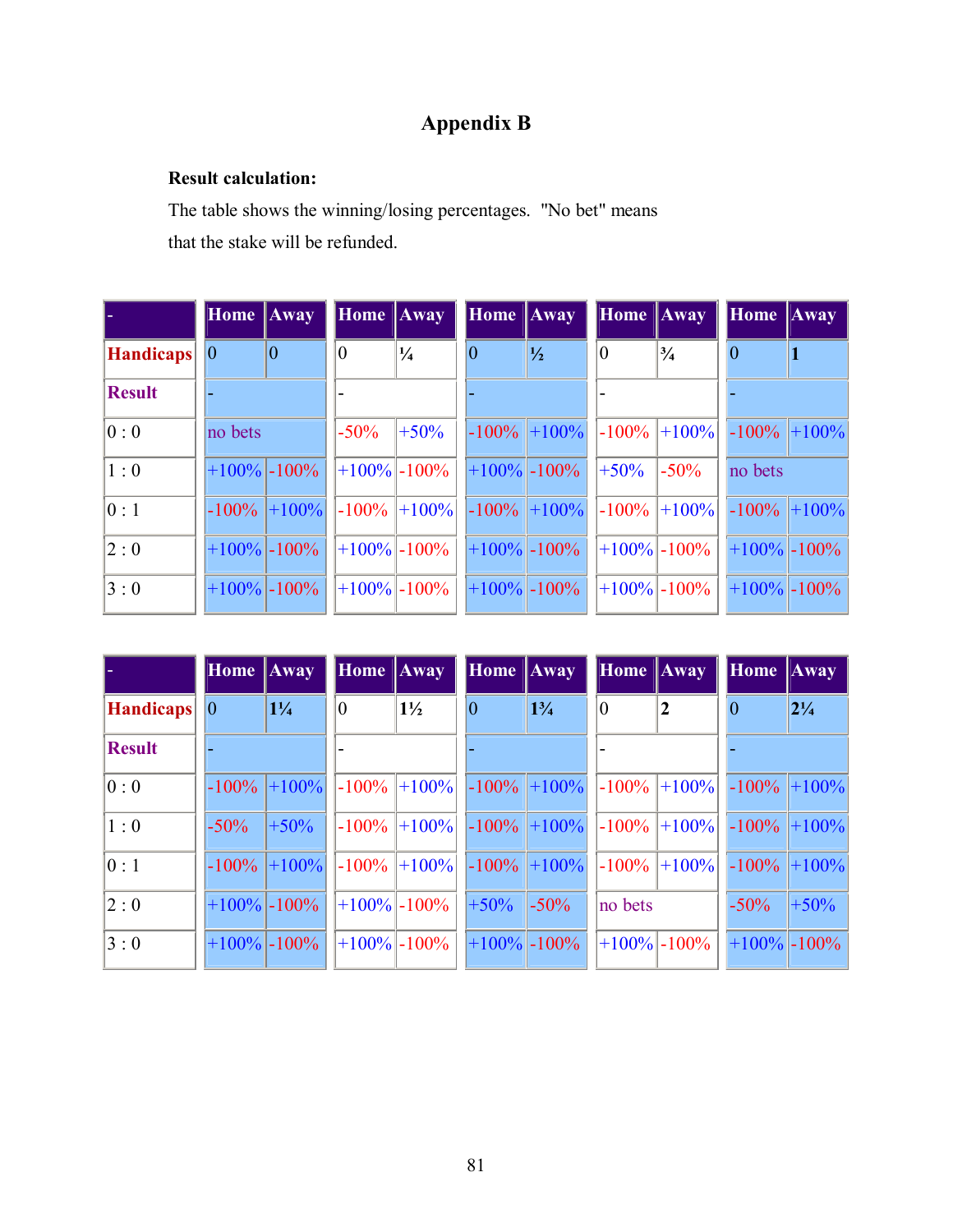# Appendix B

**Result calculation:**

The table shows the winning/losing percentages. "No bet" means that the stake will be refunded.

| - | Home | Away | Home | Away | Home | Away | Home | Away | Home | Away |
|---|---|---|---|---|---|---|---|---|---|---|
| **Handicaps** | 0 | 0 | 0 | ¼ | 0 | ½ | 0 | ¾ | 0 | **1** |
| **Result** | - | | - | | - | | - | | - | |
| 0 : 0 | no bets | | -50% | +50% | -100% | +100% | -100% | +100% | -100% | +100% |
| 1 : 0 | +100% | -100% | +100% | -100% | +100% | -100% | +50% | -50% | no bets | |
| 0 : 1 | -100% | +100% | -100% | +100% | -100% | +100% | -100% | +100% | -100% | +100% |
| 2 : 0 | +100% | -100% | +100% | -100% | +100% | -100% | +100% | -100% | +100% | -100% |
| 3 : 0 | +100% | -100% | +100% | -100% | +100% | -100% | +100% | -100% | +100% | -100% |

| - | Home | Away | Home | Away | Home | Away | Home | Away | Home | Away |
|---|---|---|---|---|---|---|---|---|---|---|
| **Handicaps** | 0 | **1¼** | 0 | **1½** | 0 | **1¾** | 0 | **2** | 0 | **2¼** |
| **Result** | - | | - | | - | | - | | - | |
| 0 : 0 | -100% | +100% | -100% | +100% | -100% | +100% | -100% | +100% | -100% | +100% |
| 1 : 0 | -50% | +50% | -100% | +100% | -100% | +100% | -100% | +100% | -100% | +100% |
| 0 : 1 | -100% | +100% | -100% | +100% | -100% | +100% | -100% | +100% | -100% | +100% |
| 2 : 0 | +100% | -100% | +100% | -100% | +50% | -50% | no bets | | -50% | +50% |
| 3 : 0 | +100% | -100% | +100% | -100% | +100% | -100% | +100% | -100% | +100% | -100% |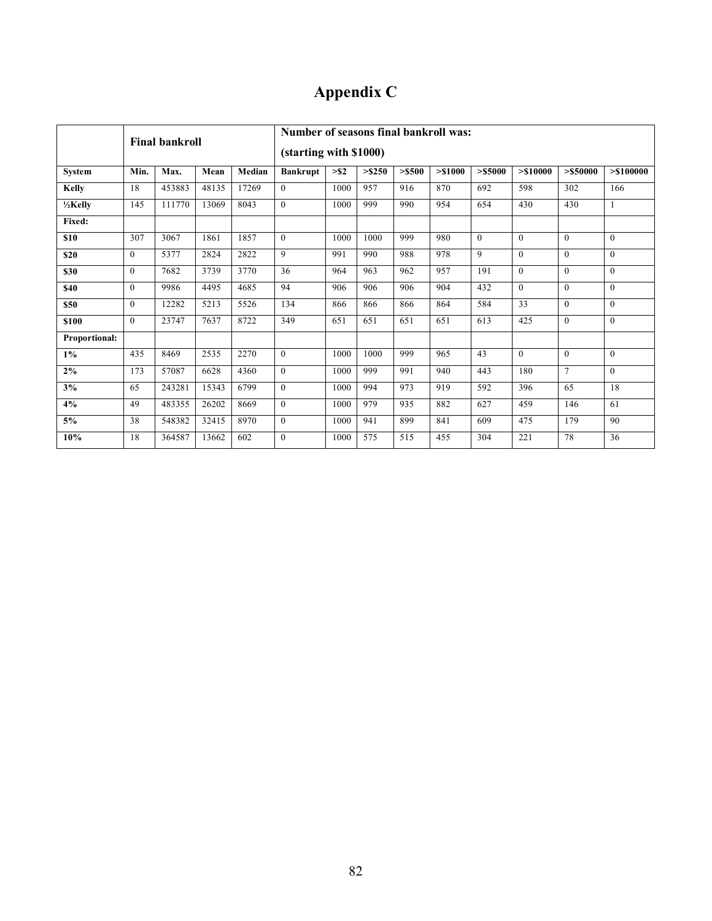# Appendix C

| | Final bankroll | | | | Number of seasons final bankroll was: (starting with $1000) | | | | | | | | |
|---|---|---|---|---|---|---|---|---|---|---|---|---|---|
| **System** | **Min.** | **Max.** | **Mean** | **Median** | **Bankrupt** | **>$2** | **>$250** | **>$500** | **>$1000** | **>$5000** | **>$10000** | **>$50000** | **>$100000** |
| **Kelly** | 18 | 453883 | 48135 | 17269 | 0 | 1000 | 957 | 916 | 870 | 692 | 598 | 302 | 166 |
| **½Kelly** | 145 | 111770 | 13069 | 8043 | 0 | 1000 | 999 | 990 | 954 | 654 | 430 | 430 | 1 |
| **Fixed:** | | | | | | | | | | | | | |
| **$10** | 307 | 3067 | 1861 | 1857 | 0 | 1000 | 1000 | 999 | 980 | 0 | 0 | 0 | 0 |
| **$20** | 0 | 5377 | 2824 | 2822 | 9 | 991 | 990 | 988 | 978 | 9 | 0 | 0 | 0 |
| **$30** | 0 | 7682 | 3739 | 3770 | 36 | 964 | 963 | 962 | 957 | 191 | 0 | 0 | 0 |
| **$40** | 0 | 9986 | 4495 | 4685 | 94 | 906 | 906 | 906 | 904 | 432 | 0 | 0 | 0 |
| **$50** | 0 | 12282 | 5213 | 5526 | 134 | 866 | 866 | 866 | 864 | 584 | 33 | 0 | 0 |
| **$100** | 0 | 23747 | 7637 | 8722 | 349 | 651 | 651 | 651 | 651 | 613 | 425 | 0 | 0 |
| **Proportional:** | | | | | | | | | | | | | |
| **1%** | 435 | 8469 | 2535 | 2270 | 0 | 1000 | 1000 | 999 | 965 | 43 | 0 | 0 | 0 |
| **2%** | 173 | 57087 | 6628 | 4360 | 0 | 1000 | 999 | 991 | 940 | 443 | 180 | 7 | 0 |
| **3%** | 65 | 243281 | 15343 | 6799 | 0 | 1000 | 994 | 973 | 919 | 592 | 396 | 65 | 18 |
| **4%** | 49 | 483355 | 26202 | 8669 | 0 | 1000 | 979 | 935 | 882 | 627 | 459 | 146 | 61 |
| **5%** | 38 | 548382 | 32415 | 8970 | 0 | 1000 | 941 | 899 | 841 | 609 | 475 | 179 | 90 |
| **10%** | 18 | 364587 | 13662 | 602 | 0 | 1000 | 575 | 515 | 455 | 304 | 221 | 78 | 36 |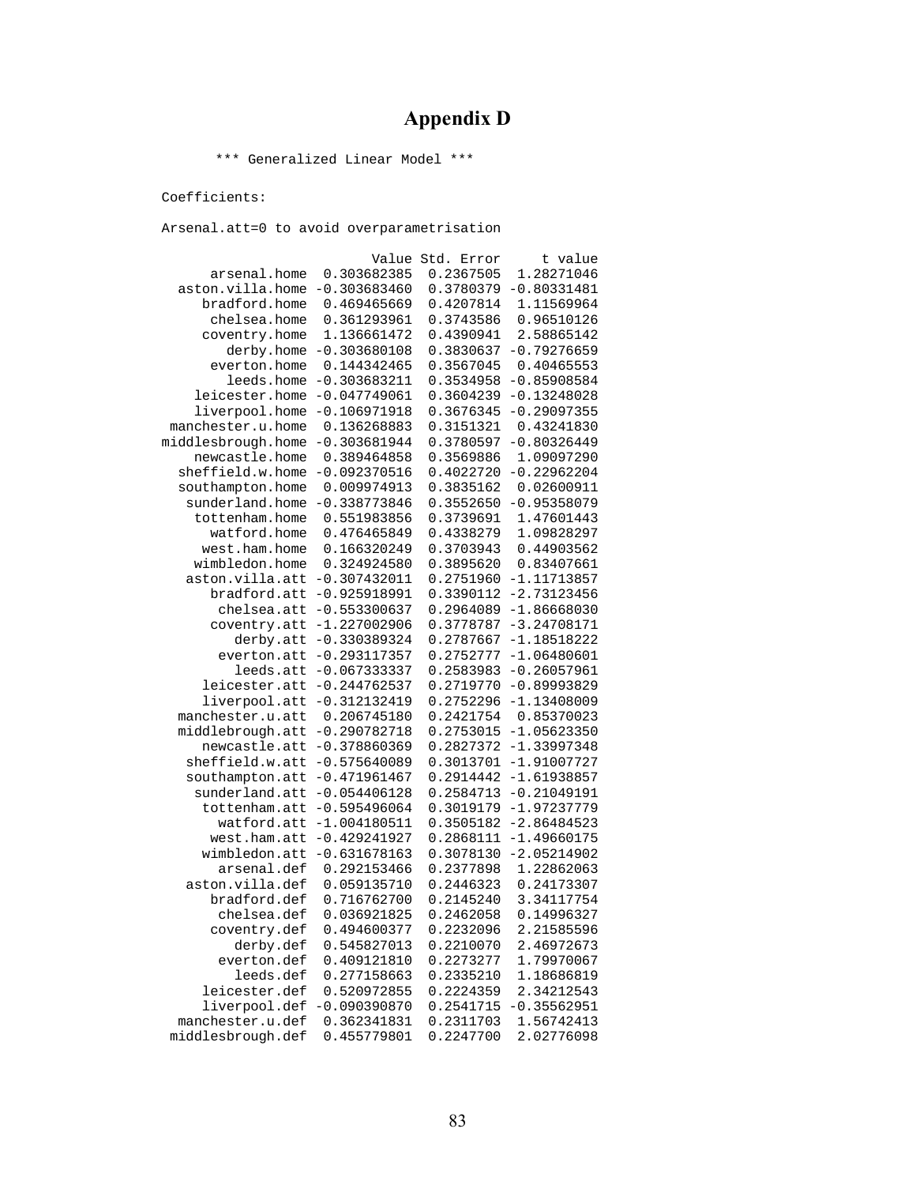# Appendix D

```
       *** Generalized Linear Model ***

Coefficients:

Arsenal.att=0 to avoid overparametrisation

                         Value Std. Error     t value
      arsenal.home  0.303682385  0.2367505  1.28271046
  aston.villa.home -0.303683460  0.3780379 -0.80331481
     bradford.home  0.469465669  0.4207814  1.11569964
      chelsea.home  0.361293961  0.3743586  0.96510126
     coventry.home  1.136661472  0.4390941  2.58865142
        derby.home -0.303680108  0.3830637 -0.79276659
      everton.home  0.144342465  0.3567045  0.40465553
        leeds.home -0.303683211  0.3534958 -0.85908584
    leicester.home -0.047749061  0.3604239 -0.13248028
    liverpool.home -0.106971918  0.3676345 -0.29097355
 manchester.u.home  0.136268883  0.3151321  0.43241830
middlesbrough.home -0.303681944  0.3780597 -0.80326449
    newcastle.home  0.389464858  0.3569886  1.09097290
  sheffield.w.home -0.092370516  0.4022720 -0.22962204
  southampton.home  0.009974913  0.3835162  0.02600911
   sunderland.home -0.338773846  0.3552650 -0.95358079
    tottenham.home  0.551983856  0.3739691  1.47601443
      watford.home  0.476465849  0.4338279  1.09828297
     west.ham.home  0.166320249  0.3703943  0.44903562
    wimbledon.home  0.324924580  0.3895620  0.83407661
   aston.villa.att -0.307432011  0.2751960 -1.11713857
      bradford.att -0.925918991  0.3390112 -2.73123456
       chelsea.att -0.553300637  0.2964089 -1.86668030
      coventry.att -1.227002906  0.3778787 -3.24708171
         derby.att -0.330389324  0.2787667 -1.18518222
       everton.att -0.293117357  0.2752777 -1.06480601
         leeds.att -0.067333337  0.2583983 -0.26057961
     leicester.att -0.244762537  0.2719770 -0.89993829
     liverpool.att -0.312132419  0.2752296 -1.13408009
  manchester.u.att  0.206745180  0.2421754  0.85370023
  middlebrough.att -0.290782718  0.2753015 -1.05623350
     newcastle.att -0.378860369  0.2827372 -1.33997348
   sheffield.w.att -0.575640089  0.3013701 -1.91007727
   southampton.att -0.471961467  0.2914442 -1.61938857
    sunderland.att -0.054406128  0.2584713 -0.21049191
     tottenham.att -0.595496064  0.3019179 -1.97237779
       watford.att -1.004180511  0.3505182 -2.86484523
      west.ham.att -0.429241927  0.2868111 -1.49660175
     wimbledon.att -0.631678163  0.3078130 -2.05214902
       arsenal.def  0.292153466  0.2377898  1.22862063
   aston.villa.def  0.059135710  0.2446323  0.24173307
      bradford.def  0.716762700  0.2145240  3.34117754
       chelsea.def  0.036921825  0.2462058  0.14996327
      coventry.def  0.494600377  0.2232096  2.21585596
         derby.def  0.545827013  0.2210070  2.46972673
       everton.def  0.409121810  0.2273277  1.79970067
         leeds.def  0.277158663  0.2335210  1.18686819
     leicester.def  0.520972855  0.2224359  2.34212543
     liverpool.def -0.090390870  0.2541715 -0.35562951
  manchester.u.def  0.362341831  0.2311703  1.56742413
 middlesbrough.def  0.455779801  0.2247700  2.02776098
```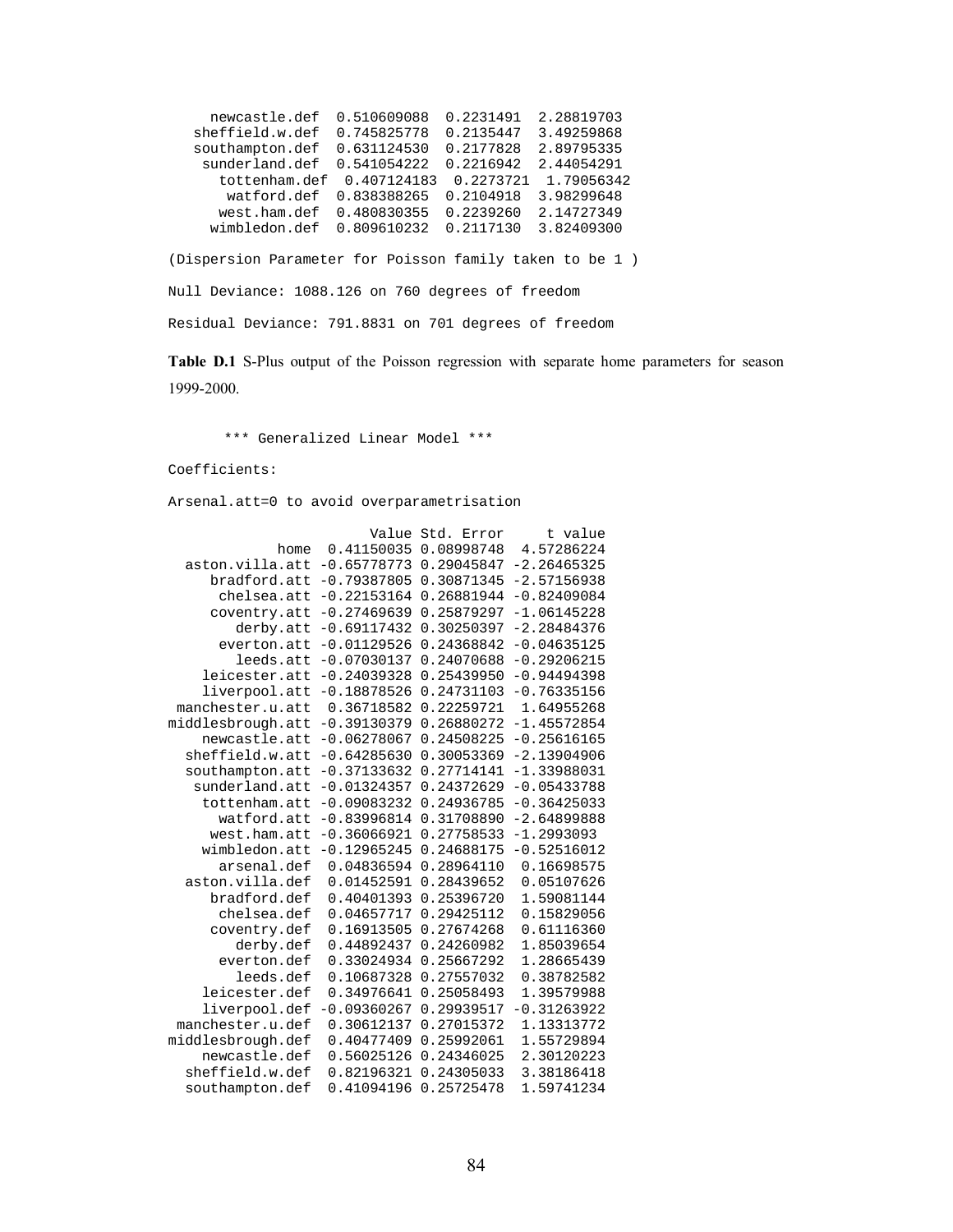```
     newcastle.def  0.510609088  0.2231491  2.28819703
   sheffield.w.def  0.745825778  0.2135447  3.49259868
   southampton.def  0.631124530  0.2177828  2.89795335
    sunderland.def  0.541054222  0.2216942  2.44054291
      tottenham.def  0.407124183  0.2273721  1.79056342
       watford.def  0.838388265  0.2104918  3.98299648
      west.ham.def  0.480830355  0.2239260  2.14727349
     wimbledon.def  0.809610232  0.2117130  3.82409300

(Dispersion Parameter for Poisson family taken to be 1 )

Null Deviance: 1088.126 on 760 degrees of freedom

Residual Deviance: 791.8831 on 701 degrees of freedom
```

**Table D.1** S-Plus output of the Poisson regression with separate home parameters for season 1999-2000.

```
      *** Generalized Linear Model ***

Coefficients:

Arsenal.att=0 to avoid overparametrisation

                        Value Std. Error     t value
             home  0.41150035 0.08998748  4.57286224
  aston.villa.att -0.65778773 0.29045847 -2.26465325
     bradford.att -0.79387805 0.30871345 -2.57156938
      chelsea.att -0.22153164 0.26881944 -0.82409084
     coventry.att -0.27469639 0.25879297 -1.06145228
        derby.att -0.69117432 0.30250397 -2.28484376
      everton.att -0.01129526 0.24368842 -0.04635125
        leeds.att -0.07030137 0.24070688 -0.29206215
    leicester.att -0.24039328 0.25439950 -0.94494398
    liverpool.att -0.18878526 0.24731103 -0.76335156
 manchester.u.att  0.36718582 0.22259721  1.64955268
middlesbrough.att -0.39130379 0.26880272 -1.45572854
    newcastle.att -0.06278067 0.24508225 -0.25616165
  sheffield.w.att -0.64285630 0.30053369 -2.13904906
  southampton.att -0.37133632 0.27714141 -1.33988031
   sunderland.att -0.01324357 0.24372629 -0.05433788
    tottenham.att -0.09083232 0.24936785 -0.36425033
      watford.att -0.83996814 0.31708890 -2.64899888
     west.ham.att -0.36066921 0.27758533 -1.2993093
    wimbledon.att -0.12965245 0.24688175 -0.52516012
      arsenal.def  0.04836594 0.28964110  0.16698575
  aston.villa.def  0.01452591 0.28439652  0.05107626
     bradford.def  0.40401393 0.25396720  1.59081144
      chelsea.def  0.04657717 0.29425112  0.15829056
     coventry.def  0.16913505 0.27674268  0.61116360
        derby.def  0.44892437 0.24260982  1.85039654
      everton.def  0.33024934 0.25667292  1.28665439
        leeds.def  0.10687328 0.27557032  0.38782582
    leicester.def  0.34976641 0.25058493  1.39579988
    liverpool.def -0.09360267 0.29939517 -0.31263922
 manchester.u.def  0.30612137 0.27015372  1.13313772
middlesbrough.def  0.40477409 0.25992061  1.55729894
    newcastle.def  0.56025126 0.24346025  2.30120223
  sheffield.w.def  0.82196321 0.24305033  3.38186418
  southampton.def  0.41094196 0.25725478  1.59741234
```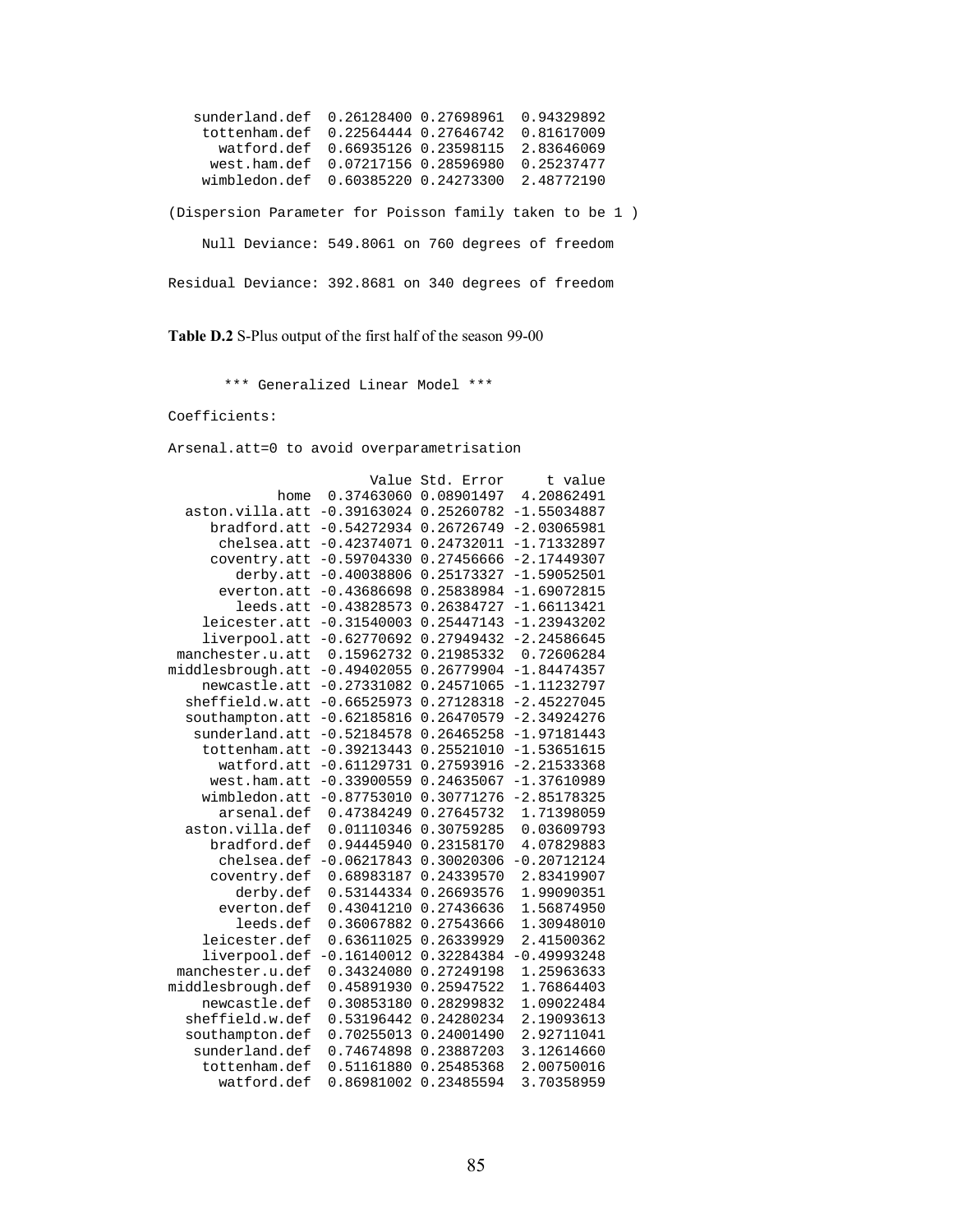```
   sunderland.def  0.26128400 0.27698961  0.94329892
    tottenham.def  0.22564444 0.27646742  0.81617009
      watford.def  0.66935126 0.23598115  2.83646069
     west.ham.def  0.07217156 0.28596980  0.25237477
    wimbledon.def  0.60385220 0.24273300  2.48772190

(Dispersion Parameter for Poisson family taken to be 1 )

    Null Deviance: 549.8061 on 760 degrees of freedom

Residual Deviance: 392.8681 on 340 degrees of freedom
```

**Table D.2** S-Plus output of the first half of the season 99-00

```
      *** Generalized Linear Model ***

Coefficients:

Arsenal.att=0 to avoid overparametrisation

                       Value Std. Error     t value
             home  0.37463060 0.08901497  4.20862491
  aston.villa.att -0.39163024 0.25260782 -1.55034887
     bradford.att -0.54272934 0.26726749 -2.03065981
      chelsea.att -0.42374071 0.24732011 -1.71332897
     coventry.att -0.59704330 0.27456666 -2.17449307
        derby.att -0.40038806 0.25173327 -1.59052501
      everton.att -0.43686698 0.25838984 -1.69072815
        leeds.att -0.43828573 0.26384727 -1.66113421
    leicester.att -0.31540003 0.25447143 -1.23943202
    liverpool.att -0.62770692 0.27949432 -2.24586645
 manchester.u.att  0.15962732 0.21985332  0.72606284
middlesbrough.att -0.49402055 0.26779904 -1.84474357
    newcastle.att -0.27331082 0.24571065 -1.11232797
  sheffield.w.att -0.66525973 0.27128318 -2.45227045
  southampton.att -0.62185816 0.26470579 -2.34924276
   sunderland.att -0.52184578 0.26465258 -1.97181443
    tottenham.att -0.39213443 0.25521010 -1.53651615
      watford.att -0.61129731 0.27593916 -2.21533368
     west.ham.att -0.33900559 0.24635067 -1.37610989
    wimbledon.att -0.87753010 0.30771276 -2.85178325
      arsenal.def  0.47384249 0.27645732  1.71398059
  aston.villa.def  0.01110346 0.30759285  0.03609793
     bradford.def  0.94445940 0.23158170  4.07829883
      chelsea.def -0.06217843 0.30020306 -0.20712124
     coventry.def  0.68983187 0.24339570  2.83419907
        derby.def  0.53144334 0.26693576  1.99090351
      everton.def  0.43041210 0.27436636  1.56874950
        leeds.def  0.36067882 0.27543666  1.30948010
    leicester.def  0.63611025 0.26339929  2.41500362
    liverpool.def -0.16140012 0.32284384 -0.49993248
 manchester.u.def  0.34324080 0.27249198  1.25963633
middlesbrough.def  0.45891930 0.25947522  1.76864403
    newcastle.def  0.30853180 0.28299832  1.09022484
  sheffield.w.def  0.53196442 0.24280234  2.19093613
  southampton.def  0.70255013 0.24001490  2.92711041
   sunderland.def  0.74674898 0.23887203  3.12614660
    tottenham.def  0.51161880 0.25485368  2.00750016
      watford.def  0.86981002 0.23485594  3.70358959
```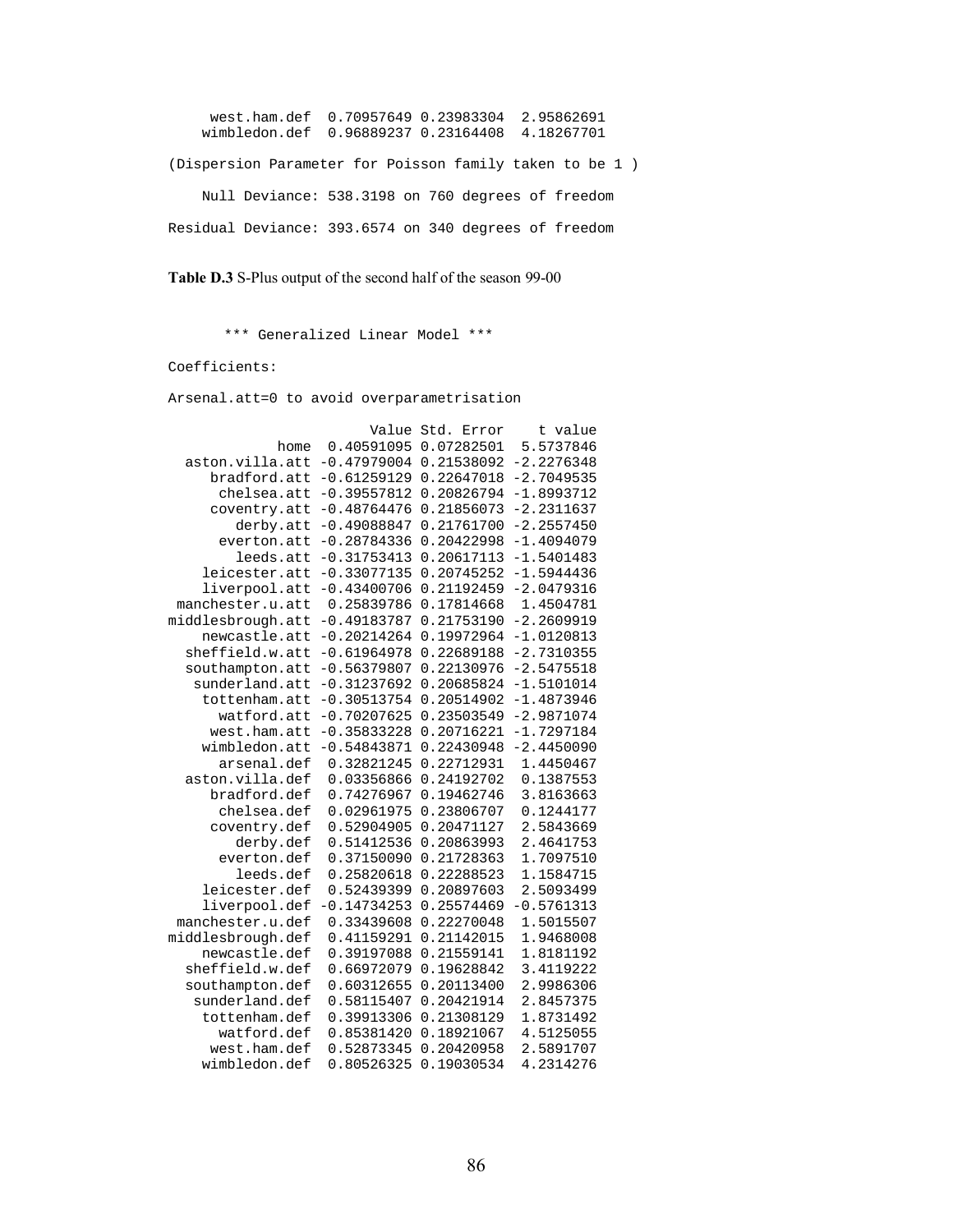```
     west.ham.def  0.70957649 0.23983304  2.95862691
    wimbledon.def  0.96889237 0.23164408  4.18267701

(Dispersion Parameter for Poisson family taken to be 1 )

    Null Deviance: 538.3198 on 760 degrees of freedom

Residual Deviance: 393.6574 on 340 degrees of freedom
```

**Table D.3** S-Plus output of the second half of the season 99-00

```
       *** Generalized Linear Model ***

Coefficients:

Arsenal.att=0 to avoid overparametrisation

                       Value Std. Error    t value
             home  0.40591095 0.07282501  5.5737846
  aston.villa.att -0.47979004 0.21538092 -2.2276348
     bradford.att -0.61259129 0.22647018 -2.7049535
      chelsea.att -0.39557812 0.20826794 -1.8993712
     coventry.att -0.48764476 0.21856073 -2.2311637
        derby.att -0.49088847 0.21761700 -2.2557450
      everton.att -0.28784336 0.20422998 -1.4094079
        leeds.att -0.31753413 0.20617113 -1.5401483
    leicester.att -0.33077135 0.20745252 -1.5944436
    liverpool.att -0.43400706 0.21192459 -2.0479316
 manchester.u.att  0.25839786 0.17814668  1.4504781
middlesbrough.att -0.49183787 0.21753190 -2.2609919
    newcastle.att -0.20214264 0.19972964 -1.0120813
  sheffield.w.att -0.61964978 0.22689188 -2.7310355
  southampton.att -0.56379807 0.22130976 -2.5475518
   sunderland.att -0.31237692 0.20685824 -1.5101014
    tottenham.att -0.30513754 0.20514902 -1.4873946
      watford.att -0.70207625 0.23503549 -2.9871074
     west.ham.att -0.35833228 0.20716221 -1.7297184
    wimbledon.att -0.54843871 0.22430948 -2.4450090
      arsenal.def  0.32821245 0.22712931  1.4450467
  aston.villa.def  0.03356866 0.24192702  0.1387553
     bradford.def  0.74276967 0.19462746  3.8163663
      chelsea.def  0.02961975 0.23806707  0.1244177
     coventry.def  0.52904905 0.20471127  2.5843669
        derby.def  0.51412536 0.20863993  2.4641753
      everton.def  0.37150090 0.21728363  1.7097510
        leeds.def  0.25820618 0.22288523  1.1584715
    leicester.def  0.52439399 0.20897603  2.5093499
    liverpool.def -0.14734253 0.25574469 -0.5761313
 manchester.u.def  0.33439608 0.22270048  1.5015507
middlesbrough.def  0.41159291 0.21142015  1.9468008
    newcastle.def  0.39197088 0.21559141  1.8181192
  sheffield.w.def  0.66972079 0.19628842  3.4119222
  southampton.def  0.60312655 0.20113400  2.9986306
   sunderland.def  0.58115407 0.20421914  2.8457375
    tottenham.def  0.39913306 0.21308129  1.8731492
      watford.def  0.85381420 0.18921067  4.5125055
     west.ham.def  0.52873345 0.20420958  2.5891707
    wimbledon.def  0.80526325 0.19030534  4.2314276
```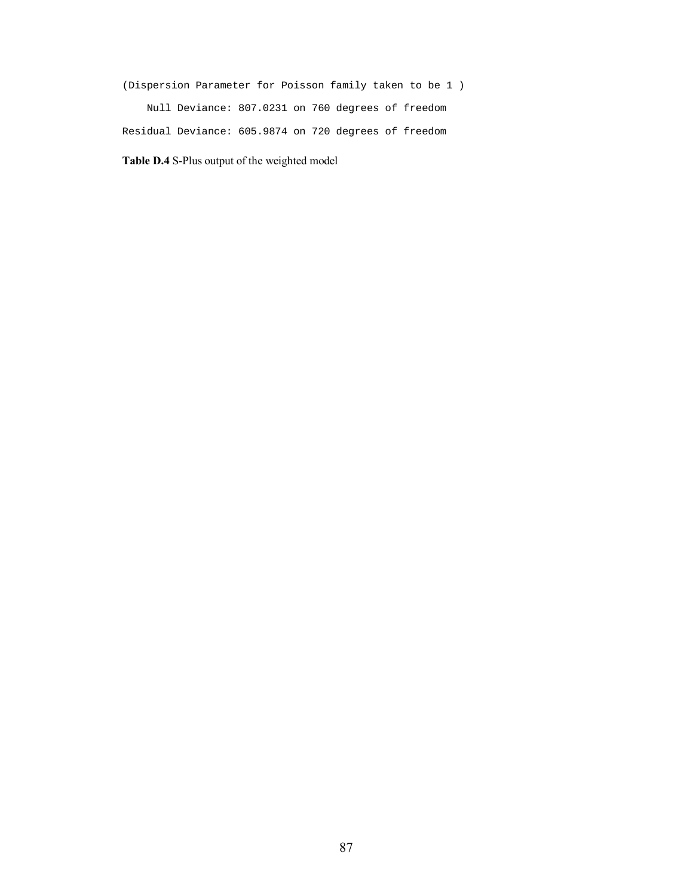```
(Dispersion Parameter for Poisson family taken to be 1 )

    Null Deviance: 807.0231 on 760 degrees of freedom

Residual Deviance: 605.9874 on 720 degrees of freedom
```

**Table D.4** S-Plus output of the weighted model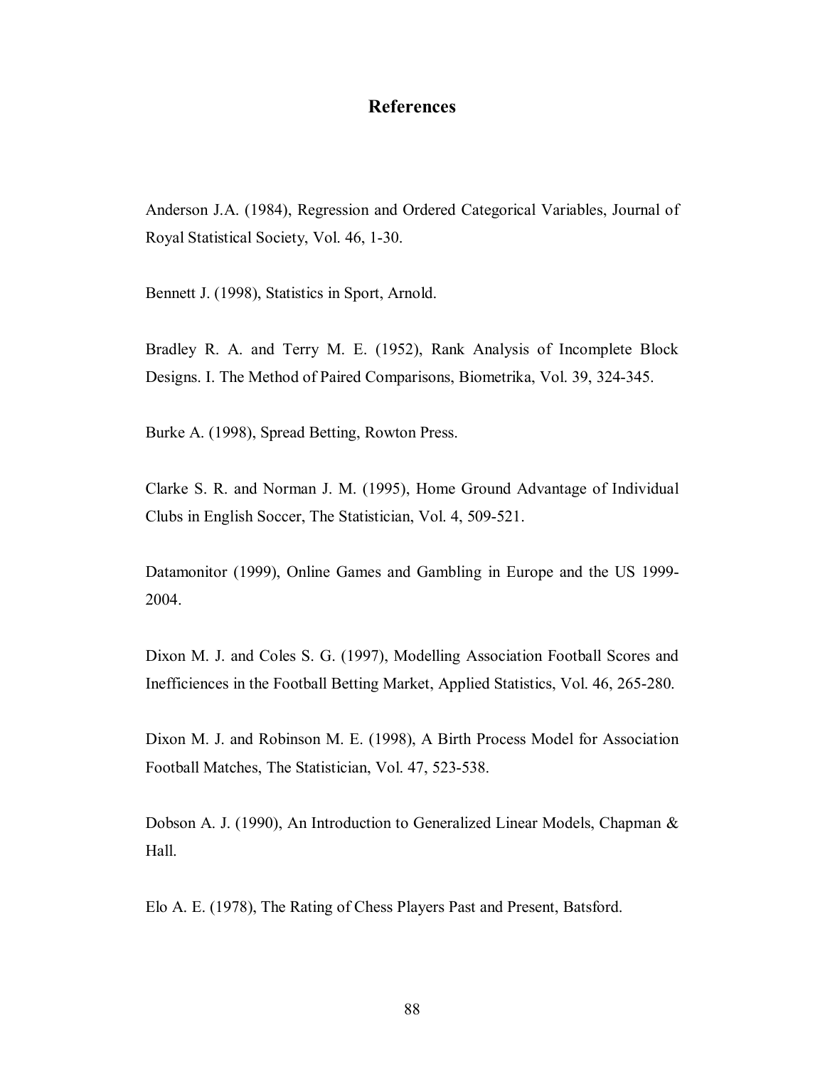# References

Anderson J.A. (1984), Regression and Ordered Categorical Variables, Journal of Royal Statistical Society, Vol. 46, 1-30.

Bennett J. (1998), Statistics in Sport, Arnold.

Bradley R. A. and Terry M. E. (1952), Rank Analysis of Incomplete Block Designs. I. The Method of Paired Comparisons, Biometrika, Vol. 39, 324-345.

Burke A. (1998), Spread Betting, Rowton Press.

Clarke S. R. and Norman J. M. (1995), Home Ground Advantage of Individual Clubs in English Soccer, The Statistician, Vol. 4, 509-521.

Datamonitor (1999), Online Games and Gambling in Europe and the US 1999-2004.

Dixon M. J. and Coles S. G. (1997), Modelling Association Football Scores and Inefficiences in the Football Betting Market, Applied Statistics, Vol. 46, 265-280.

Dixon M. J. and Robinson M. E. (1998), A Birth Process Model for Association Football Matches, The Statistician, Vol. 47, 523-538.

Dobson A. J. (1990), An Introduction to Generalized Linear Models, Chapman & Hall.

Elo A. E. (1978), The Rating of Chess Players Past and Present, Batsford.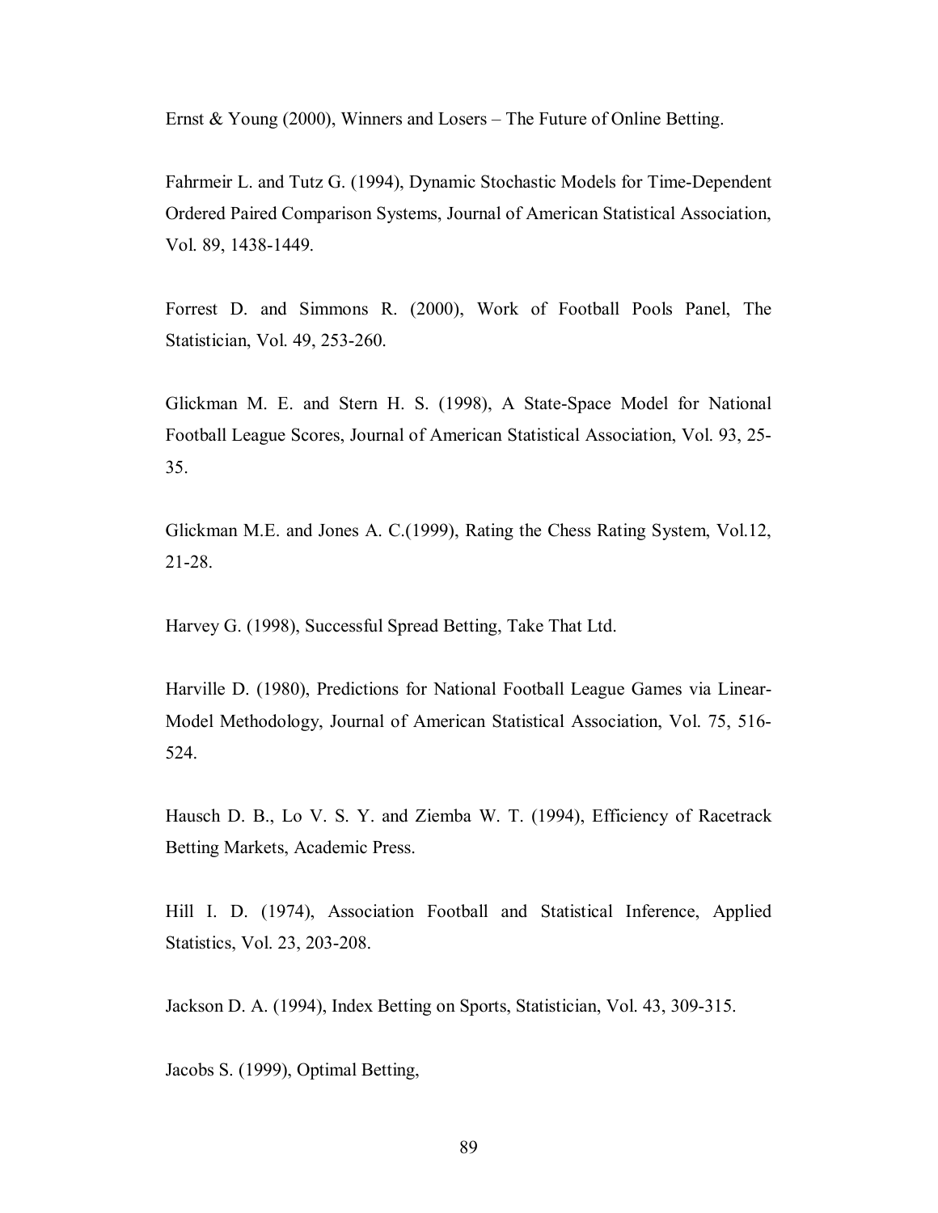Ernst & Young (2000), Winners and Losers – The Future of Online Betting.

Fahrmeir L. and Tutz G. (1994), Dynamic Stochastic Models for Time-Dependent Ordered Paired Comparison Systems, Journal of American Statistical Association, Vol. 89, 1438-1449.

Forrest D. and Simmons R. (2000), Work of Football Pools Panel, The Statistician, Vol. 49, 253-260.

Glickman M. E. and Stern H. S. (1998), A State-Space Model for National Football League Scores, Journal of American Statistical Association, Vol. 93, 25-35.

Glickman M.E. and Jones A. C.(1999), Rating the Chess Rating System, Vol.12, 21-28.

Harvey G. (1998), Successful Spread Betting, Take That Ltd.

Harville D. (1980), Predictions for National Football League Games via Linear-Model Methodology, Journal of American Statistical Association, Vol. 75, 516-524.

Hausch D. B., Lo V. S. Y. and Ziemba W. T. (1994), Efficiency of Racetrack Betting Markets, Academic Press.

Hill I. D. (1974), Association Football and Statistical Inference, Applied Statistics, Vol. 23, 203-208.

Jackson D. A. (1994), Index Betting on Sports, Statistician, Vol. 43, 309-315.

Jacobs S. (1999), Optimal Betting,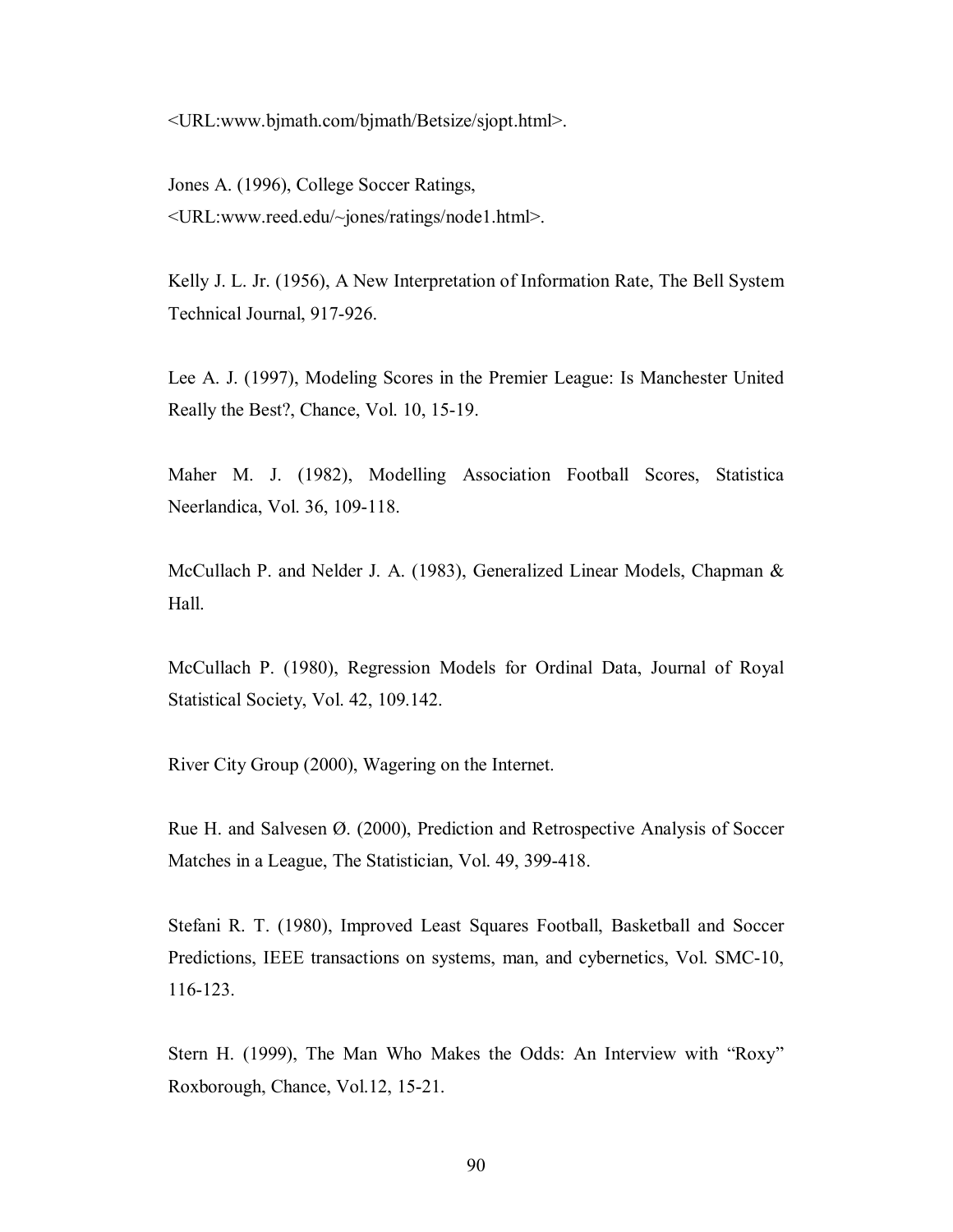<URL:www.bjmath.com/bjmath/Betsize/sjopt.html>.

Jones A. (1996), College Soccer Ratings, <URL:www.reed.edu/~jones/ratings/node1.html>.

Kelly J. L. Jr. (1956), A New Interpretation of Information Rate, The Bell System Technical Journal, 917-926.

Lee A. J. (1997), Modeling Scores in the Premier League: Is Manchester United Really the Best?, Chance, Vol. 10, 15-19.

Maher M. J. (1982), Modelling Association Football Scores, Statistica Neerlandica, Vol. 36, 109-118.

McCullach P. and Nelder J. A. (1983), Generalized Linear Models, Chapman & Hall.

McCullach P. (1980), Regression Models for Ordinal Data, Journal of Royal Statistical Society, Vol. 42, 109.142.

River City Group (2000), Wagering on the Internet.

Rue H. and Salvesen Ø. (2000), Prediction and Retrospective Analysis of Soccer Matches in a League, The Statistician, Vol. 49, 399-418.

Stefani R. T. (1980), Improved Least Squares Football, Basketball and Soccer Predictions, IEEE transactions on systems, man, and cybernetics, Vol. SMC-10, 116-123.

Stern H. (1999), The Man Who Makes the Odds: An Interview with "Roxy" Roxborough, Chance, Vol.12, 15-21.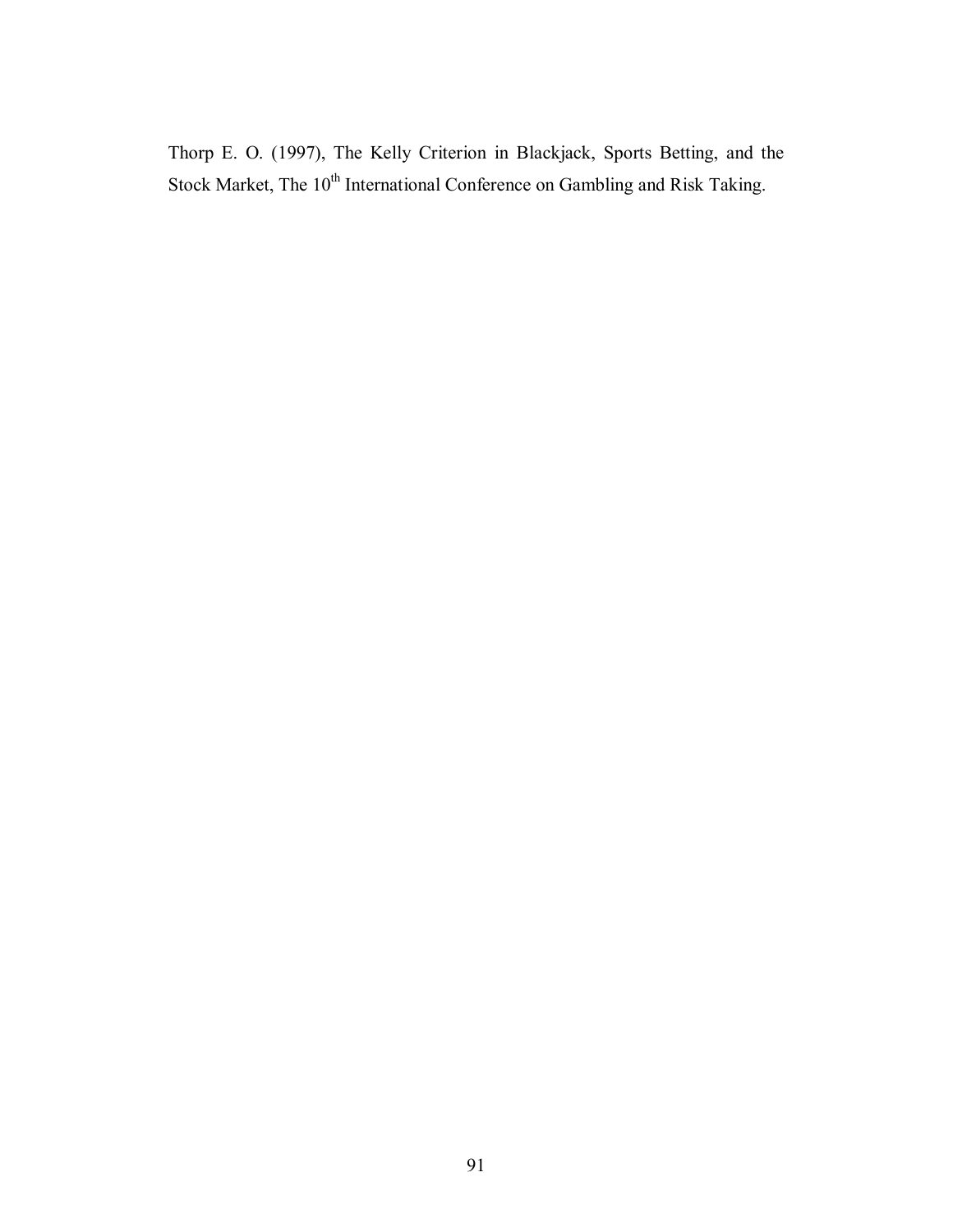Thorp E. O. (1997), The Kelly Criterion in Blackjack, Sports Betting, and the Stock Market, The 10th International Conference on Gambling and Risk Taking.